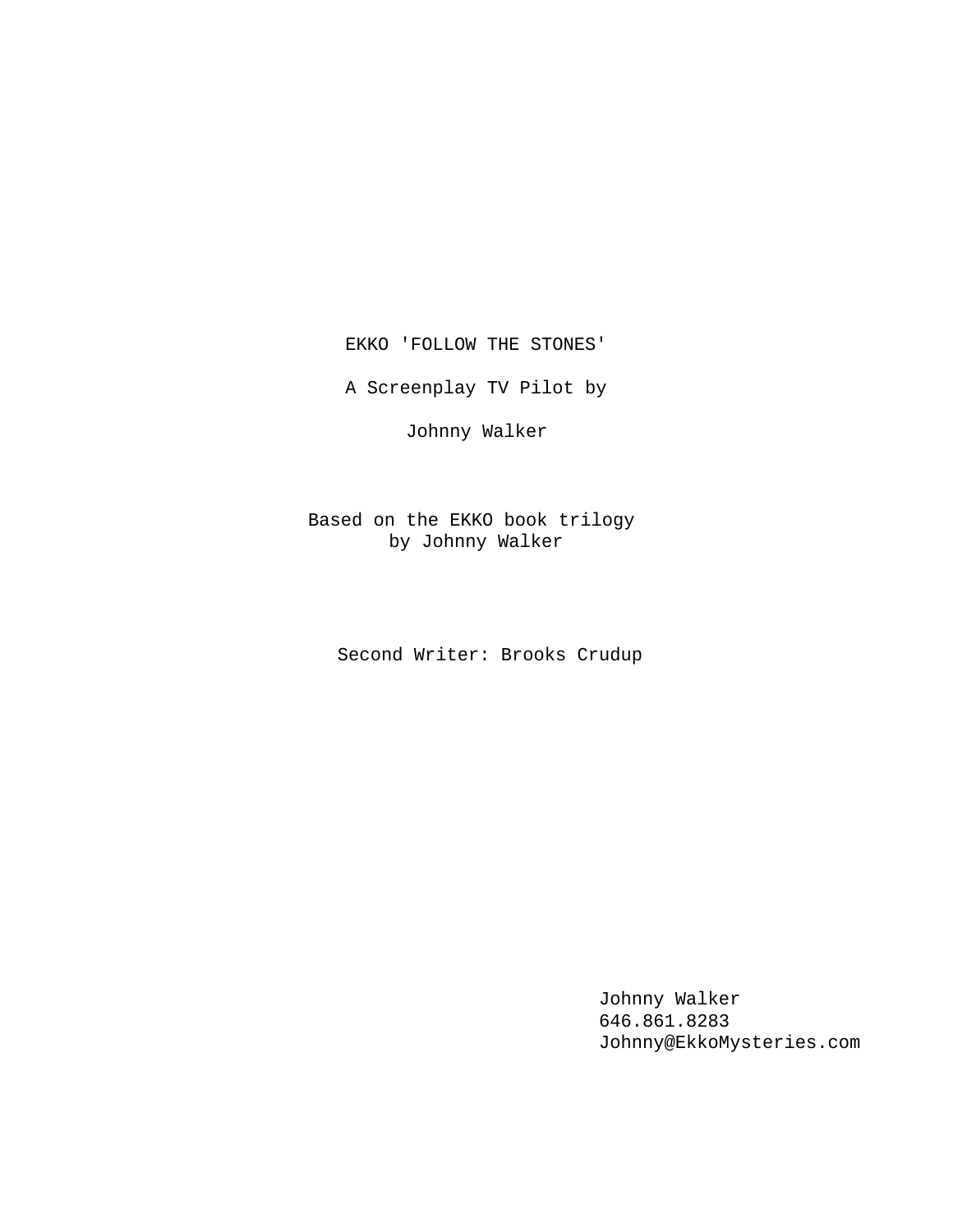EKKO 'FOLLOW THE STONES'

A Screenplay TV Pilot by

Johnny Walker

Based on the EKKO book trilogy
by Johnny Walker

Second Writer: Brooks Crudup

Johnny Walker
646.861.8283
Johnny@EkkoMysteries.com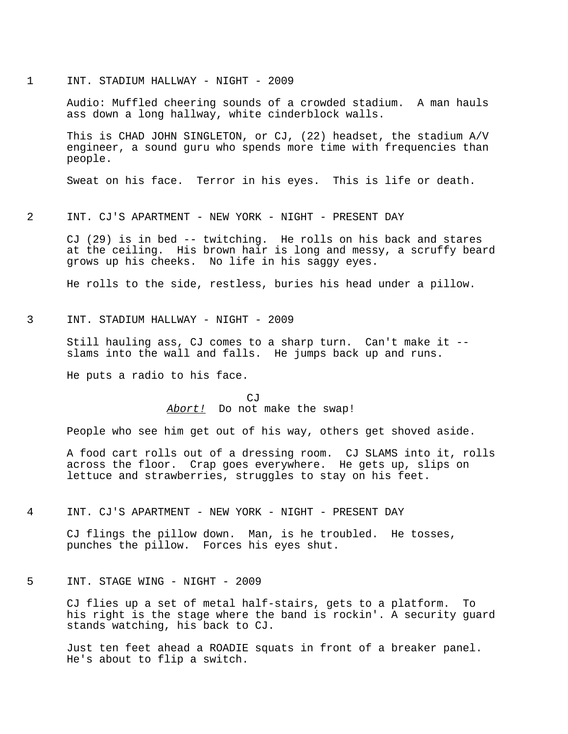1 INT. STADIUM HALLWAY - NIGHT - 2009

Audio: Muffled cheering sounds of a crowded stadium. A man hauls ass down a long hallway, white cinderblock walls.

This is CHAD JOHN SINGLETON, or CJ, (22) headset, the stadium A/V engineer, a sound guru who spends more time with frequencies than people.

Sweat on his face. Terror in his eyes. This is life or death.

2 INT. CJ'S APARTMENT - NEW YORK - NIGHT - PRESENT DAY

CJ (29) is in bed -- twitching. He rolls on his back and stares at the ceiling. His brown hair is long and messy, a scruffy beard grows up his cheeks. No life in his saggy eyes.

He rolls to the side, restless, buries his head under a pillow.

3 INT. STADIUM HALLWAY - NIGHT - 2009

Still hauling ass, CJ comes to a sharp turn. Can't make it -- slams into the wall and falls. He jumps back up and runs.

He puts a radio to his face.

CJ

*Abort!* Do not make the swap!

People who see him get out of his way, others get shoved aside.

A food cart rolls out of a dressing room. CJ SLAMS into it, rolls across the floor. Crap goes everywhere. He gets up, slips on lettuce and strawberries, struggles to stay on his feet.

4 INT. CJ'S APARTMENT - NEW YORK - NIGHT - PRESENT DAY

CJ flings the pillow down. Man, is he troubled. He tosses, punches the pillow. Forces his eyes shut.

5 INT. STAGE WING - NIGHT - 2009

CJ flies up a set of metal half-stairs, gets to a platform. To his right is the stage where the band is rockin'. A security guard stands watching, his back to CJ.

Just ten feet ahead a ROADIE squats in front of a breaker panel. He's about to flip a switch.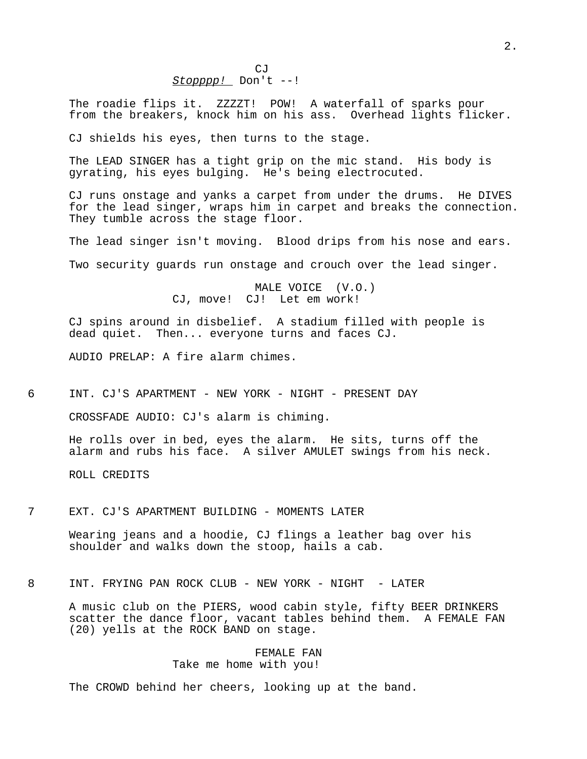CJ
*Stopppp!* Don't --!

The roadie flips it. ZZZZT! POW! A waterfall of sparks pour from the breakers, knock him on his ass. Overhead lights flicker.

CJ shields his eyes, then turns to the stage.

The LEAD SINGER has a tight grip on the mic stand. His body is gyrating, his eyes bulging. He's being electrocuted.

CJ runs onstage and yanks a carpet from under the drums. He DIVES for the lead singer, wraps him in carpet and breaks the connection. They tumble across the stage floor.

The lead singer isn't moving. Blood drips from his nose and ears.

Two security guards run onstage and crouch over the lead singer.

MALE VOICE (V.O.)
CJ, move! CJ! Let em work!

CJ spins around in disbelief. A stadium filled with people is dead quiet. Then... everyone turns and faces CJ.

AUDIO PRELAP: A fire alarm chimes.

6 INT. CJ'S APARTMENT - NEW YORK - NIGHT - PRESENT DAY

CROSSFADE AUDIO: CJ's alarm is chiming.

He rolls over in bed, eyes the alarm. He sits, turns off the alarm and rubs his face. A silver AMULET swings from his neck.

ROLL CREDITS

7 EXT. CJ'S APARTMENT BUILDING - MOMENTS LATER

Wearing jeans and a hoodie, CJ flings a leather bag over his shoulder and walks down the stoop, hails a cab.

8 INT. FRYING PAN ROCK CLUB - NEW YORK - NIGHT - LATER

A music club on the PIERS, wood cabin style, fifty BEER DRINKERS scatter the dance floor, vacant tables behind them. A FEMALE FAN (20) yells at the ROCK BAND on stage.

FEMALE FAN
Take me home with you!

The CROWD behind her cheers, looking up at the band.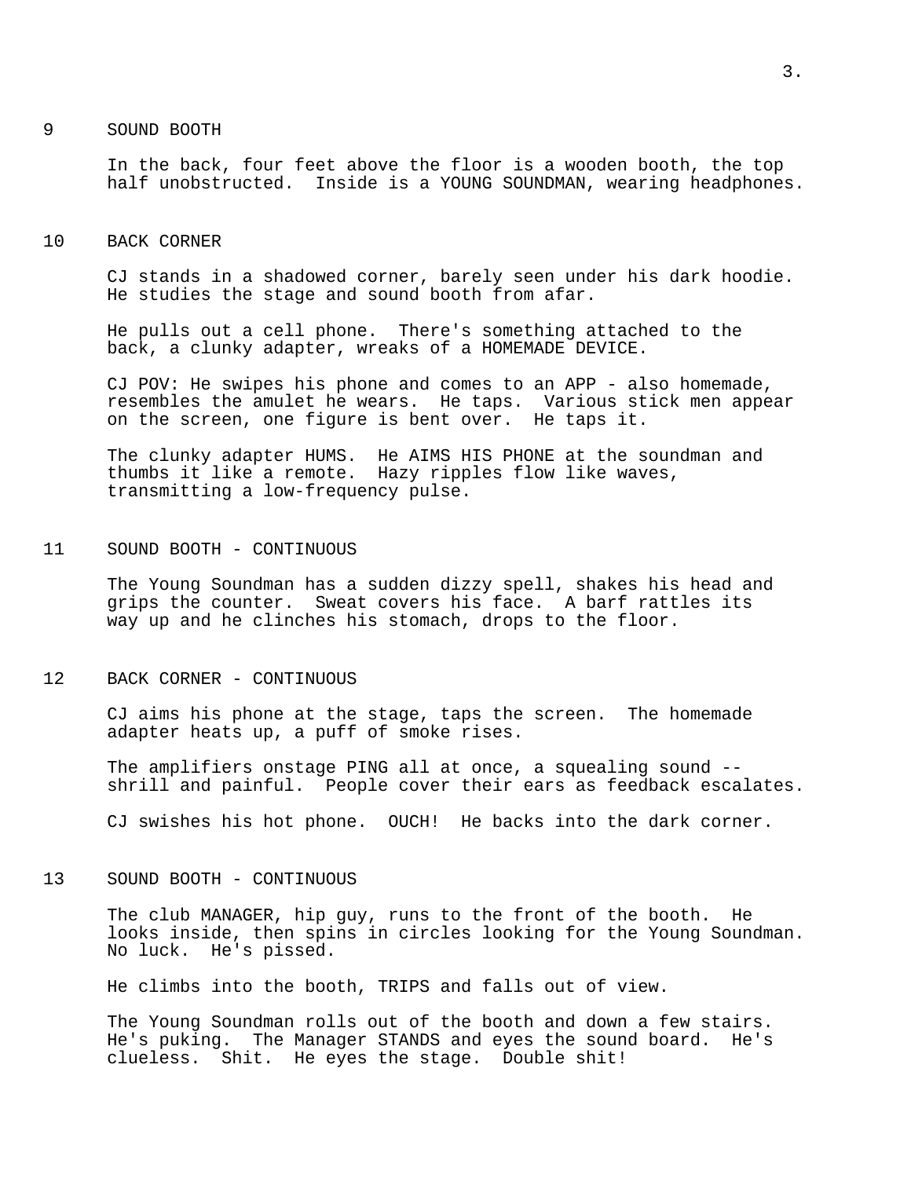9 SOUND BOOTH

In the back, four feet above the floor is a wooden booth, the top half unobstructed. Inside is a YOUNG SOUNDMAN, wearing headphones.

10 BACK CORNER

CJ stands in a shadowed corner, barely seen under his dark hoodie. He studies the stage and sound booth from afar.

He pulls out a cell phone. There's something attached to the back, a clunky adapter, wreaks of a HOMEMADE DEVICE.

CJ POV: He swipes his phone and comes to an APP - also homemade, resembles the amulet he wears. He taps. Various stick men appear on the screen, one figure is bent over. He taps it.

The clunky adapter HUMS. He AIMS HIS PHONE at the soundman and thumbs it like a remote. Hazy ripples flow like waves, transmitting a low-frequency pulse.

11 SOUND BOOTH - CONTINUOUS

The Young Soundman has a sudden dizzy spell, shakes his head and grips the counter. Sweat covers his face. A barf rattles its way up and he clinches his stomach, drops to the floor.

12 BACK CORNER - CONTINUOUS

CJ aims his phone at the stage, taps the screen. The homemade adapter heats up, a puff of smoke rises.

The amplifiers onstage PING all at once, a squealing sound -- shrill and painful. People cover their ears as feedback escalates.

CJ swishes his hot phone. OUCH! He backs into the dark corner.

13 SOUND BOOTH - CONTINUOUS

The club MANAGER, hip guy, runs to the front of the booth. He looks inside, then spins in circles looking for the Young Soundman. No luck. He's pissed.

He climbs into the booth, TRIPS and falls out of view.

The Young Soundman rolls out of the booth and down a few stairs. He's puking. The Manager STANDS and eyes the sound board. He's clueless. Shit. He eyes the stage. Double shit!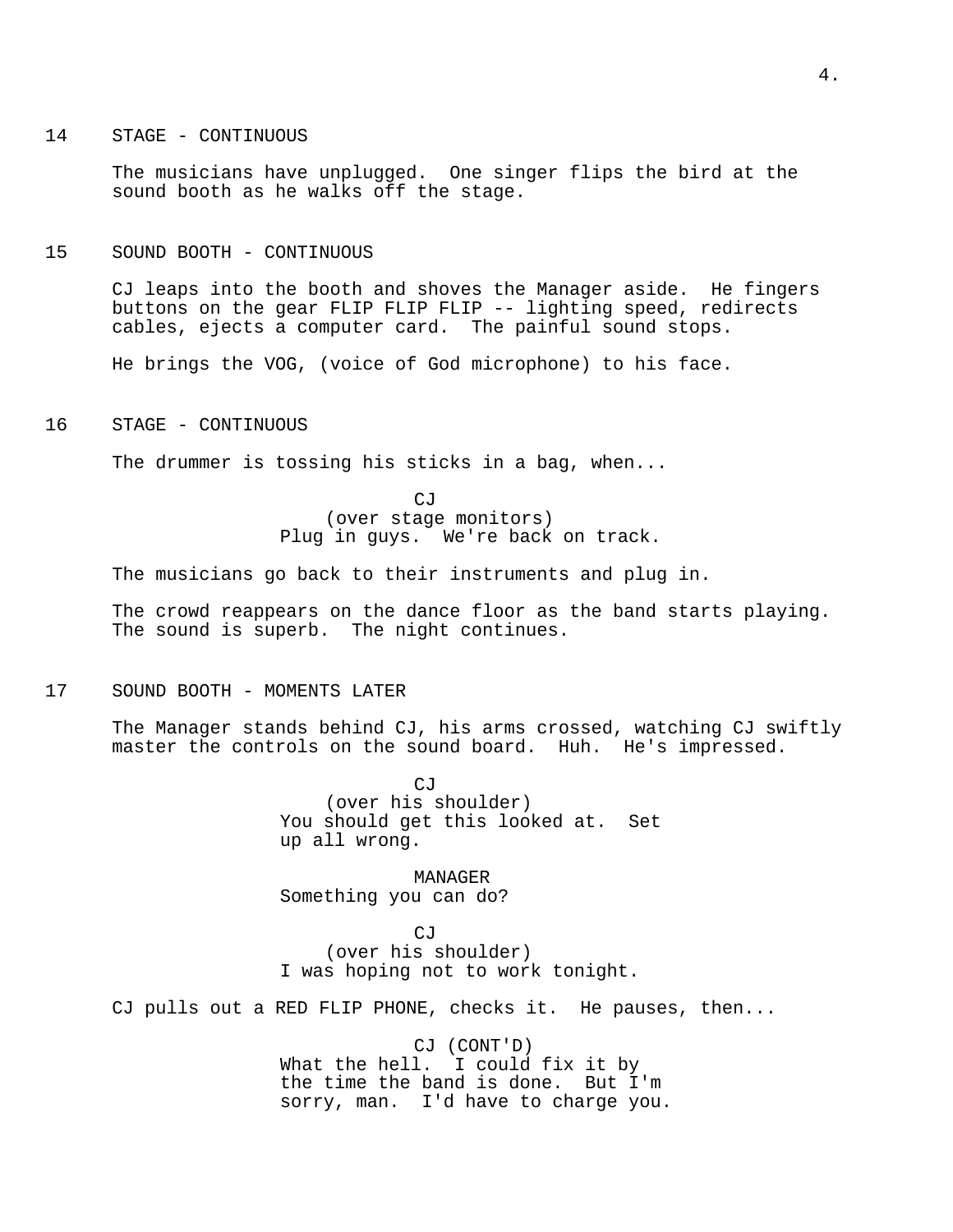14 STAGE - CONTINUOUS

The musicians have unplugged. One singer flips the bird at the sound booth as he walks off the stage.

15 SOUND BOOTH - CONTINUOUS

CJ leaps into the booth and shoves the Manager aside. He fingers buttons on the gear FLIP FLIP FLIP -- lighting speed, redirects cables, ejects a computer card. The painful sound stops.

He brings the VOG, (voice of God microphone) to his face.

16 STAGE - CONTINUOUS

The drummer is tossing his sticks in a bag, when...

CJ
(over stage monitors)
Plug in guys. We're back on track.

The musicians go back to their instruments and plug in.

The crowd reappears on the dance floor as the band starts playing. The sound is superb. The night continues.

17 SOUND BOOTH - MOMENTS LATER

The Manager stands behind CJ, his arms crossed, watching CJ swiftly master the controls on the sound board. Huh. He's impressed.

CJ
(over his shoulder)
You should get this looked at. Set up all wrong.

MANAGER
Something you can do?

CJ
(over his shoulder)
I was hoping not to work tonight.

CJ pulls out a RED FLIP PHONE, checks it. He pauses, then...

CJ (CONT'D)
What the hell. I could fix it by the time the band is done. But I'm sorry, man. I'd have to charge you.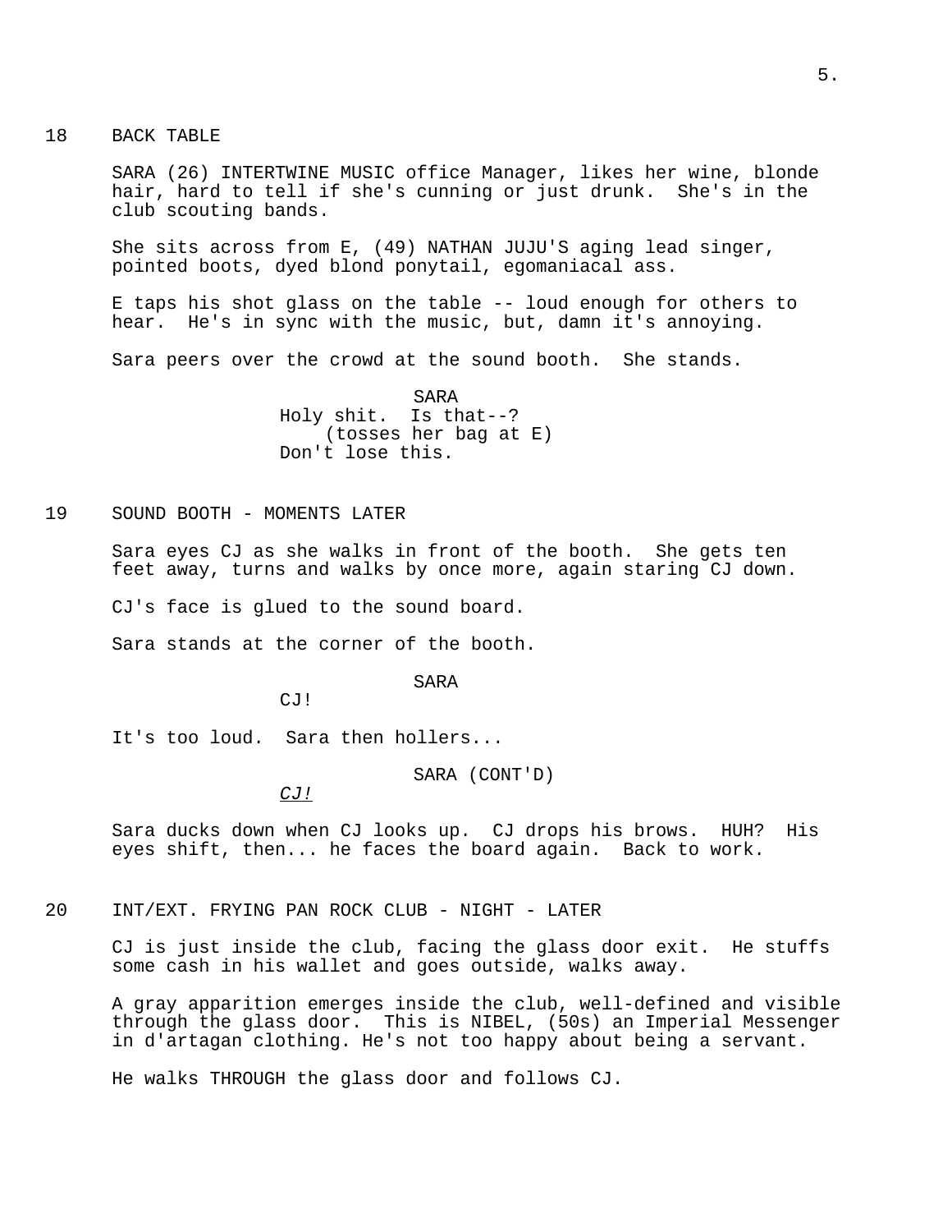18 BACK TABLE

SARA (26) INTERTWINE MUSIC office Manager, likes her wine, blonde hair, hard to tell if she's cunning or just drunk. She's in the club scouting bands.

She sits across from E, (49) NATHAN JUJU'S aging lead singer, pointed boots, dyed blond ponytail, egomaniacal ass.

E taps his shot glass on the table -- loud enough for others to hear. He's in sync with the music, but, damn it's annoying.

Sara peers over the crowd at the sound booth. She stands.

SARA
Holy shit. Is that--?
(tosses her bag at E)
Don't lose this.

19 SOUND BOOTH - MOMENTS LATER

Sara eyes CJ as she walks in front of the booth. She gets ten feet away, turns and walks by once more, again staring CJ down.

CJ's face is glued to the sound board.

Sara stands at the corner of the booth.

SARA
CJ!

It's too loud. Sara then hollers...

SARA (CONT'D)
*CJ!*

Sara ducks down when CJ looks up. CJ drops his brows. HUH? His eyes shift, then... he faces the board again. Back to work.

20 INT/EXT. FRYING PAN ROCK CLUB - NIGHT - LATER

CJ is just inside the club, facing the glass door exit. He stuffs some cash in his wallet and goes outside, walks away.

A gray apparition emerges inside the club, well-defined and visible through the glass door. This is NIBEL, (50s) an Imperial Messenger in d'artagan clothing. He's not too happy about being a servant.

He walks THROUGH the glass door and follows CJ.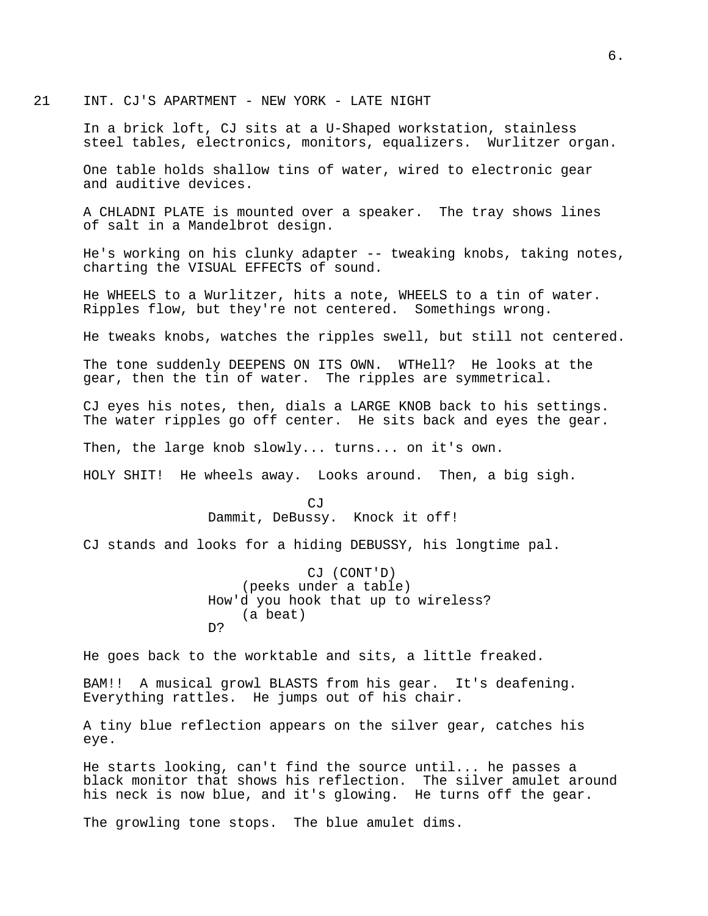21 INT. CJ'S APARTMENT - NEW YORK - LATE NIGHT

In a brick loft, CJ sits at a U-Shaped workstation, stainless steel tables, electronics, monitors, equalizers. Wurlitzer organ.

One table holds shallow tins of water, wired to electronic gear and auditive devices.

A CHLADNI PLATE is mounted over a speaker. The tray shows lines of salt in a Mandelbrot design.

He's working on his clunky adapter -- tweaking knobs, taking notes, charting the VISUAL EFFECTS of sound.

He WHEELS to a Wurlitzer, hits a note, WHEELS to a tin of water. Ripples flow, but they're not centered. Somethings wrong.

He tweaks knobs, watches the ripples swell, but still not centered.

The tone suddenly DEEPENS ON ITS OWN. WTHell? He looks at the gear, then the tin of water. The ripples are symmetrical.

CJ eyes his notes, then, dials a LARGE KNOB back to his settings. The water ripples go off center. He sits back and eyes the gear.

Then, the large knob slowly... turns... on it's own.

HOLY SHIT! He wheels away. Looks around. Then, a big sigh.

CJ
Dammit, DeBussy. Knock it off!

CJ stands and looks for a hiding DEBUSSY, his longtime pal.

CJ (CONT'D)
(peeks under a table)
How'd you hook that up to wireless?
(a beat)
D?

He goes back to the worktable and sits, a little freaked.

BAM!! A musical growl BLASTS from his gear. It's deafening. Everything rattles. He jumps out of his chair.

A tiny blue reflection appears on the silver gear, catches his eye.

He starts looking, can't find the source until... he passes a black monitor that shows his reflection. The silver amulet around his neck is now blue, and it's glowing. He turns off the gear.

The growling tone stops. The blue amulet dims.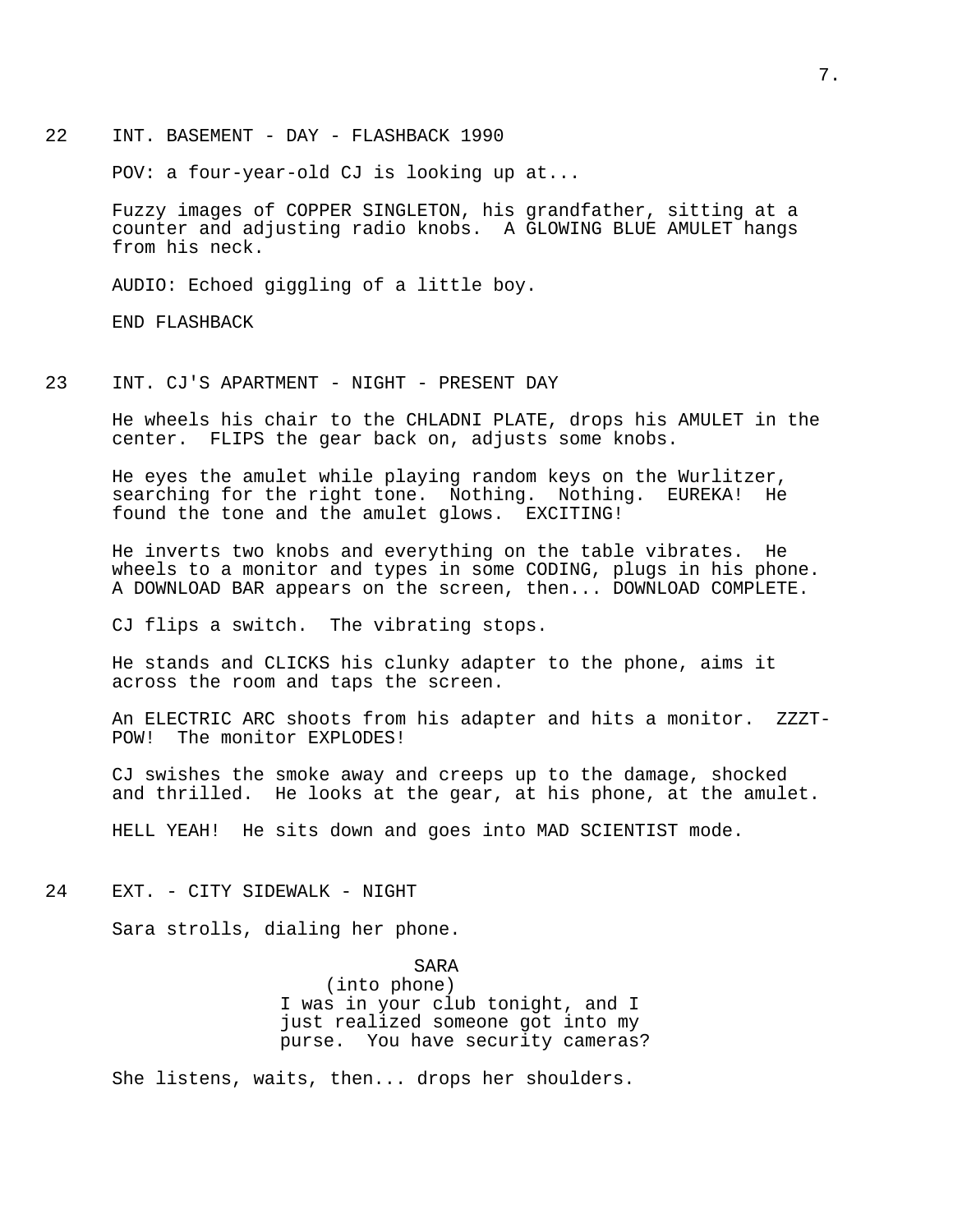22 INT. BASEMENT - DAY - FLASHBACK 1990

POV: a four-year-old CJ is looking up at...

Fuzzy images of COPPER SINGLETON, his grandfather, sitting at a counter and adjusting radio knobs. A GLOWING BLUE AMULET hangs from his neck.

AUDIO: Echoed giggling of a little boy.

END FLASHBACK

23 INT. CJ'S APARTMENT - NIGHT - PRESENT DAY

He wheels his chair to the CHLADNI PLATE, drops his AMULET in the center. FLIPS the gear back on, adjusts some knobs.

He eyes the amulet while playing random keys on the Wurlitzer, searching for the right tone. Nothing. Nothing. EUREKA! He found the tone and the amulet glows. EXCITING!

He inverts two knobs and everything on the table vibrates. He wheels to a monitor and types in some CODING, plugs in his phone. A DOWNLOAD BAR appears on the screen, then... DOWNLOAD COMPLETE.

CJ flips a switch. The vibrating stops.

He stands and CLICKS his clunky adapter to the phone, aims it across the room and taps the screen.

An ELECTRIC ARC shoots from his adapter and hits a monitor. ZZZT-POW! The monitor EXPLODES!

CJ swishes the smoke away and creeps up to the damage, shocked and thrilled. He looks at the gear, at his phone, at the amulet.

HELL YEAH! He sits down and goes into MAD SCIENTIST mode.

24 EXT. - CITY SIDEWALK - NIGHT

Sara strolls, dialing her phone.

SARA
(into phone)
I was in your club tonight, and I just realized someone got into my purse. You have security cameras?

She listens, waits, then... drops her shoulders.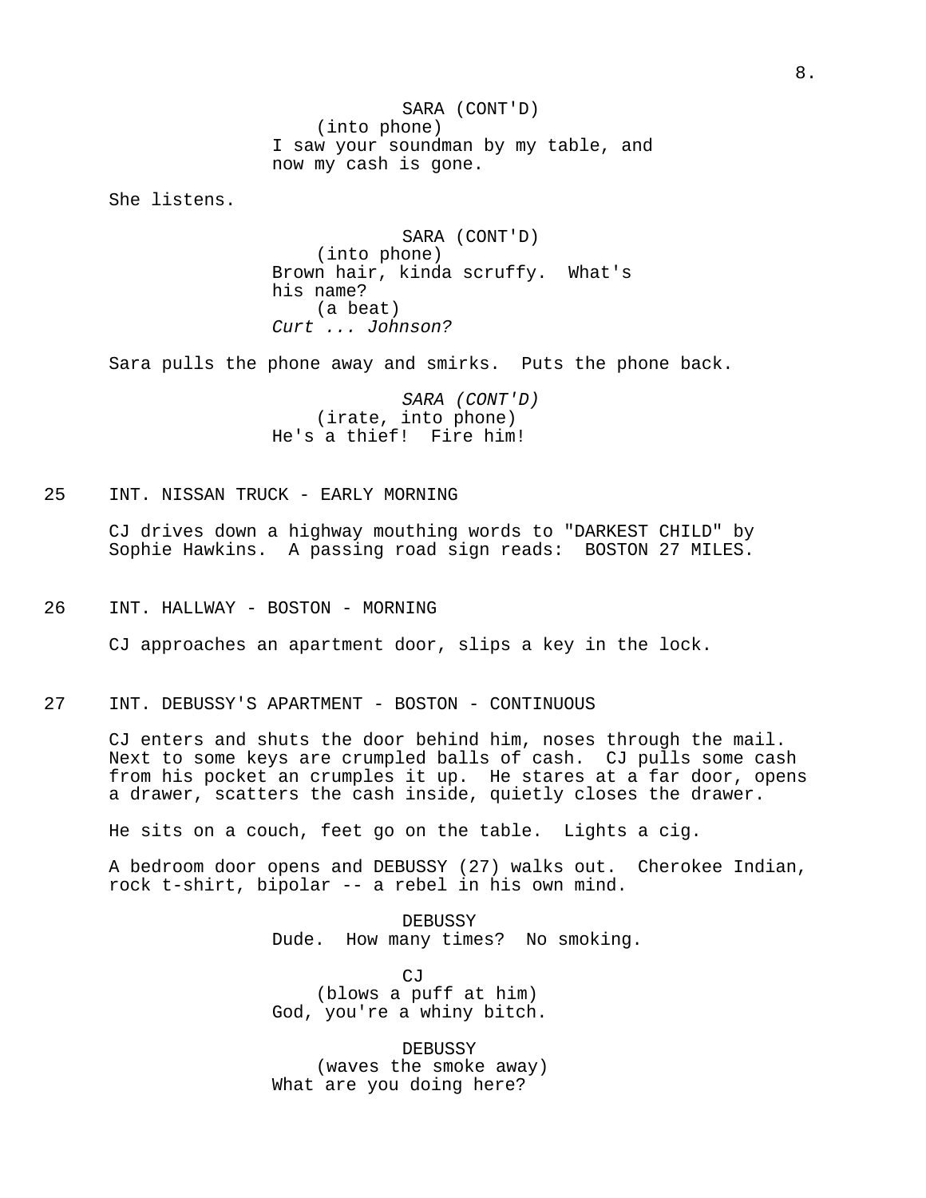SARA (CONT'D)
(into phone)
I saw your soundman by my table, and now my cash is gone.

She listens.

SARA (CONT'D)
(into phone)
Brown hair, kinda scruffy. What's his name?
(a beat)
*Curt ... Johnson?*

Sara pulls the phone away and smirks. Puts the phone back.

*SARA (CONT'D)*
(irate, into phone)
He's a thief! Fire him!

25 INT. NISSAN TRUCK - EARLY MORNING

CJ drives down a highway mouthing words to "DARKEST CHILD" by Sophie Hawkins. A passing road sign reads: BOSTON 27 MILES.

26 INT. HALLWAY - BOSTON - MORNING

CJ approaches an apartment door, slips a key in the lock.

27 INT. DEBUSSY'S APARTMENT - BOSTON - CONTINUOUS

CJ enters and shuts the door behind him, noses through the mail. Next to some keys are crumpled balls of cash. CJ pulls some cash from his pocket an crumples it up. He stares at a far door, opens a drawer, scatters the cash inside, quietly closes the drawer.

He sits on a couch, feet go on the table. Lights a cig.

A bedroom door opens and DEBUSSY (27) walks out. Cherokee Indian, rock t-shirt, bipolar -- a rebel in his own mind.

DEBUSSY
Dude. How many times? No smoking.

CJ
(blows a puff at him)
God, you're a whiny bitch.

DEBUSSY
(waves the smoke away)
What are you doing here?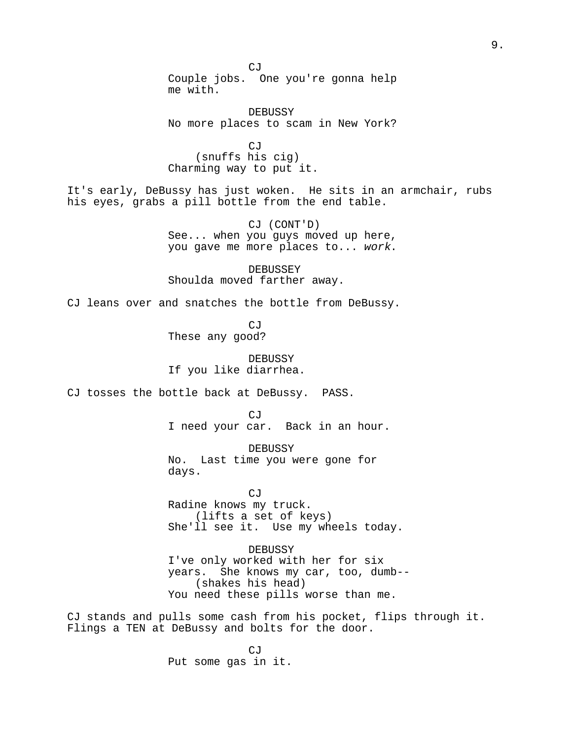CJ
Couple jobs. One you're gonna help me with.

DEBUSSY
No more places to scam in New York?

CJ
(snuffs his cig)
Charming way to put it.

It's early, DeBussy has just woken. He sits in an armchair, rubs his eyes, grabs a pill bottle from the end table.

CJ (CONT'D)
See... when you guys moved up here, you gave me more places to... *work*.

DEBUSSEY
Shoulda moved farther away.

CJ leans over and snatches the bottle from DeBussy.

CJ
These any good?

DEBUSSY
If you like diarrhea.

CJ tosses the bottle back at DeBussy. PASS.

CJ
I need your car. Back in an hour.

DEBUSSY
No. Last time you were gone for days.

CJ
Radine knows my truck.
(lifts a set of keys)
She'll see it. Use my wheels today.

DEBUSSY
I've only worked with her for six years. She knows my car, too, dumb--
(shakes his head)
You need these pills worse than me.

CJ stands and pulls some cash from his pocket, flips through it. Flings a TEN at DeBussy and bolts for the door.

CJ
Put some gas in it.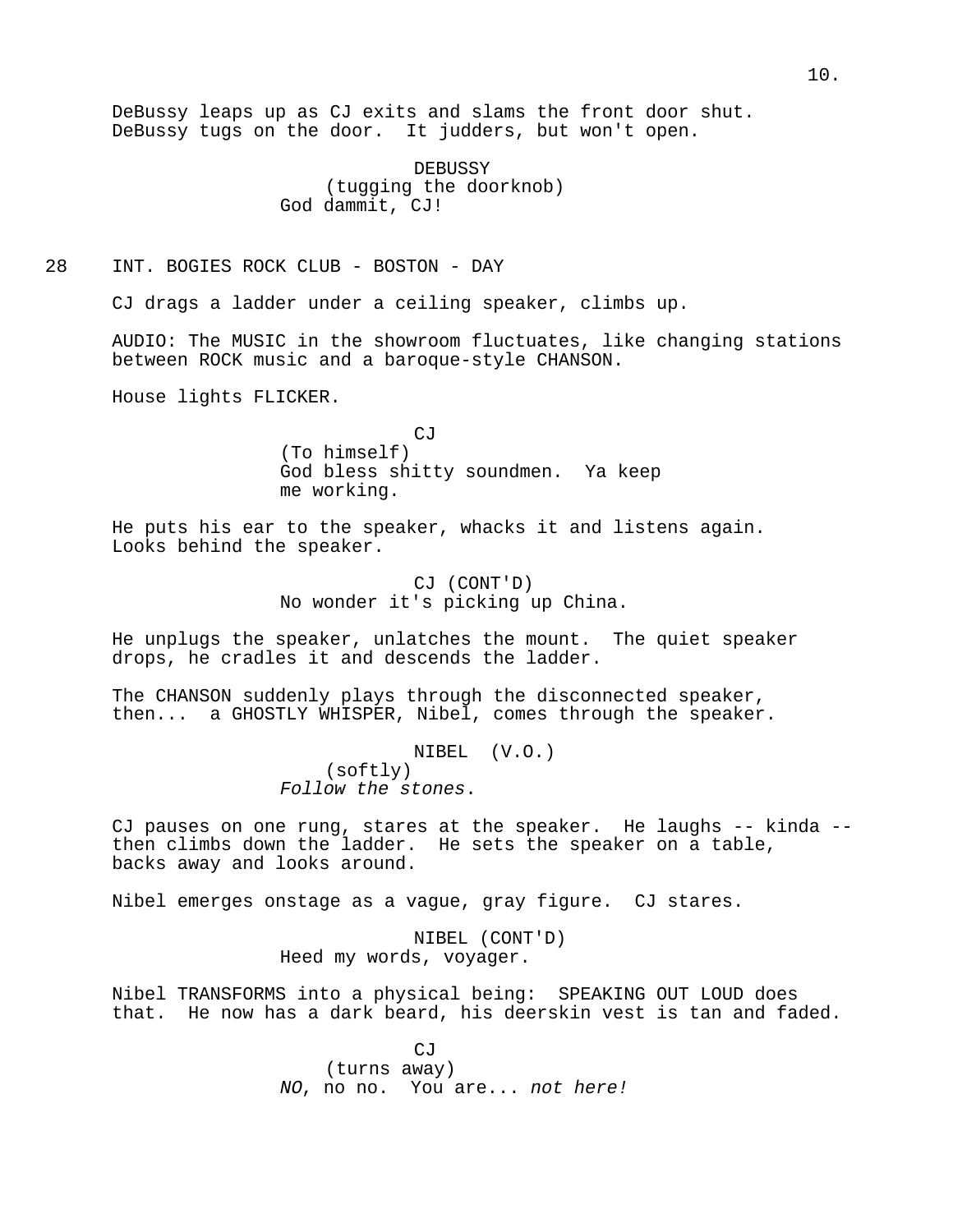DeBussy leaps up as CJ exits and slams the front door shut. DeBussy tugs on the door. It judders, but won't open.

DEBUSSY
(tugging the doorknob)
God dammit, CJ!

28 INT. BOGIES ROCK CLUB - BOSTON - DAY

CJ drags a ladder under a ceiling speaker, climbs up.

AUDIO: The MUSIC in the showroom fluctuates, like changing stations between ROCK music and a baroque-style CHANSON.

House lights FLICKER.

CJ
(To himself)
God bless shitty soundmen. Ya keep me working.

He puts his ear to the speaker, whacks it and listens again. Looks behind the speaker.

CJ (CONT'D)
No wonder it's picking up China.

He unplugs the speaker, unlatches the mount. The quiet speaker drops, he cradles it and descends the ladder.

The CHANSON suddenly plays through the disconnected speaker, then... a GHOSTLY WHISPER, Nibel, comes through the speaker.

NIBEL (V.O.)
(softly)
*Follow the stones*.

CJ pauses on one rung, stares at the speaker. He laughs -- kinda -- then climbs down the ladder. He sets the speaker on a table, backs away and looks around.

Nibel emerges onstage as a vague, gray figure. CJ stares.

NIBEL (CONT'D)
Heed my words, voyager.

Nibel TRANSFORMS into a physical being: SPEAKING OUT LOUD does that. He now has a dark beard, his deerskin vest is tan and faded.

CJ
(turns away)
*NO*, no no. You are... *not here!*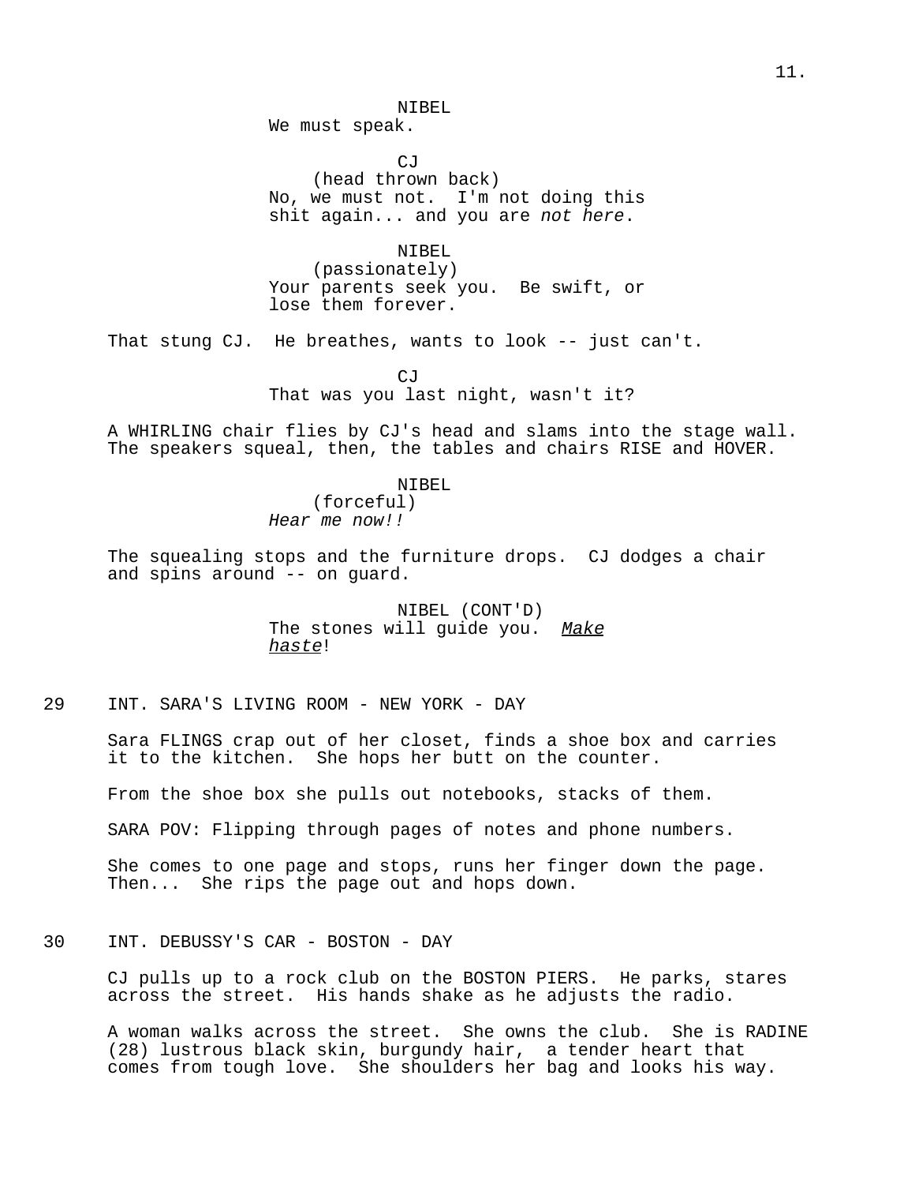NIBEL
We must speak.

CJ
(head thrown back)
No, we must not. I'm not doing this shit again... and you are *not here*.

NIBEL
(passionately)
Your parents seek you. Be swift, or lose them forever.

That stung CJ. He breathes, wants to look -- just can't.

CJ
That was you last night, wasn't it?

A WHIRLING chair flies by CJ's head and slams into the stage wall. The speakers squeal, then, the tables and chairs RISE and HOVER.

NIBEL
(forceful)
*Hear me now!!*

The squealing stops and the furniture drops. CJ dodges a chair and spins around -- on guard.

NIBEL (CONT'D)
The stones will guide you. *Make haste*!

29 INT. SARA'S LIVING ROOM - NEW YORK - DAY

Sara FLINGS crap out of her closet, finds a shoe box and carries it to the kitchen. She hops her butt on the counter.

From the shoe box she pulls out notebooks, stacks of them.

SARA POV: Flipping through pages of notes and phone numbers.

She comes to one page and stops, runs her finger down the page. Then... She rips the page out and hops down.

30 INT. DEBUSSY'S CAR - BOSTON - DAY

CJ pulls up to a rock club on the BOSTON PIERS. He parks, stares across the street. His hands shake as he adjusts the radio.

A woman walks across the street. She owns the club. She is RADINE (28) lustrous black skin, burgundy hair, a tender heart that comes from tough love. She shoulders her bag and looks his way.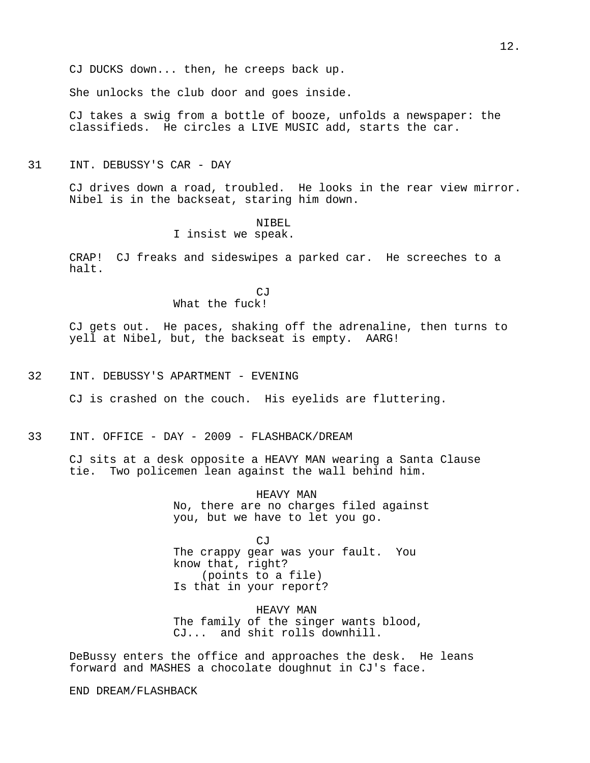CJ DUCKS down... then, he creeps back up.

She unlocks the club door and goes inside.

CJ takes a swig from a bottle of booze, unfolds a newspaper: the classifieds. He circles a LIVE MUSIC add, starts the car.

31 INT. DEBUSSY'S CAR - DAY

CJ drives down a road, troubled. He looks in the rear view mirror. Nibel is in the backseat, staring him down.

NIBEL
I insist we speak.

CRAP! CJ freaks and sideswipes a parked car. He screeches to a halt.

CJ
What the fuck!

CJ gets out. He paces, shaking off the adrenaline, then turns to yell at Nibel, but, the backseat is empty. AARG!

32 INT. DEBUSSY'S APARTMENT - EVENING

CJ is crashed on the couch. His eyelids are fluttering.

33 INT. OFFICE - DAY - 2009 - FLASHBACK/DREAM

CJ sits at a desk opposite a HEAVY MAN wearing a Santa Clause tie. Two policemen lean against the wall behind him.

HEAVY MAN
No, there are no charges filed against you, but we have to let you go.

CJ
The crappy gear was your fault. You know that, right?
(points to a file)
Is that in your report?

HEAVY MAN
The family of the singer wants blood, CJ... and shit rolls downhill.

DeBussy enters the office and approaches the desk. He leans forward and MASHES a chocolate doughnut in CJ's face.

END DREAM/FLASHBACK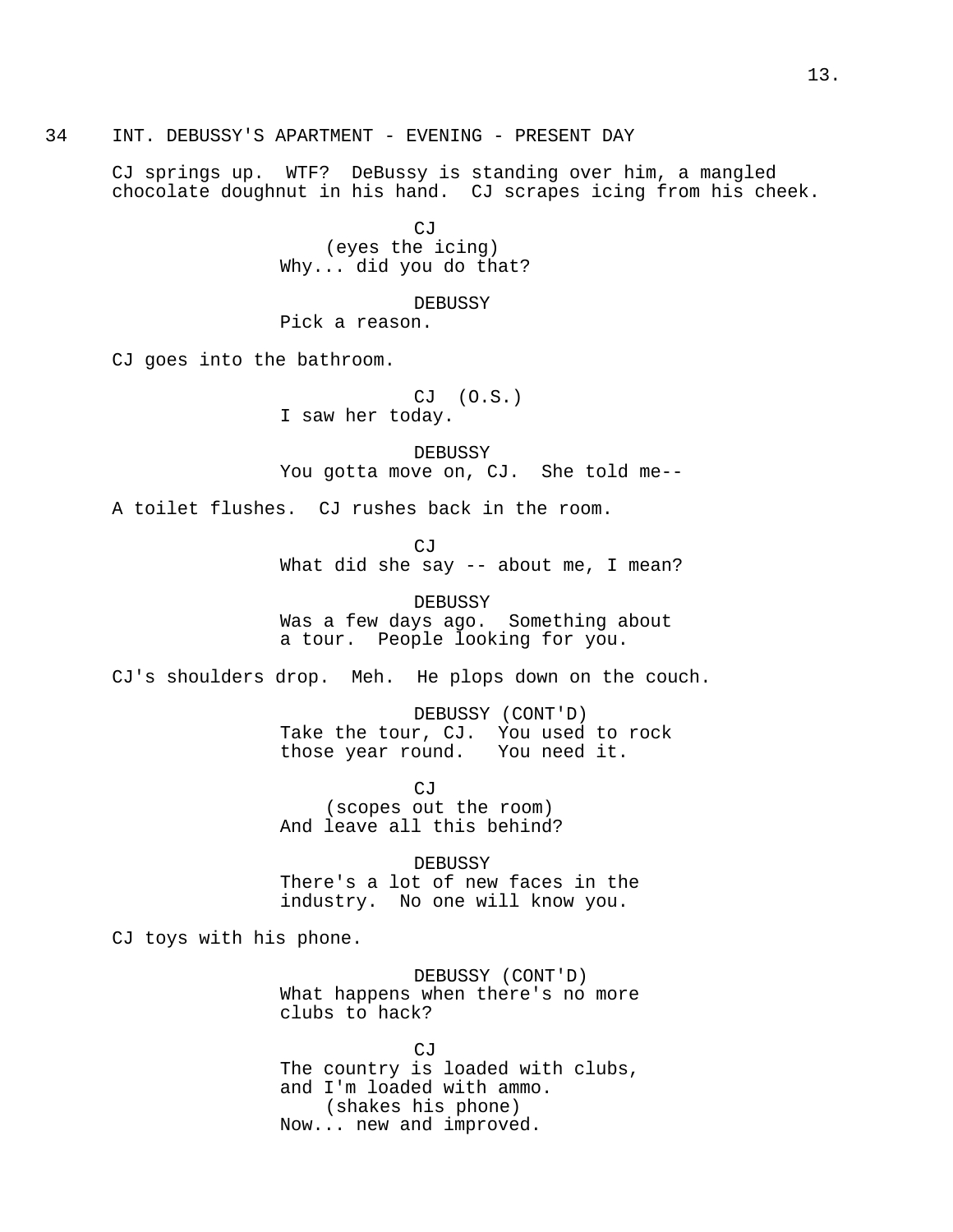34 INT. DEBUSSY'S APARTMENT - EVENING - PRESENT DAY

CJ springs up. WTF? DeBussy is standing over him, a mangled chocolate doughnut in his hand. CJ scrapes icing from his cheek.

CJ
(eyes the icing)
Why... did you do that?

DEBUSSY
Pick a reason.

CJ goes into the bathroom.

CJ (O.S.)
I saw her today.

DEBUSSY
You gotta move on, CJ. She told me--

A toilet flushes. CJ rushes back in the room.

CJ
What did she say -- about me, I mean?

DEBUSSY
Was a few days ago. Something about a tour. People looking for you.

CJ's shoulders drop. Meh. He plops down on the couch.

DEBUSSY (CONT'D)
Take the tour, CJ. You used to rock those year round. You need it.

CJ
(scopes out the room)
And leave all this behind?

DEBUSSY
There's a lot of new faces in the industry. No one will know you.

CJ toys with his phone.

DEBUSSY (CONT'D)
What happens when there's no more clubs to hack?

CJ
The country is loaded with clubs, and I'm loaded with ammo.
(shakes his phone)
Now... new and improved.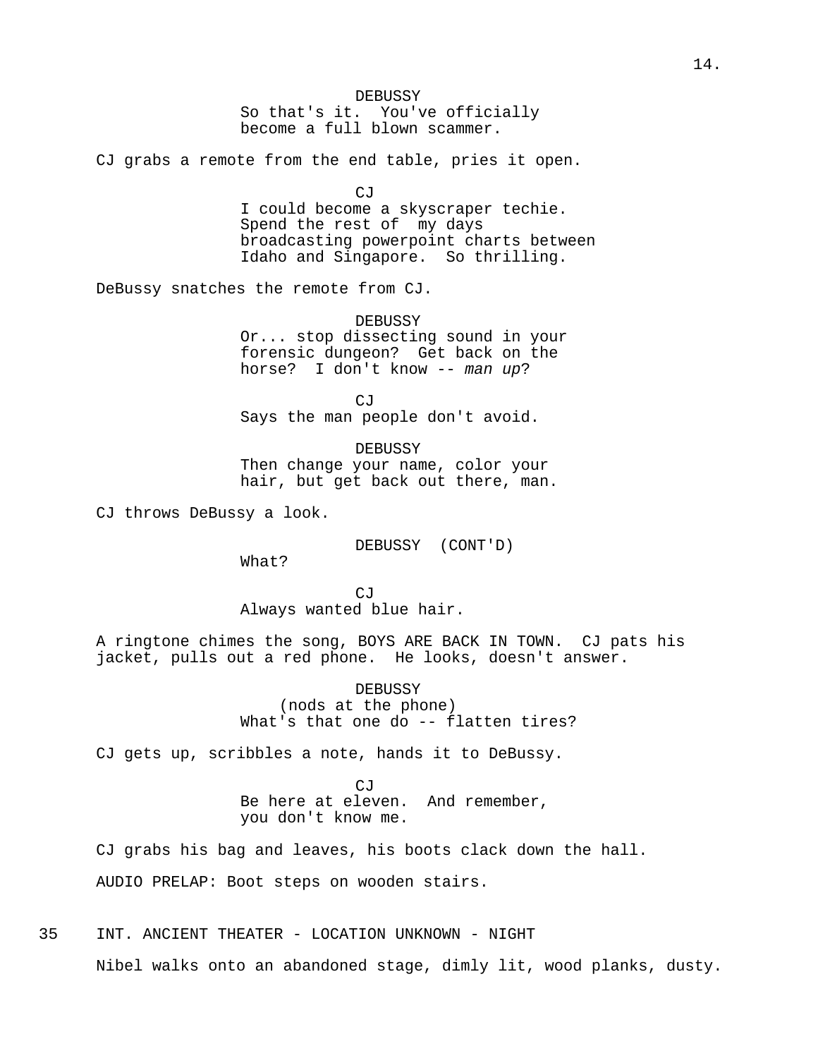DEBUSSY
So that's it.  You've officially become a full blown scammer.

CJ grabs a remote from the end table, pries it open.

CJ
I could become a skyscraper techie.  Spend the rest of  my days broadcasting powerpoint charts between Idaho and Singapore.  So thrilling.

DeBussy snatches the remote from CJ.

DEBUSSY
Or... stop dissecting sound in your forensic dungeon?  Get back on the horse?  I don't know -- *man up*?

CJ
Says the man people don't avoid.

DEBUSSY
Then change your name, color your hair, but get back out there, man.

CJ throws DeBussy a look.

DEBUSSY  (CONT'D)
What?

CJ
Always wanted blue hair.

A ringtone chimes the song, BOYS ARE BACK IN TOWN.  CJ pats his jacket, pulls out a red phone.  He looks, doesn't answer.

DEBUSSY
(nods at the phone)
What's that one do -- flatten tires?

CJ gets up, scribbles a note, hands it to DeBussy.

CJ
Be here at eleven.  And remember, you don't know me.

CJ grabs his bag and leaves, his boots clack down the hall.

AUDIO PRELAP: Boot steps on wooden stairs.

35    INT. ANCIENT THEATER - LOCATION UNKNOWN - NIGHT

Nibel walks onto an abandoned stage, dimly lit, wood planks, dusty.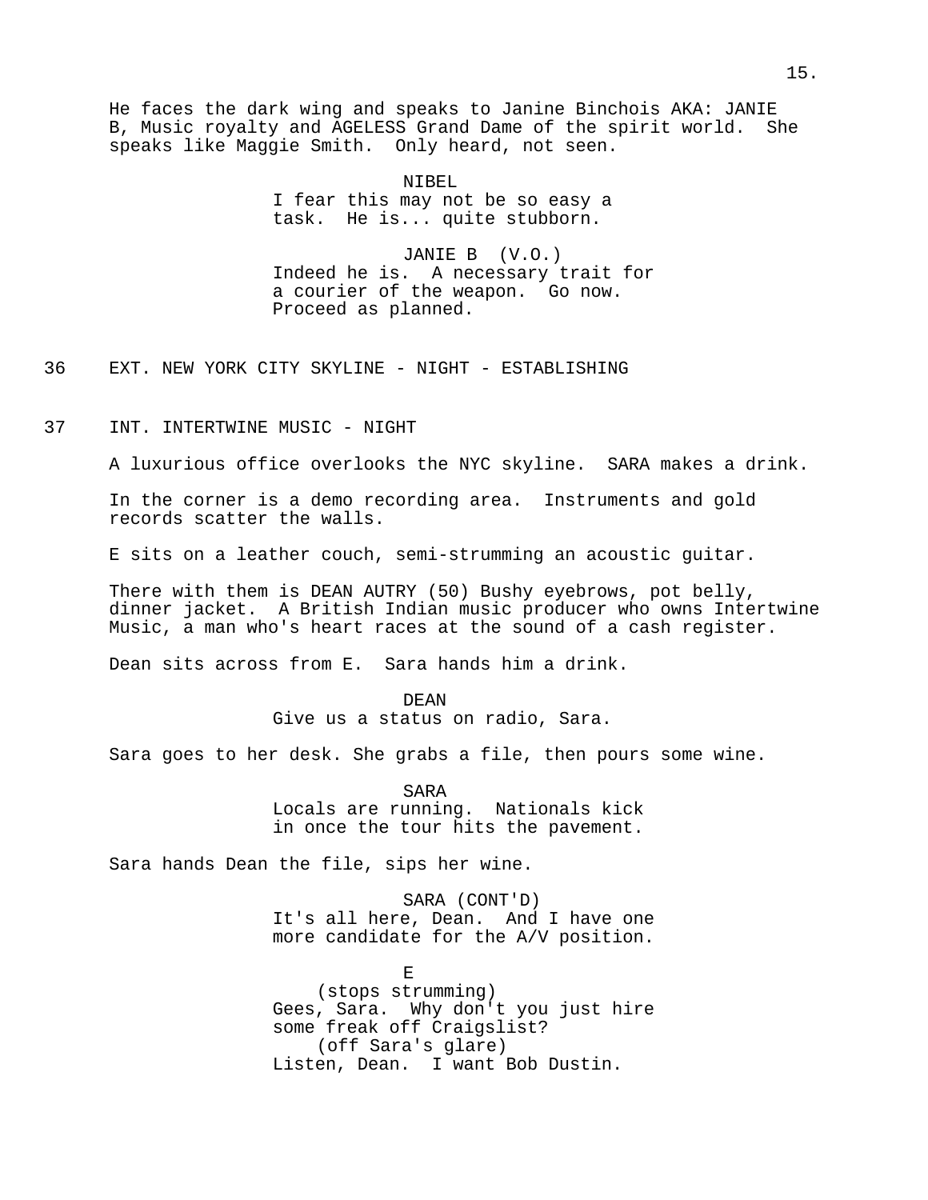He faces the dark wing and speaks to Janine Binchois AKA: JANIE B, Music royalty and AGELESS Grand Dame of the spirit world. She speaks like Maggie Smith. Only heard, not seen.

NIBEL
I fear this may not be so easy a task. He is... quite stubborn.

JANIE B (V.O.)
Indeed he is. A necessary trait for a courier of the weapon. Go now. Proceed as planned.

36 EXT. NEW YORK CITY SKYLINE - NIGHT - ESTABLISHING

37 INT. INTERTWINE MUSIC - NIGHT

A luxurious office overlooks the NYC skyline. SARA makes a drink.

In the corner is a demo recording area. Instruments and gold records scatter the walls.

E sits on a leather couch, semi-strumming an acoustic guitar.

There with them is DEAN AUTRY (50) Bushy eyebrows, pot belly, dinner jacket. A British Indian music producer who owns Intertwine Music, a man who's heart races at the sound of a cash register.

Dean sits across from E. Sara hands him a drink.

DEAN
Give us a status on radio, Sara.

Sara goes to her desk. She grabs a file, then pours some wine.

SARA
Locals are running. Nationals kick in once the tour hits the pavement.

Sara hands Dean the file, sips her wine.

SARA (CONT'D)
It's all here, Dean. And I have one more candidate for the A/V position.

E
(stops strumming)
Gees, Sara. Why don't you just hire some freak off Craigslist?
(off Sara's glare)
Listen, Dean. I want Bob Dustin.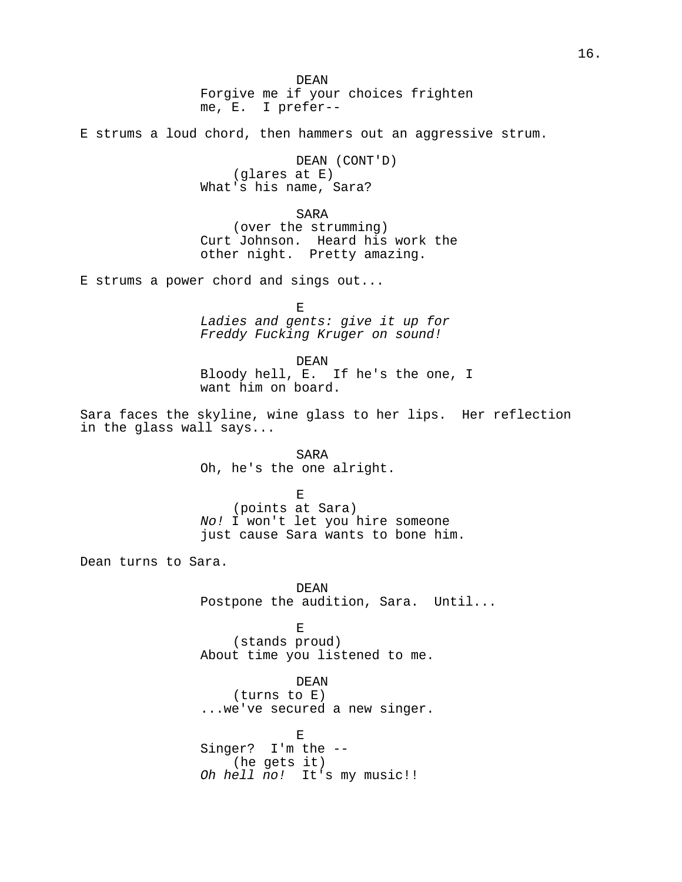DEAN
Forgive me if your choices frighten me, E. I prefer--

E strums a loud chord, then hammers out an aggressive strum.

DEAN (CONT'D)
(glares at E)
What's his name, Sara?

SARA
(over the strumming)
Curt Johnson. Heard his work the other night. Pretty amazing.

E strums a power chord and sings out...

E
*Ladies and gents: give it up for Freddy Fucking Kruger on sound!*

DEAN
Bloody hell, E. If he's the one, I want him on board.

Sara faces the skyline, wine glass to her lips. Her reflection in the glass wall says...

SARA
Oh, he's the one alright.

E
(points at Sara)
*No!* I won't let you hire someone just cause Sara wants to bone him.

Dean turns to Sara.

DEAN
Postpone the audition, Sara. Until...

E
(stands proud)
About time you listened to me.

DEAN
(turns to E)
...we've secured a new singer.

E
Singer? I'm the --
(he gets it)
*Oh hell no!* It's my music!!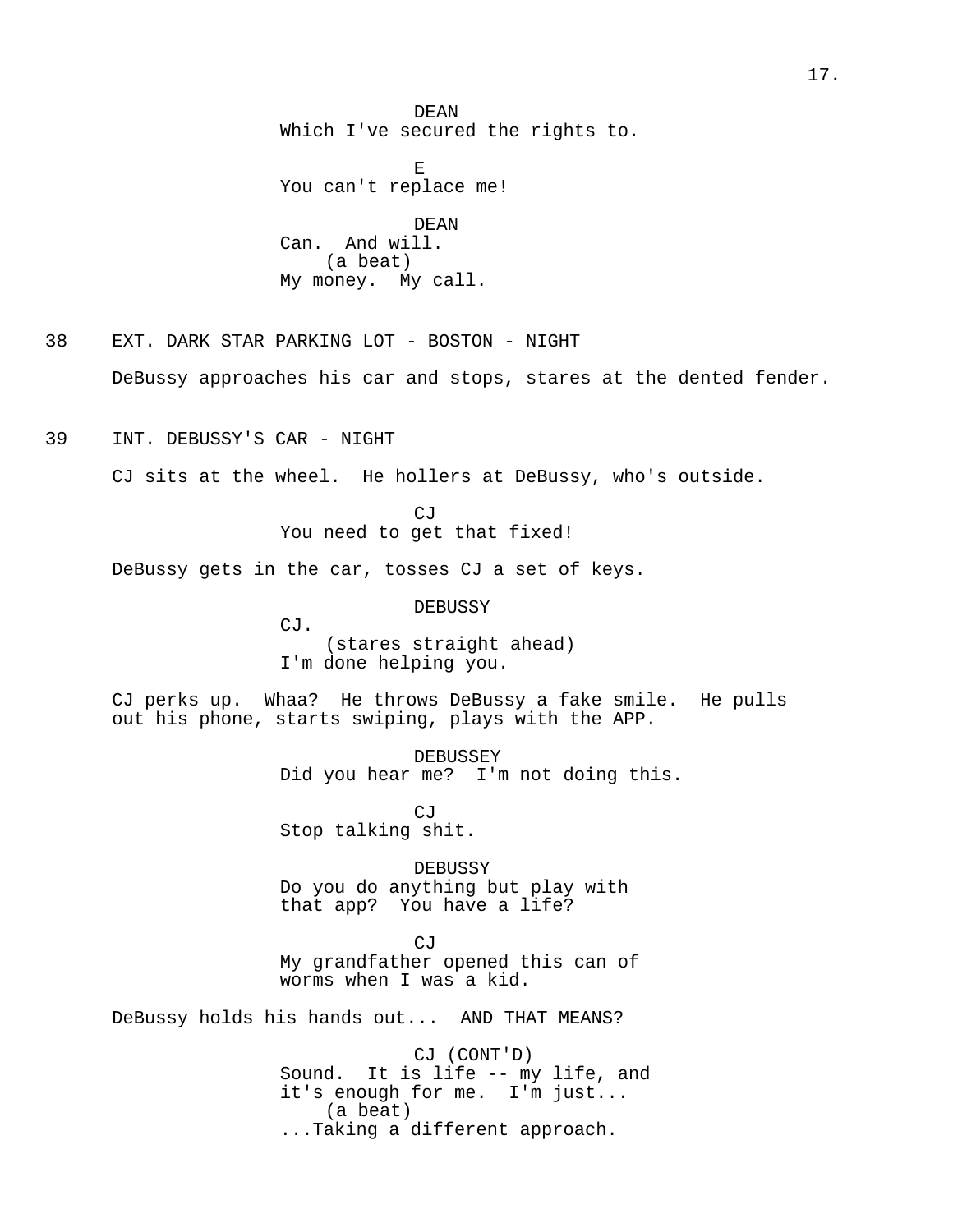DEAN
Which I've secured the rights to.

E
You can't replace me!

DEAN
Can. And will.
(a beat)
My money. My call.

38 EXT. DARK STAR PARKING LOT - BOSTON - NIGHT

DeBussy approaches his car and stops, stares at the dented fender.

39 INT. DEBUSSY'S CAR - NIGHT

CJ sits at the wheel. He hollers at DeBussy, who's outside.

CJ
You need to get that fixed!

DeBussy gets in the car, tosses CJ a set of keys.

DEBUSSY
CJ.
(stares straight ahead)
I'm done helping you.

CJ perks up. Whaa? He throws DeBussy a fake smile. He pulls out his phone, starts swiping, plays with the APP.

DEBUSSEY
Did you hear me? I'm not doing this.

CJ
Stop talking shit.

DEBUSSY
Do you do anything but play with that app? You have a life?

CJ
My grandfather opened this can of worms when I was a kid.

DeBussy holds his hands out... AND THAT MEANS?

CJ (CONT'D)
Sound. It is life -- my life, and it's enough for me. I'm just...
(a beat)
...Taking a different approach.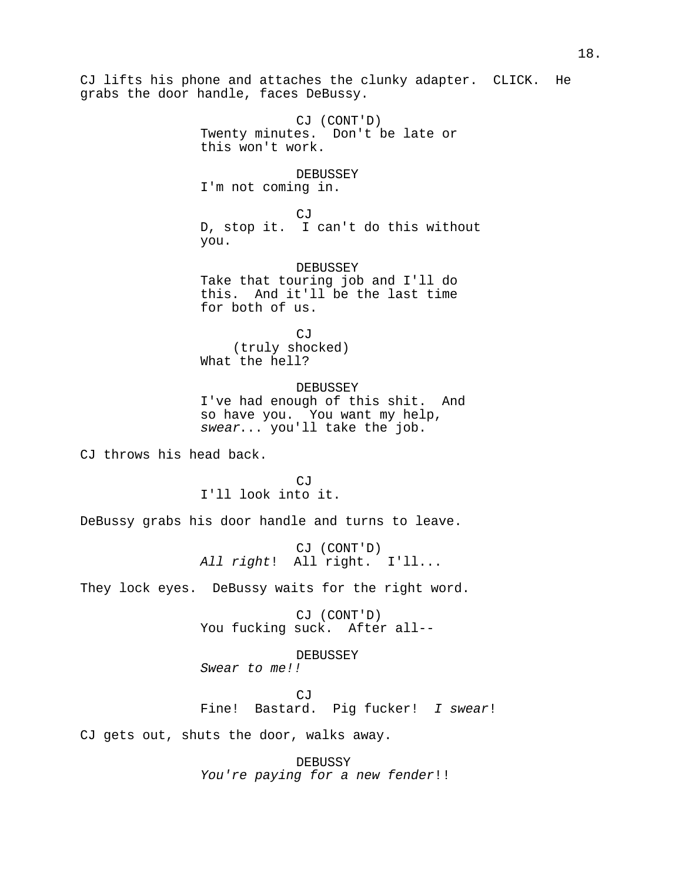CJ lifts his phone and attaches the clunky adapter. CLICK. He grabs the door handle, faces DeBussy.

CJ (CONT'D)
Twenty minutes. Don't be late or this won't work.

DEBUSSEY
I'm not coming in.

CJ
D, stop it. I can't do this without you.

DEBUSSEY
Take that touring job and I'll do this. And it'll be the last time for both of us.

CJ
(truly shocked)
What the hell?

DEBUSSEY
I've had enough of this shit. And so have you. You want my help, *swear*... you'll take the job.

CJ throws his head back.

CJ
I'll look into it.

DeBussy grabs his door handle and turns to leave.

CJ (CONT'D)
*All right*! All right. I'll...

They lock eyes. DeBussy waits for the right word.

CJ (CONT'D)
You fucking suck. After all--

DEBUSSEY
*Swear to me!!*

CJ
Fine! Bastard. Pig fucker! *I swear*!

CJ gets out, shuts the door, walks away.

DEBUSSY
*You're paying for a new fender*!!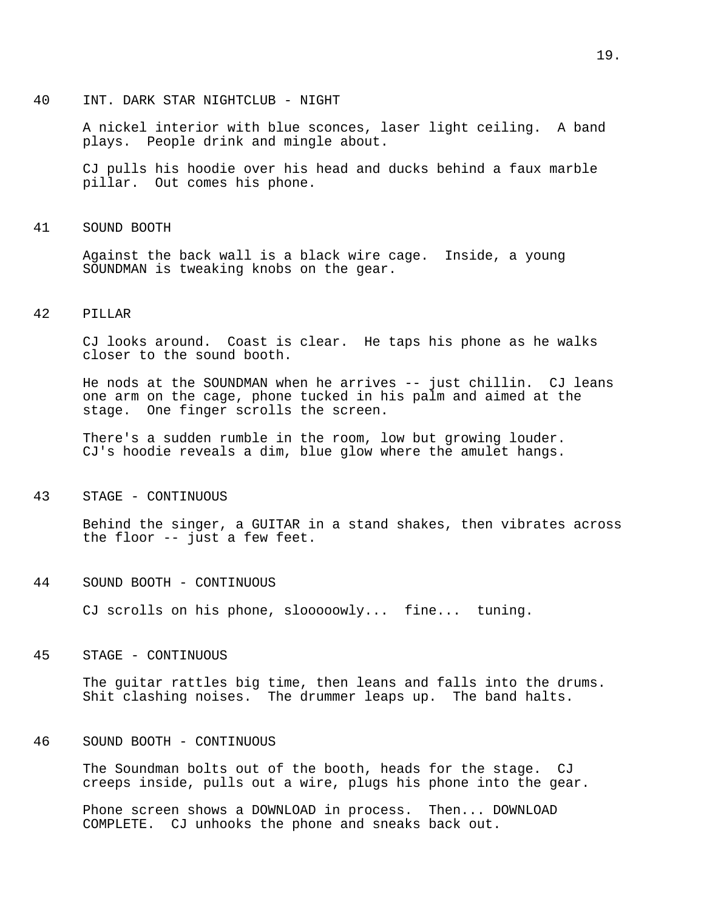40 INT. DARK STAR NIGHTCLUB - NIGHT

A nickel interior with blue sconces, laser light ceiling. A band plays. People drink and mingle about.

CJ pulls his hoodie over his head and ducks behind a faux marble pillar. Out comes his phone.

41 SOUND BOOTH

Against the back wall is a black wire cage. Inside, a young SOUNDMAN is tweaking knobs on the gear.

42 PILLAR

CJ looks around. Coast is clear. He taps his phone as he walks closer to the sound booth.

He nods at the SOUNDMAN when he arrives -- just chillin. CJ leans one arm on the cage, phone tucked in his palm and aimed at the stage. One finger scrolls the screen.

There's a sudden rumble in the room, low but growing louder. CJ's hoodie reveals a dim, blue glow where the amulet hangs.

43 STAGE - CONTINUOUS

Behind the singer, a GUITAR in a stand shakes, then vibrates across the floor -- just a few feet.

44 SOUND BOOTH - CONTINUOUS

CJ scrolls on his phone, slooooowly... fine... tuning.

45 STAGE - CONTINUOUS

The guitar rattles big time, then leans and falls into the drums. Shit clashing noises. The drummer leaps up. The band halts.

46 SOUND BOOTH - CONTINUOUS

The Soundman bolts out of the booth, heads for the stage. CJ creeps inside, pulls out a wire, plugs his phone into the gear.

Phone screen shows a DOWNLOAD in process. Then... DOWNLOAD COMPLETE. CJ unhooks the phone and sneaks back out.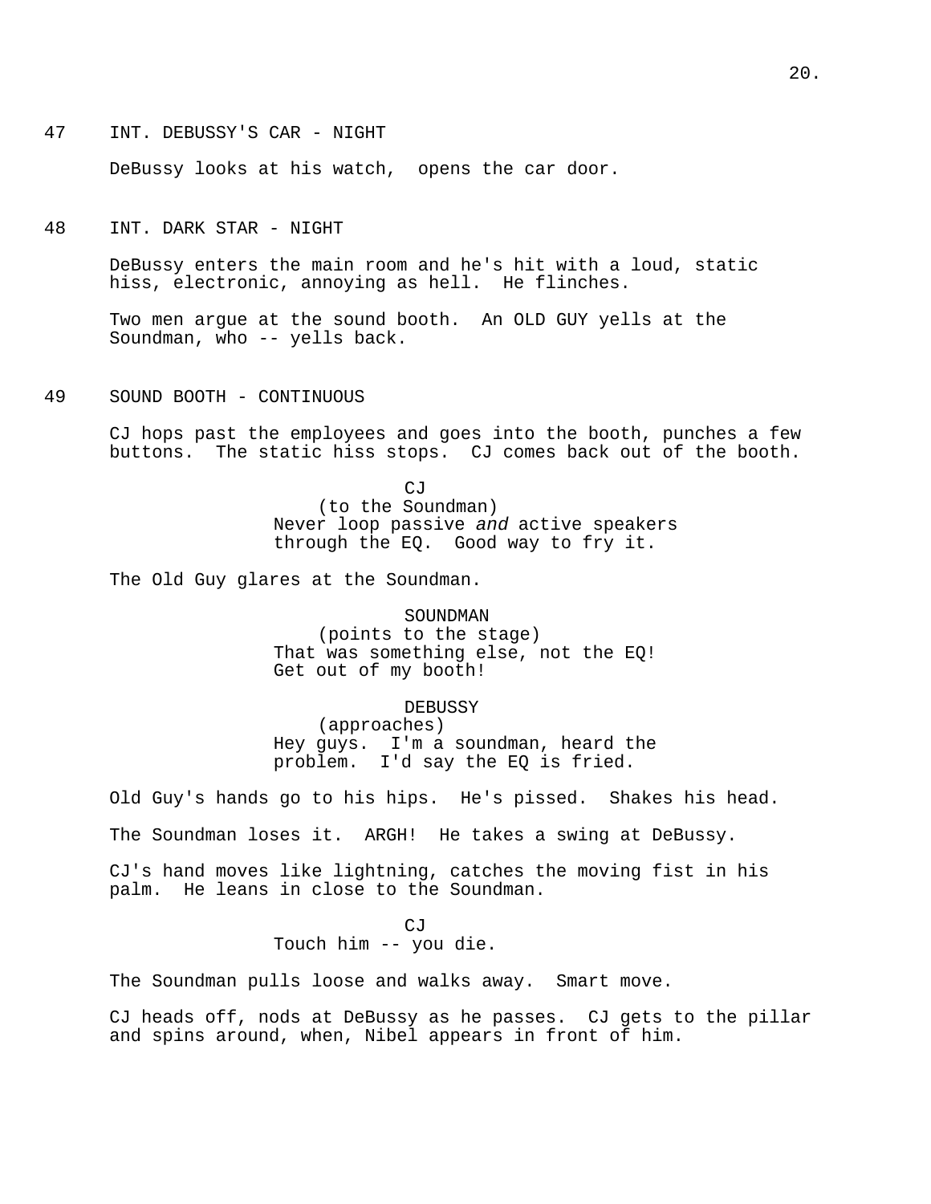47 INT. DEBUSSY'S CAR - NIGHT

DeBussy looks at his watch, opens the car door.

48 INT. DARK STAR - NIGHT

DeBussy enters the main room and he's hit with a loud, static hiss, electronic, annoying as hell. He flinches.

Two men argue at the sound booth. An OLD GUY yells at the Soundman, who -- yells back.

49 SOUND BOOTH - CONTINUOUS

CJ hops past the employees and goes into the booth, punches a few buttons. The static hiss stops. CJ comes back out of the booth.

CJ
(to the Soundman)
Never loop passive *and* active speakers through the EQ. Good way to fry it.

The Old Guy glares at the Soundman.

SOUNDMAN
(points to the stage)
That was something else, not the EQ! Get out of my booth!

DEBUSSY
(approaches)
Hey guys. I'm a soundman, heard the problem. I'd say the EQ is fried.

Old Guy's hands go to his hips. He's pissed. Shakes his head.

The Soundman loses it. ARGH! He takes a swing at DeBussy.

CJ's hand moves like lightning, catches the moving fist in his palm. He leans in close to the Soundman.

CJ
Touch him -- you die.

The Soundman pulls loose and walks away. Smart move.

CJ heads off, nods at DeBussy as he passes. CJ gets to the pillar and spins around, when, Nibel appears in front of him.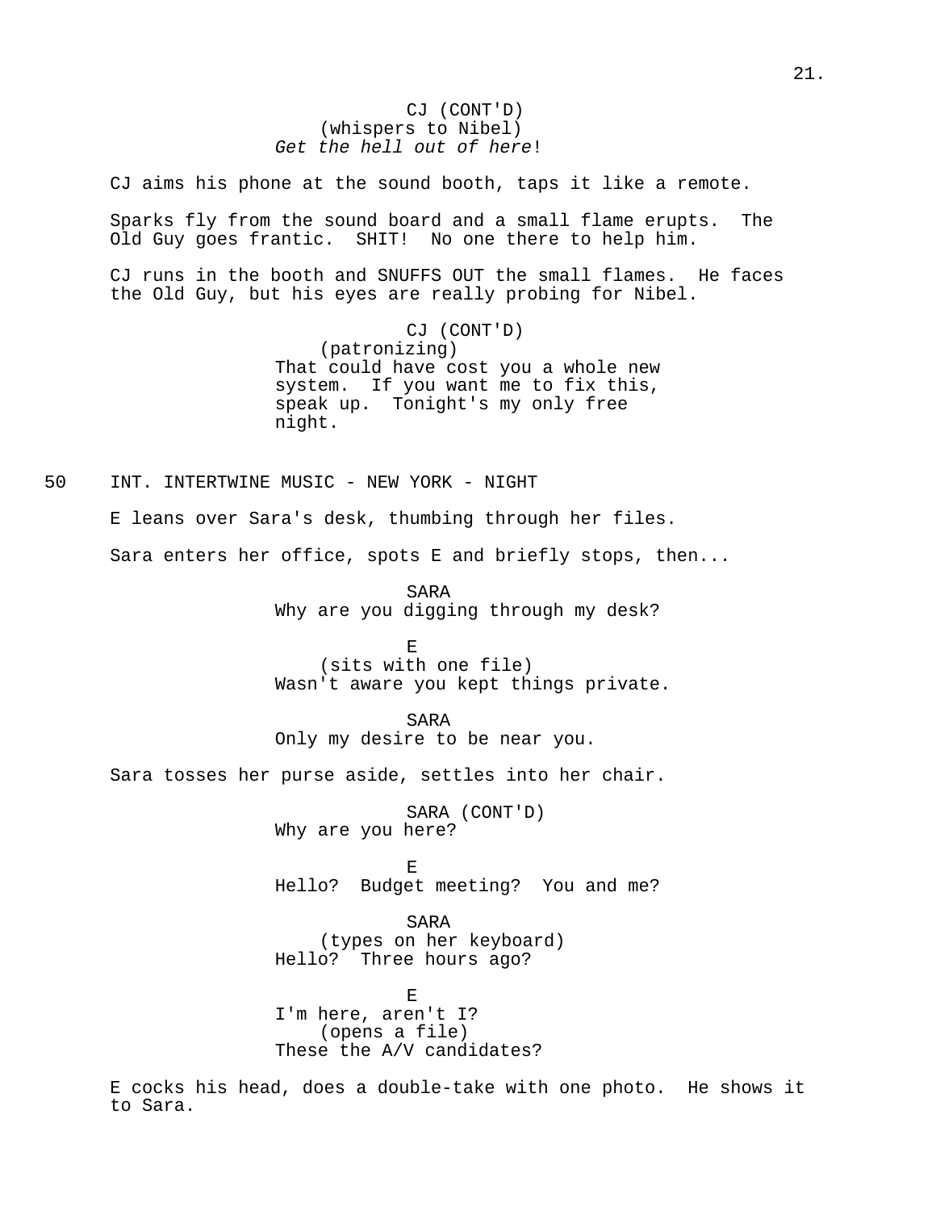CJ (CONT'D)
(whispers to Nibel)
*Get the hell out of here*!

CJ aims his phone at the sound booth, taps it like a remote.

Sparks fly from the sound board and a small flame erupts. The Old Guy goes frantic. SHIT! No one there to help him.

CJ runs in the booth and SNUFFS OUT the small flames. He faces the Old Guy, but his eyes are really probing for Nibel.

CJ (CONT'D)
(patronizing)
That could have cost you a whole new system. If you want me to fix this, speak up. Tonight's my only free night.

50 INT. INTERTWINE MUSIC - NEW YORK - NIGHT

E leans over Sara's desk, thumbing through her files.

Sara enters her office, spots E and briefly stops, then...

SARA
Why are you digging through my desk?

E
(sits with one file)
Wasn't aware you kept things private.

SARA
Only my desire to be near you.

Sara tosses her purse aside, settles into her chair.

SARA (CONT'D)
Why are you here?

E
Hello? Budget meeting? You and me?

SARA
(types on her keyboard)
Hello? Three hours ago?

E
I'm here, aren't I?
(opens a file)
These the A/V candidates?

E cocks his head, does a double-take with one photo. He shows it to Sara.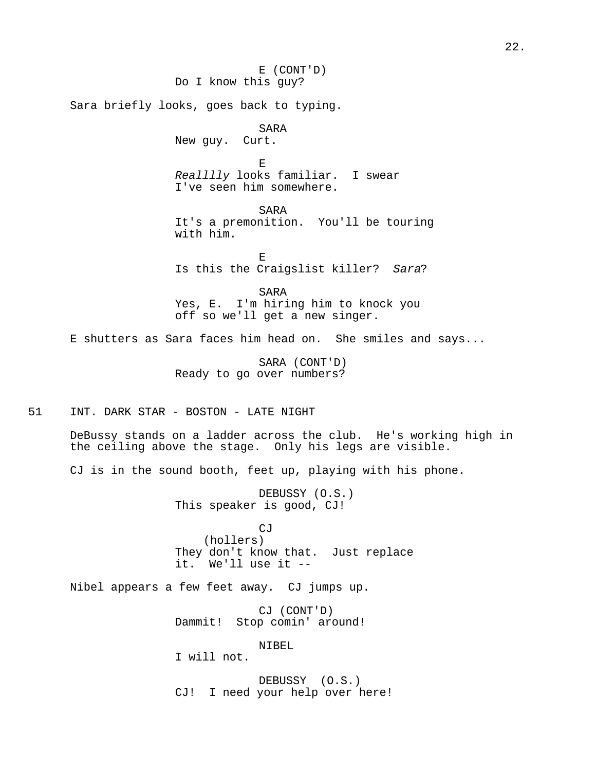E (CONT'D)
Do I know this guy?

Sara briefly looks, goes back to typing.

SARA
New guy. Curt.

E
*Realllly* looks familiar. I swear I've seen him somewhere.

SARA
It's a premonition. You'll be touring with him.

E
Is this the Craigslist killer? *Sara*?

SARA
Yes, E. I'm hiring him to knock you off so we'll get a new singer.

E shutters as Sara faces him head on. She smiles and says...

SARA (CONT'D)
Ready to go over numbers?

51 INT. DARK STAR - BOSTON - LATE NIGHT

DeBussy stands on a ladder across the club. He's working high in the ceiling above the stage. Only his legs are visible.

CJ is in the sound booth, feet up, playing with his phone.

DEBUSSY (O.S.)
This speaker is good, CJ!

CJ
(hollers)
They don't know that. Just replace it. We'll use it --

Nibel appears a few feet away. CJ jumps up.

CJ (CONT'D)
Dammit! Stop comin' around!

NIBEL
I will not.

DEBUSSY (O.S.)
CJ! I need your help over here!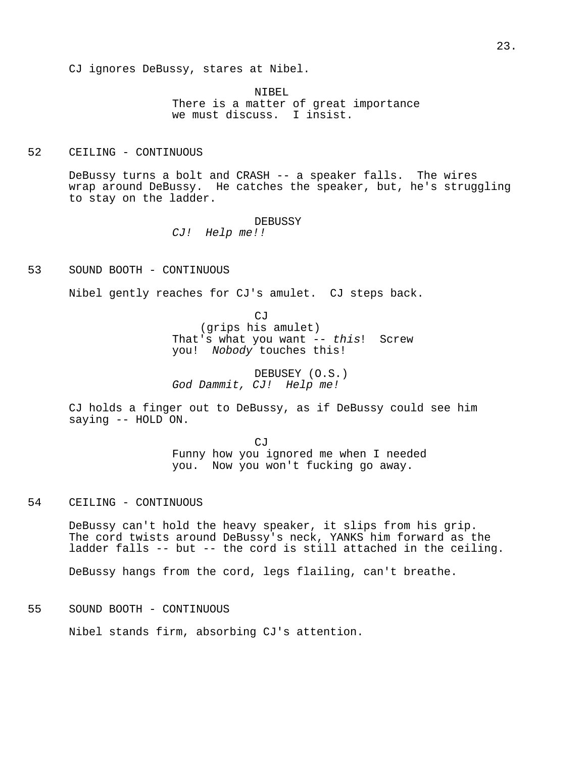CJ ignores DeBussy, stares at Nibel.

NIBEL
There is a matter of great importance we must discuss. I insist.

52 CEILING - CONTINUOUS

DeBussy turns a bolt and CRASH -- a speaker falls. The wires wrap around DeBussy. He catches the speaker, but, he's struggling to stay on the ladder.

DEBUSSY
*CJ! Help me!!*

53 SOUND BOOTH - CONTINUOUS

Nibel gently reaches for CJ's amulet. CJ steps back.

CJ
(grips his amulet)
That's what you want -- *this*! Screw you! *Nobody* touches this!

DEBUSEY (O.S.)
*God Dammit, CJ! Help me!*

CJ holds a finger out to DeBussy, as if DeBussy could see him saying -- HOLD ON.

CJ
Funny how you ignored me when I needed you. Now you won't fucking go away.

54 CEILING - CONTINUOUS

DeBussy can't hold the heavy speaker, it slips from his grip. The cord twists around DeBussy's neck, YANKS him forward as the ladder falls -- but -- the cord is still attached in the ceiling.

DeBussy hangs from the cord, legs flailing, can't breathe.

55 SOUND BOOTH - CONTINUOUS

Nibel stands firm, absorbing CJ's attention.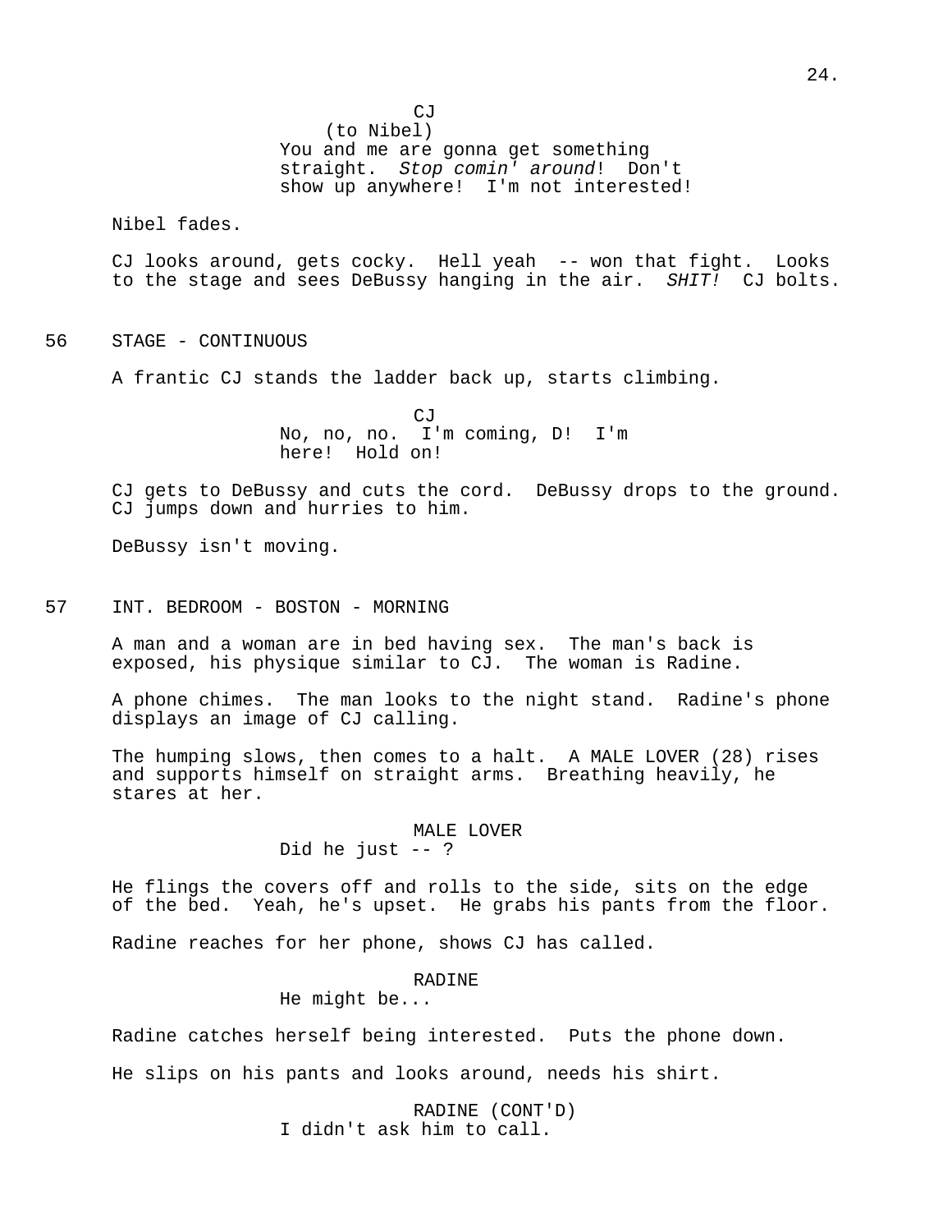CJ
(to Nibel)
You and me are gonna get something straight. *Stop comin' around*! Don't show up anywhere! I'm not interested!

Nibel fades.

CJ looks around, gets cocky. Hell yeah -- won that fight. Looks to the stage and sees DeBussy hanging in the air. *SHIT!* CJ bolts.

56 STAGE - CONTINUOUS

A frantic CJ stands the ladder back up, starts climbing.

CJ
No, no, no. I'm coming, D! I'm here! Hold on!

CJ gets to DeBussy and cuts the cord. DeBussy drops to the ground. CJ jumps down and hurries to him.

DeBussy isn't moving.

57 INT. BEDROOM - BOSTON - MORNING

A man and a woman are in bed having sex. The man's back is exposed, his physique similar to CJ. The woman is Radine.

A phone chimes. The man looks to the night stand. Radine's phone displays an image of CJ calling.

The humping slows, then comes to a halt. A MALE LOVER (28) rises and supports himself on straight arms. Breathing heavily, he stares at her.

MALE LOVER
Did he just -- ?

He flings the covers off and rolls to the side, sits on the edge of the bed. Yeah, he's upset. He grabs his pants from the floor.

Radine reaches for her phone, shows CJ has called.

RADINE
He might be...

Radine catches herself being interested. Puts the phone down.

He slips on his pants and looks around, needs his shirt.

RADINE (CONT'D)
I didn't ask him to call.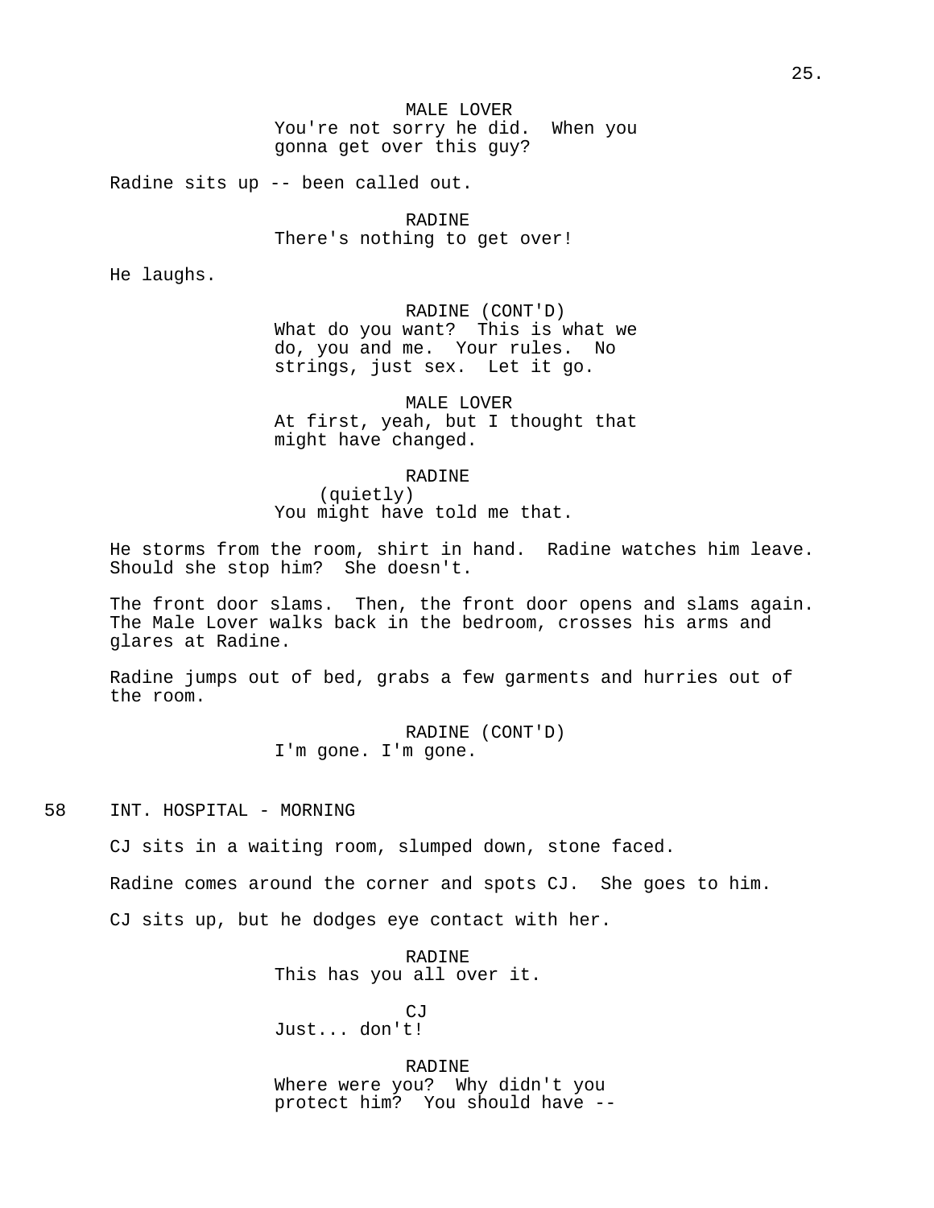MALE LOVER
You're not sorry he did.  When you gonna get over this guy?

Radine sits up -- been called out.

RADINE
There's nothing to get over!

He laughs.

RADINE (CONT'D)
What do you want?  This is what we do, you and me.  Your rules.  No strings, just sex.  Let it go.

MALE LOVER
At first, yeah, but I thought that might have changed.

RADINE
(quietly)
You might have told me that.

He storms from the room, shirt in hand.  Radine watches him leave.  Should she stop him?  She doesn't.

The front door slams.  Then, the front door opens and slams again.  The Male Lover walks back in the bedroom, crosses his arms and glares at Radine.

Radine jumps out of bed, grabs a few garments and hurries out of the room.

RADINE (CONT'D)
I'm gone. I'm gone.

58 INT. HOSPITAL - MORNING

CJ sits in a waiting room, slumped down, stone faced.

Radine comes around the corner and spots CJ.  She goes to him.

CJ sits up, but he dodges eye contact with her.

RADINE
This has you all over it.

CJ
Just... don't!

RADINE
Where were you?  Why didn't you protect him?  You should have --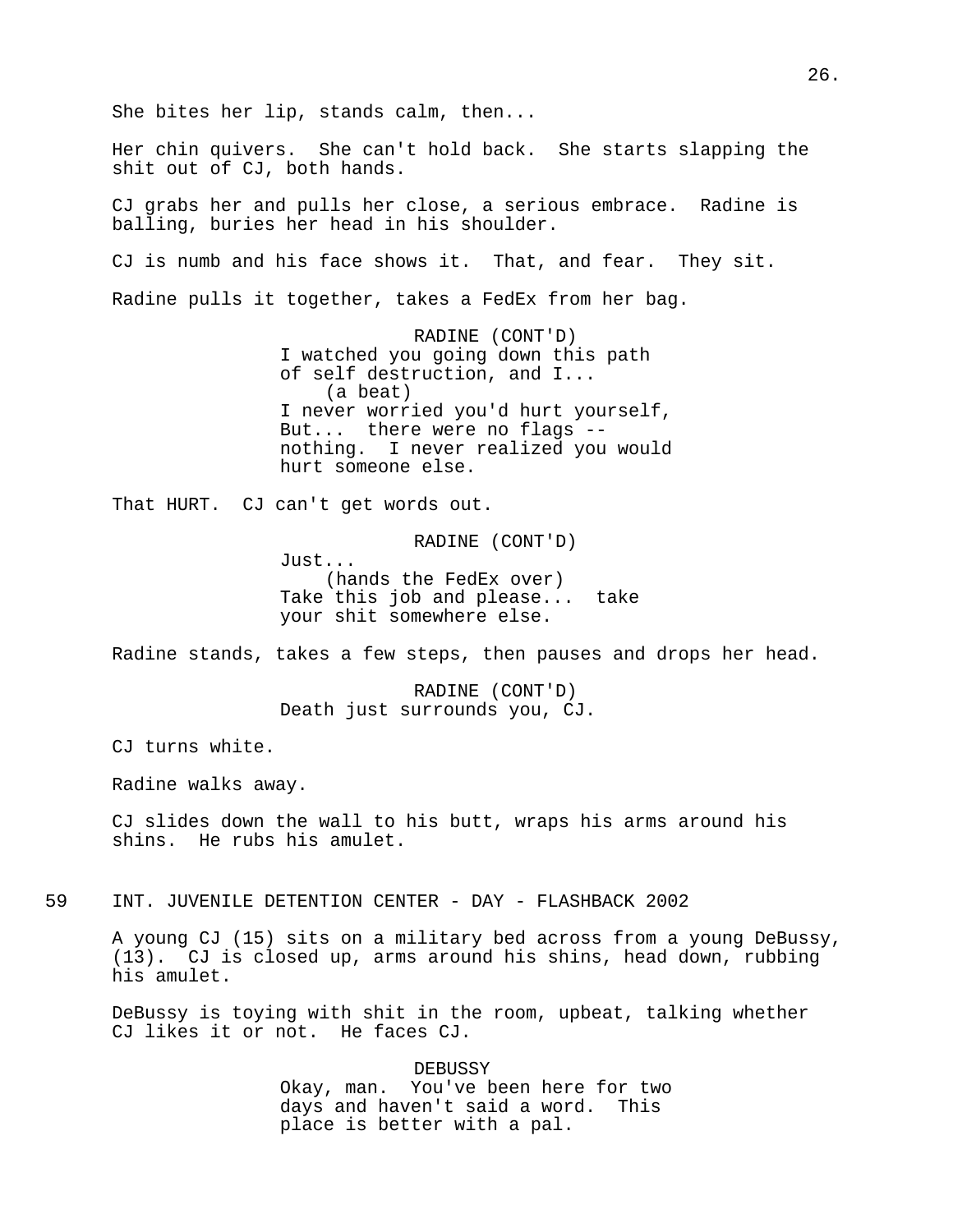She bites her lip, stands calm, then...

Her chin quivers. She can't hold back. She starts slapping the shit out of CJ, both hands.

CJ grabs her and pulls her close, a serious embrace. Radine is balling, buries her head in his shoulder.

CJ is numb and his face shows it. That, and fear. They sit.

Radine pulls it together, takes a FedEx from her bag.

RADINE (CONT'D)
I watched you going down this path of self destruction, and I...
(a beat)
I never worried you'd hurt yourself, But... there were no flags -- nothing. I never realized you would hurt someone else.

That HURT. CJ can't get words out.

RADINE (CONT'D)
Just...
(hands the FedEx over)
Take this job and please... take your shit somewhere else.

Radine stands, takes a few steps, then pauses and drops her head.

RADINE (CONT'D)
Death just surrounds you, CJ.

CJ turns white.

Radine walks away.

CJ slides down the wall to his butt, wraps his arms around his shins. He rubs his amulet.

59 INT. JUVENILE DETENTION CENTER - DAY - FLASHBACK 2002

A young CJ (15) sits on a military bed across from a young DeBussy, (13). CJ is closed up, arms around his shins, head down, rubbing his amulet.

DeBussy is toying with shit in the room, upbeat, talking whether CJ likes it or not. He faces CJ.

DEBUSSY
Okay, man. You've been here for two days and haven't said a word. This place is better with a pal.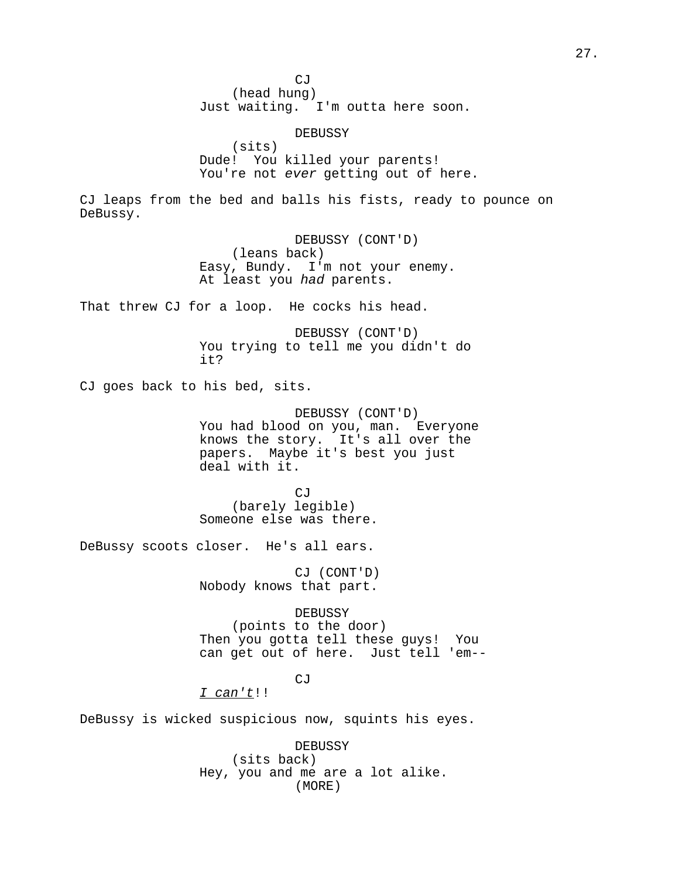CJ
(head hung)
Just waiting.  I'm outta here soon.

DEBUSSY
(sits)
Dude!  You killed your parents!
You're not *ever* getting out of here.

CJ leaps from the bed and balls his fists, ready to pounce on DeBussy.

DEBUSSY (CONT'D)
(leans back)
Easy, Bundy.  I'm not your enemy.
At least you *had* parents.

That threw CJ for a loop.  He cocks his head.

DEBUSSY (CONT'D)
You trying to tell me you didn't do it?

CJ goes back to his bed, sits.

DEBUSSY (CONT'D)
You had blood on you, man.  Everyone knows the story.  It's all over the papers.  Maybe it's best you just deal with it.

CJ
(barely legible)
Someone else was there.

DeBussy scoots closer.  He's all ears.

CJ (CONT'D)
Nobody knows that part.

DEBUSSY
(points to the door)
Then you gotta tell these guys!  You can get out of here.  Just tell 'em--

CJ
*I can't*!!

DeBussy is wicked suspicious now, squints his eyes.

DEBUSSY
(sits back)
Hey, you and me are a lot alike.
(MORE)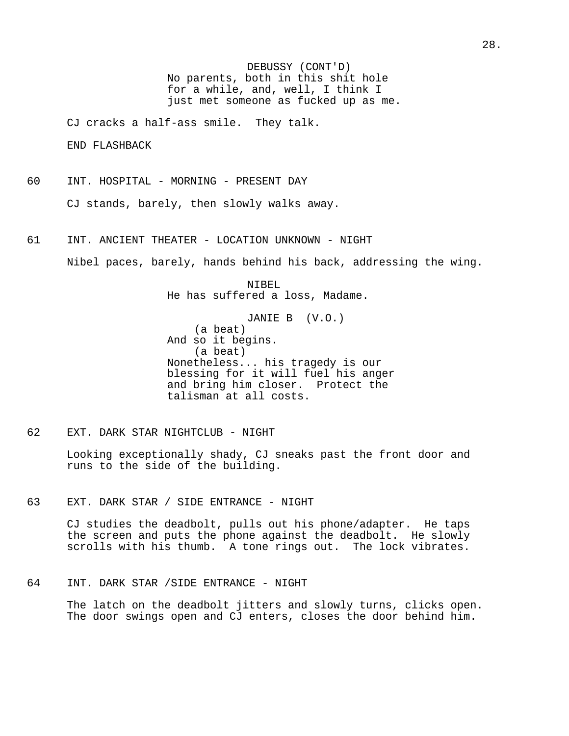DEBUSSY (CONT'D)
No parents, both in this shit hole for a while, and, well, I think I just met someone as fucked up as me.

CJ cracks a half-ass smile. They talk.

END FLASHBACK

60 INT. HOSPITAL - MORNING - PRESENT DAY

CJ stands, barely, then slowly walks away.

61 INT. ANCIENT THEATER - LOCATION UNKNOWN - NIGHT

Nibel paces, barely, hands behind his back, addressing the wing.

NIBEL
He has suffered a loss, Madame.

JANIE B (V.O.)
(a beat)
And so it begins.
(a beat)
Nonetheless... his tragedy is our blessing for it will fuel his anger and bring him closer. Protect the talisman at all costs.

62 EXT. DARK STAR NIGHTCLUB - NIGHT

Looking exceptionally shady, CJ sneaks past the front door and runs to the side of the building.

63 EXT. DARK STAR / SIDE ENTRANCE - NIGHT

CJ studies the deadbolt, pulls out his phone/adapter. He taps the screen and puts the phone against the deadbolt. He slowly scrolls with his thumb. A tone rings out. The lock vibrates.

64 INT. DARK STAR /SIDE ENTRANCE - NIGHT

The latch on the deadbolt jitters and slowly turns, clicks open. The door swings open and CJ enters, closes the door behind him.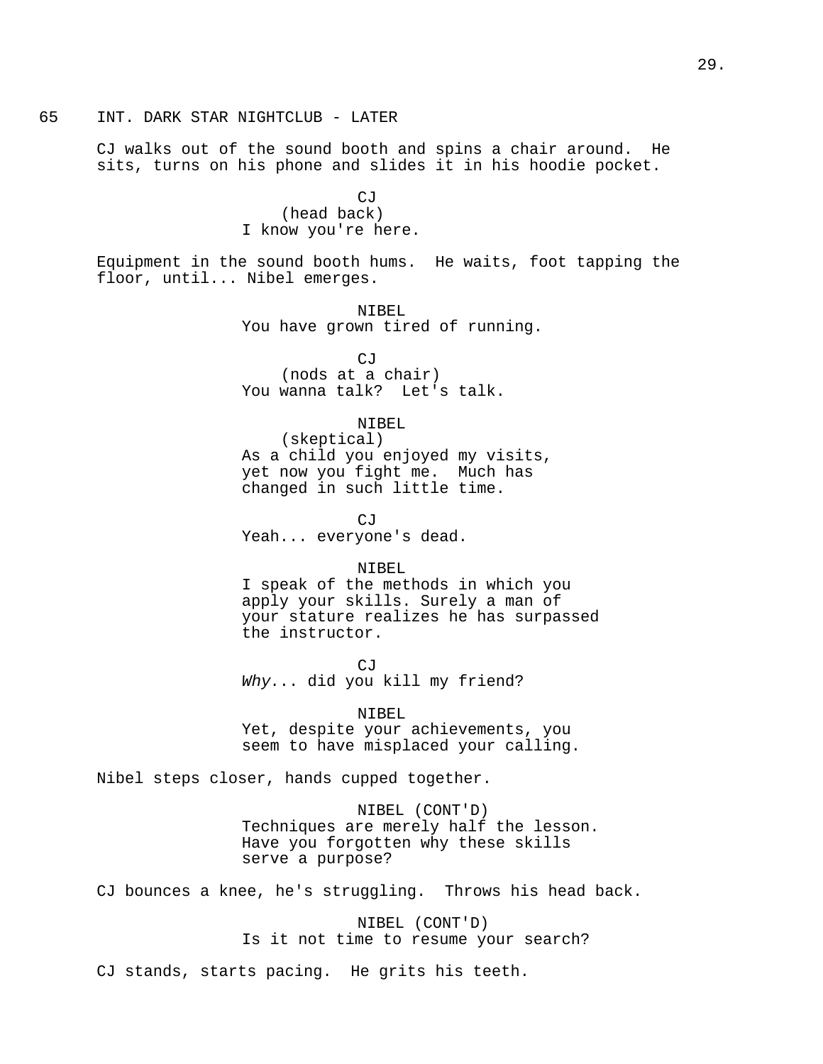65 INT. DARK STAR NIGHTCLUB - LATER

CJ walks out of the sound booth and spins a chair around. He sits, turns on his phone and slides it in his hoodie pocket.

CJ
(head back)
I know you're here.

Equipment in the sound booth hums. He waits, foot tapping the floor, until... Nibel emerges.

NIBEL
You have grown tired of running.

CJ
(nods at a chair)
You wanna talk? Let's talk.

NIBEL
(skeptical)
As a child you enjoyed my visits, yet now you fight me. Much has changed in such little time.

CJ
Yeah... everyone's dead.

NIBEL
I speak of the methods in which you apply your skills. Surely a man of your stature realizes he has surpassed the instructor.

CJ
*Why*... did you kill my friend?

NIBEL
Yet, despite your achievements, you seem to have misplaced your calling.

Nibel steps closer, hands cupped together.

NIBEL (CONT'D)
Techniques are merely half the lesson. Have you forgotten why these skills serve a purpose?

CJ bounces a knee, he's struggling. Throws his head back.

NIBEL (CONT'D)
Is it not time to resume your search?

CJ stands, starts pacing. He grits his teeth.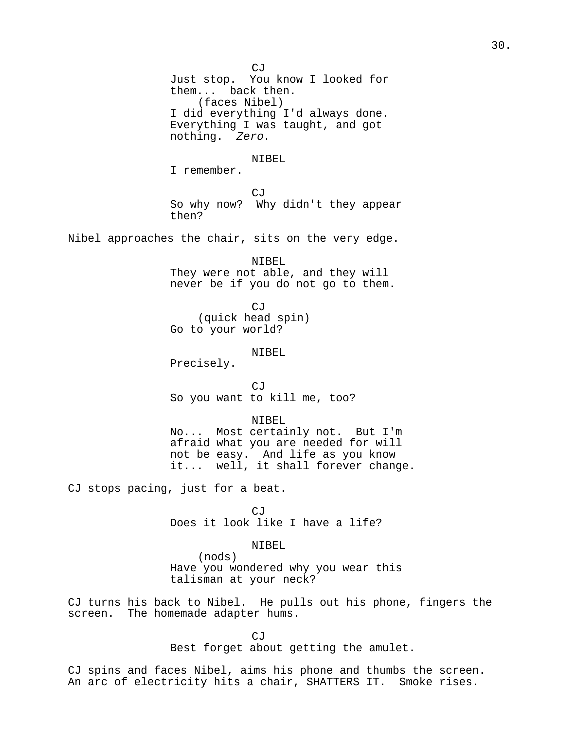CJ

Just stop. You know I looked for them... back then.

(faces Nibel)

I did everything I'd always done. Everything I was taught, and got nothing. *Zero*.

NIBEL

I remember.

CJ

So why now? Why didn't they appear then?

Nibel approaches the chair, sits on the very edge.

NIBEL

They were not able, and they will never be if you do not go to them.

CJ

(quick head spin)

Go to your world?

NIBEL

Precisely.

CJ

So you want to kill me, too?

NIBEL

No... Most certainly not. But I'm afraid what you are needed for will not be easy. And life as you know it... well, it shall forever change.

CJ stops pacing, just for a beat.

CJ

Does it look like I have a life?

NIBEL

(nods)

Have you wondered why you wear this talisman at your neck?

CJ turns his back to Nibel. He pulls out his phone, fingers the screen. The homemade adapter hums.

CJ

Best forget about getting the amulet.

CJ spins and faces Nibel, aims his phone and thumbs the screen. An arc of electricity hits a chair, SHATTERS IT. Smoke rises.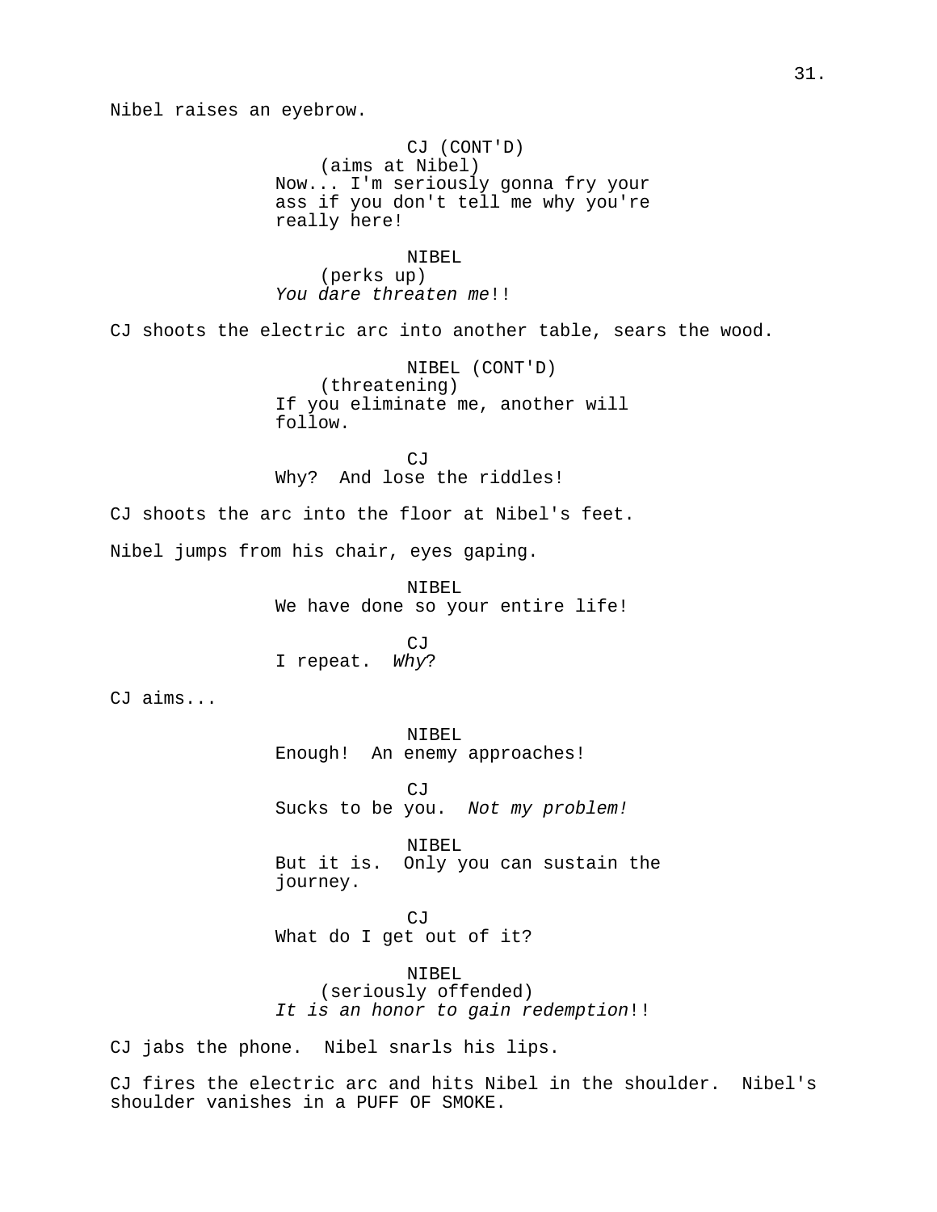Nibel raises an eyebrow.

CJ (CONT'D)
(aims at Nibel)
Now... I'm seriously gonna fry your ass if you don't tell me why you're really here!

NIBEL
(perks up)
*You dare threaten me*!!

CJ shoots the electric arc into another table, sears the wood.

NIBEL (CONT'D)
(threatening)
If you eliminate me, another will follow.

CJ
Why? And lose the riddles!

CJ shoots the arc into the floor at Nibel's feet.

Nibel jumps from his chair, eyes gaping.

NIBEL
We have done so your entire life!

CJ
I repeat. *Why*?

CJ aims...

NIBEL
Enough! An enemy approaches!

CJ
Sucks to be you. *Not my problem!*

NIBEL
But it is. Only you can sustain the journey.

CJ
What do I get out of it?

NIBEL
(seriously offended)
*It is an honor to gain redemption*!!

CJ jabs the phone. Nibel snarls his lips.

CJ fires the electric arc and hits Nibel in the shoulder. Nibel's shoulder vanishes in a PUFF OF SMOKE.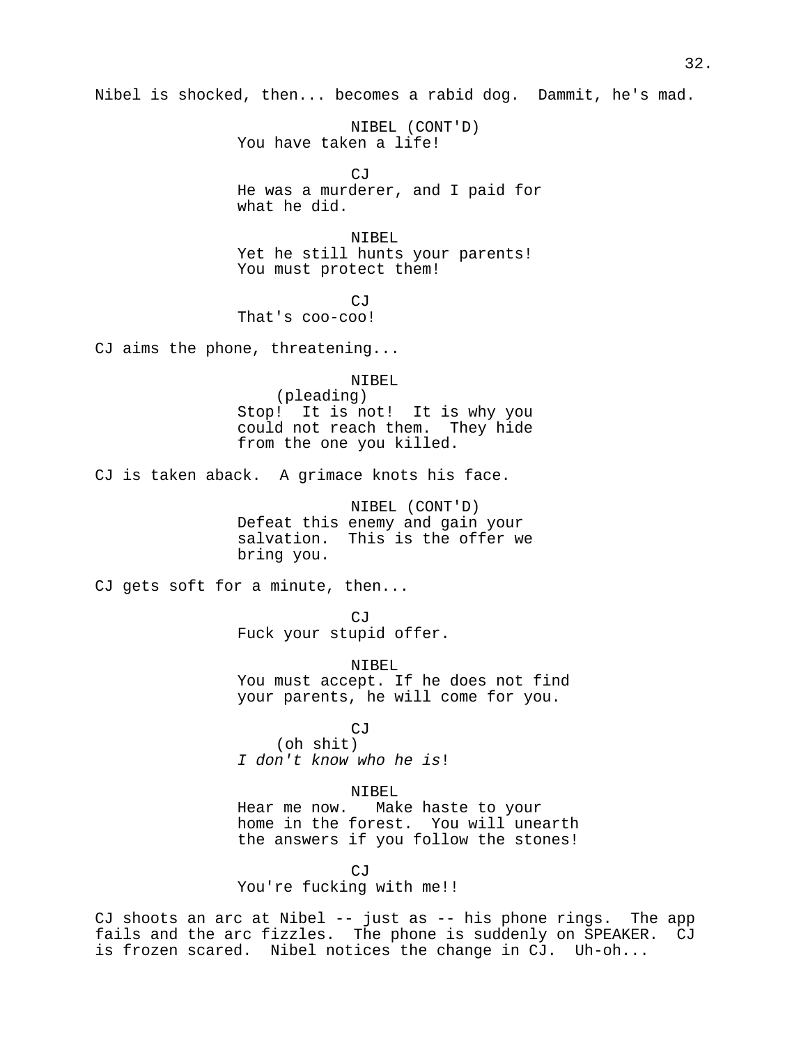Nibel is shocked, then... becomes a rabid dog.  Dammit, he's mad.

NIBEL (CONT'D)
You have taken a life!

CJ
He was a murderer, and I paid for what he did.

NIBEL
Yet he still hunts your parents! You must protect them!

CJ
That's coo-coo!

CJ aims the phone, threatening...

NIBEL
(pleading)
Stop!  It is not!  It is why you could not reach them.  They hide from the one you killed.

CJ is taken aback.  A grimace knots his face.

NIBEL (CONT'D)
Defeat this enemy and gain your salvation.  This is the offer we bring you.

CJ gets soft for a minute, then...

CJ
Fuck your stupid offer.

NIBEL
You must accept. If he does not find your parents, he will come for you.

CJ
(oh shit)
*I don't know who he is*!

NIBEL
Hear me now.   Make haste to your home in the forest.  You will unearth the answers if you follow the stones!

CJ
You're fucking with me!!

CJ shoots an arc at Nibel -- just as -- his phone rings.  The app fails and the arc fizzles.  The phone is suddenly on SPEAKER.  CJ is frozen scared.  Nibel notices the change in CJ.  Uh-oh...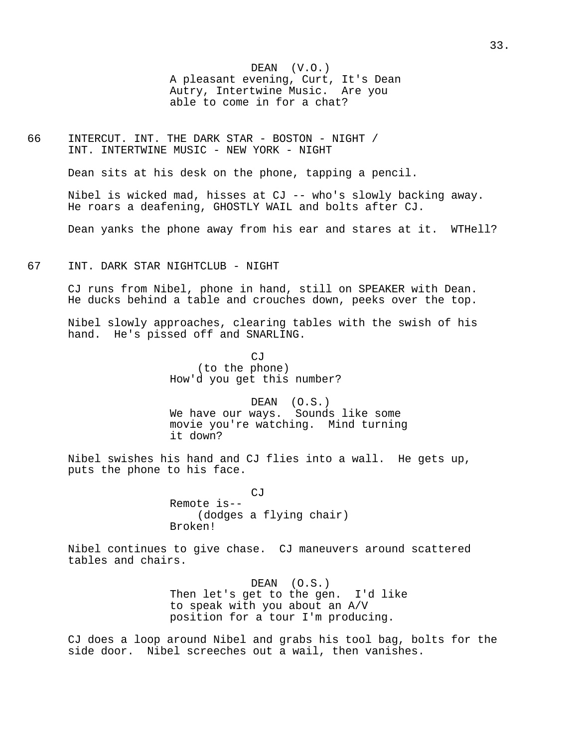DEAN (V.O.)
A pleasant evening, Curt, It's Dean Autry, Intertwine Music. Are you able to come in for a chat?

66 INTERCUT. INT. THE DARK STAR - BOSTON - NIGHT / INT. INTERTWINE MUSIC - NEW YORK - NIGHT

Dean sits at his desk on the phone, tapping a pencil.

Nibel is wicked mad, hisses at CJ -- who's slowly backing away. He roars a deafening, GHOSTLY WAIL and bolts after CJ.

Dean yanks the phone away from his ear and stares at it. WTHell?

67 INT. DARK STAR NIGHTCLUB - NIGHT

CJ runs from Nibel, phone in hand, still on SPEAKER with Dean. He ducks behind a table and crouches down, peeks over the top.

Nibel slowly approaches, clearing tables with the swish of his hand. He's pissed off and SNARLING.

CJ
(to the phone)
How'd you get this number?

DEAN (O.S.)
We have our ways. Sounds like some movie you're watching. Mind turning it down?

Nibel swishes his hand and CJ flies into a wall. He gets up, puts the phone to his face.

CJ
Remote is--
(dodges a flying chair)
Broken!

Nibel continues to give chase. CJ maneuvers around scattered tables and chairs.

DEAN (O.S.)
Then let's get to the gen. I'd like to speak with you about an A/V position for a tour I'm producing.

CJ does a loop around Nibel and grabs his tool bag, bolts for the side door. Nibel screeches out a wail, then vanishes.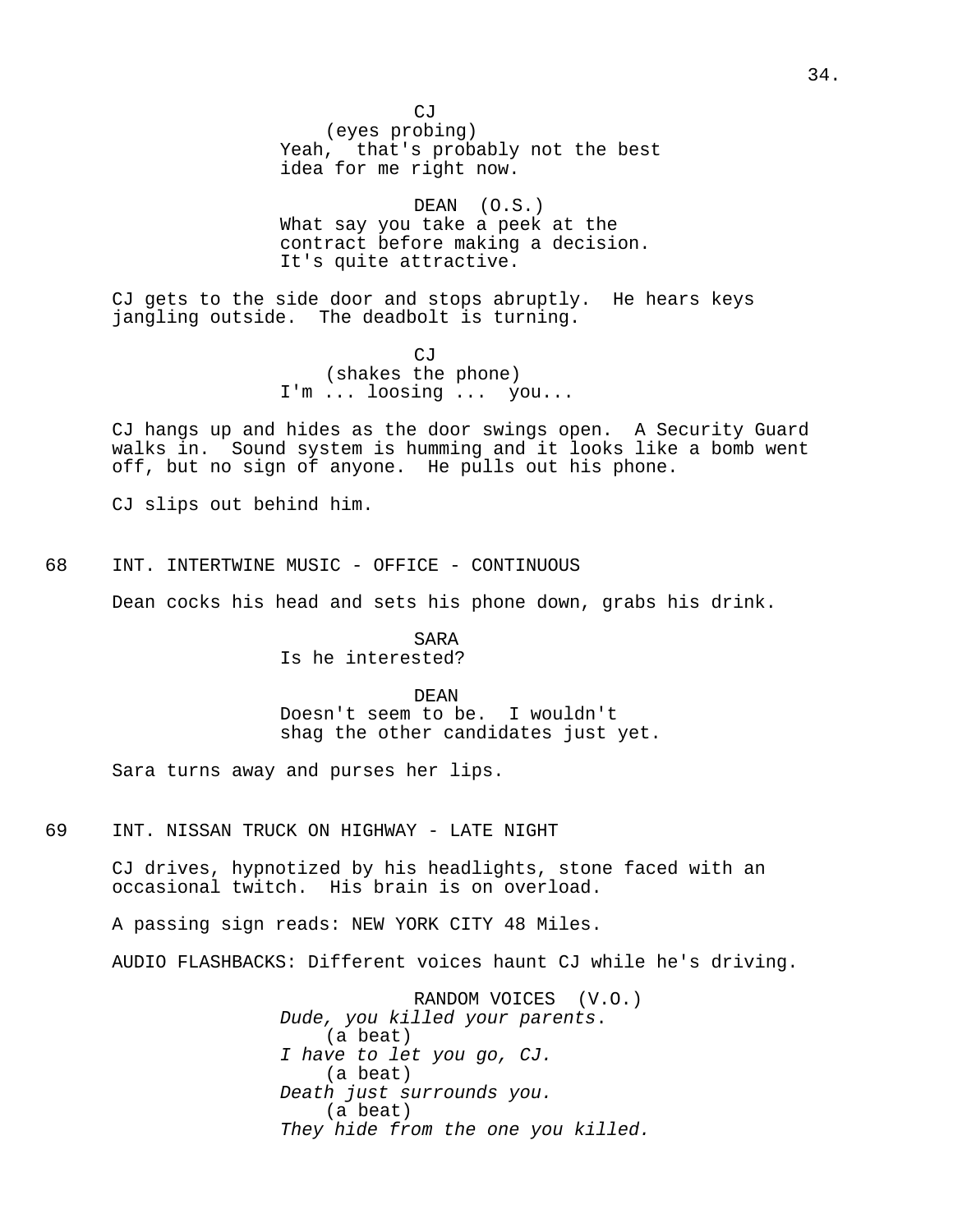CJ
(eyes probing)
Yeah, that's probably not the best idea for me right now.

DEAN (O.S.)
What say you take a peek at the contract before making a decision. It's quite attractive.

CJ gets to the side door and stops abruptly. He hears keys jangling outside. The deadbolt is turning.

CJ
(shakes the phone)
I'm ... loosing ... you...

CJ hangs up and hides as the door swings open. A Security Guard walks in. Sound system is humming and it looks like a bomb went off, but no sign of anyone. He pulls out his phone.

CJ slips out behind him.

68 INT. INTERTWINE MUSIC - OFFICE - CONTINUOUS

Dean cocks his head and sets his phone down, grabs his drink.

SARA
Is he interested?

DEAN
Doesn't seem to be. I wouldn't shag the other candidates just yet.

Sara turns away and purses her lips.

69 INT. NISSAN TRUCK ON HIGHWAY - LATE NIGHT

CJ drives, hypnotized by his headlights, stone faced with an occasional twitch. His brain is on overload.

A passing sign reads: NEW YORK CITY 48 Miles.

AUDIO FLASHBACKS: Different voices haunt CJ while he's driving.

RANDOM VOICES (V.O.)
*Dude, you killed your parents.*
(a beat)
*I have to let you go, CJ.*
(a beat)
*Death just surrounds you.*
(a beat)
*They hide from the one you killed.*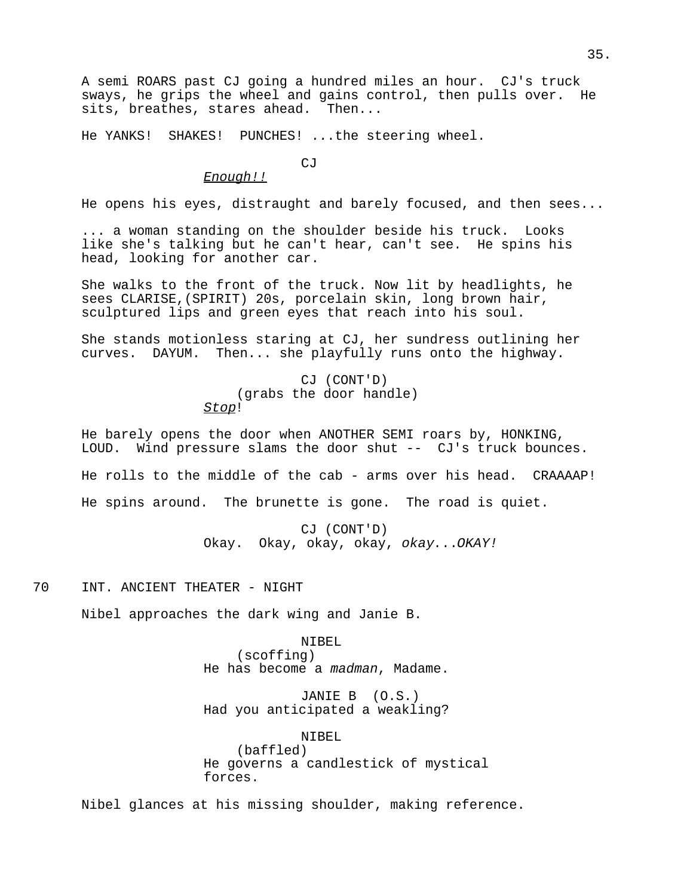A semi ROARS past CJ going a hundred miles an hour. CJ's truck sways, he grips the wheel and gains control, then pulls over. He sits, breathes, stares ahead. Then...

He YANKS! SHAKES! PUNCHES! ...the steering wheel.

CJ
*Enough!!*

He opens his eyes, distraught and barely focused, and then sees...

... a woman standing on the shoulder beside his truck. Looks like she's talking but he can't hear, can't see. He spins his head, looking for another car.

She walks to the front of the truck. Now lit by headlights, he sees CLARISE,(SPIRIT) 20s, porcelain skin, long brown hair, sculptured lips and green eyes that reach into his soul.

She stands motionless staring at CJ, her sundress outlining her curves. DAYUM. Then... she playfully runs onto the highway.

CJ (CONT'D)
(grabs the door handle)
*Stop*!

He barely opens the door when ANOTHER SEMI roars by, HONKING, LOUD. Wind pressure slams the door shut -- CJ's truck bounces.

He rolls to the middle of the cab - arms over his head. CRAAAAP!

He spins around. The brunette is gone. The road is quiet.

CJ (CONT'D)
Okay. Okay, okay, okay, *okay*...*OKAY!*

70 INT. ANCIENT THEATER - NIGHT

Nibel approaches the dark wing and Janie B.

NIBEL
(scoffing)
He has become a *madman*, Madame.

JANIE B (O.S.)
Had you anticipated a weakling?

NIBEL
(baffled)
He governs a candlestick of mystical forces.

Nibel glances at his missing shoulder, making reference.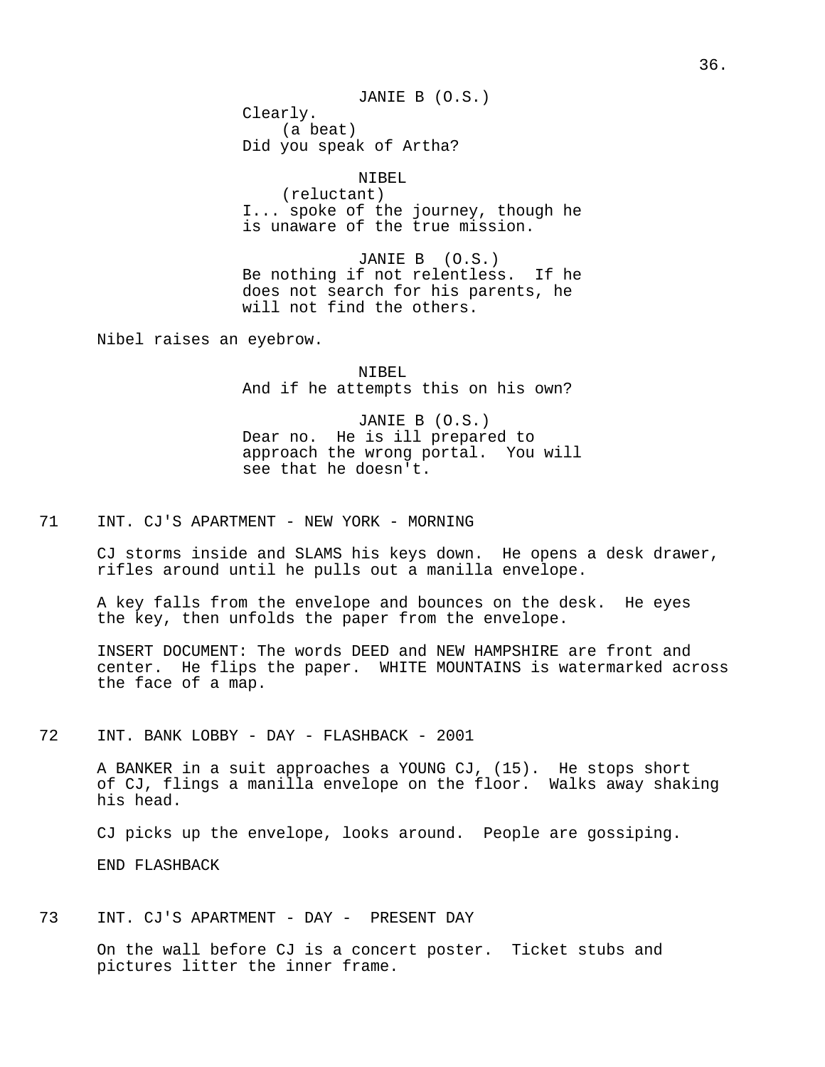JANIE B (O.S.)
Clearly.
(a beat)
Did you speak of Artha?

NIBEL
(reluctant)
I... spoke of the journey, though he is unaware of the true mission.

JANIE B (O.S.)
Be nothing if not relentless. If he does not search for his parents, he will not find the others.

Nibel raises an eyebrow.

NIBEL
And if he attempts this on his own?

JANIE B (O.S.)
Dear no. He is ill prepared to approach the wrong portal. You will see that he doesn't.

71 INT. CJ'S APARTMENT - NEW YORK - MORNING

CJ storms inside and SLAMS his keys down. He opens a desk drawer, rifles around until he pulls out a manilla envelope.

A key falls from the envelope and bounces on the desk. He eyes the key, then unfolds the paper from the envelope.

INSERT DOCUMENT: The words DEED and NEW HAMPSHIRE are front and center. He flips the paper. WHITE MOUNTAINS is watermarked across the face of a map.

72 INT. BANK LOBBY - DAY - FLASHBACK - 2001

A BANKER in a suit approaches a YOUNG CJ, (15). He stops short of CJ, flings a manilla envelope on the floor. Walks away shaking his head.

CJ picks up the envelope, looks around. People are gossiping.

END FLASHBACK

73 INT. CJ'S APARTMENT - DAY - PRESENT DAY

On the wall before CJ is a concert poster. Ticket stubs and pictures litter the inner frame.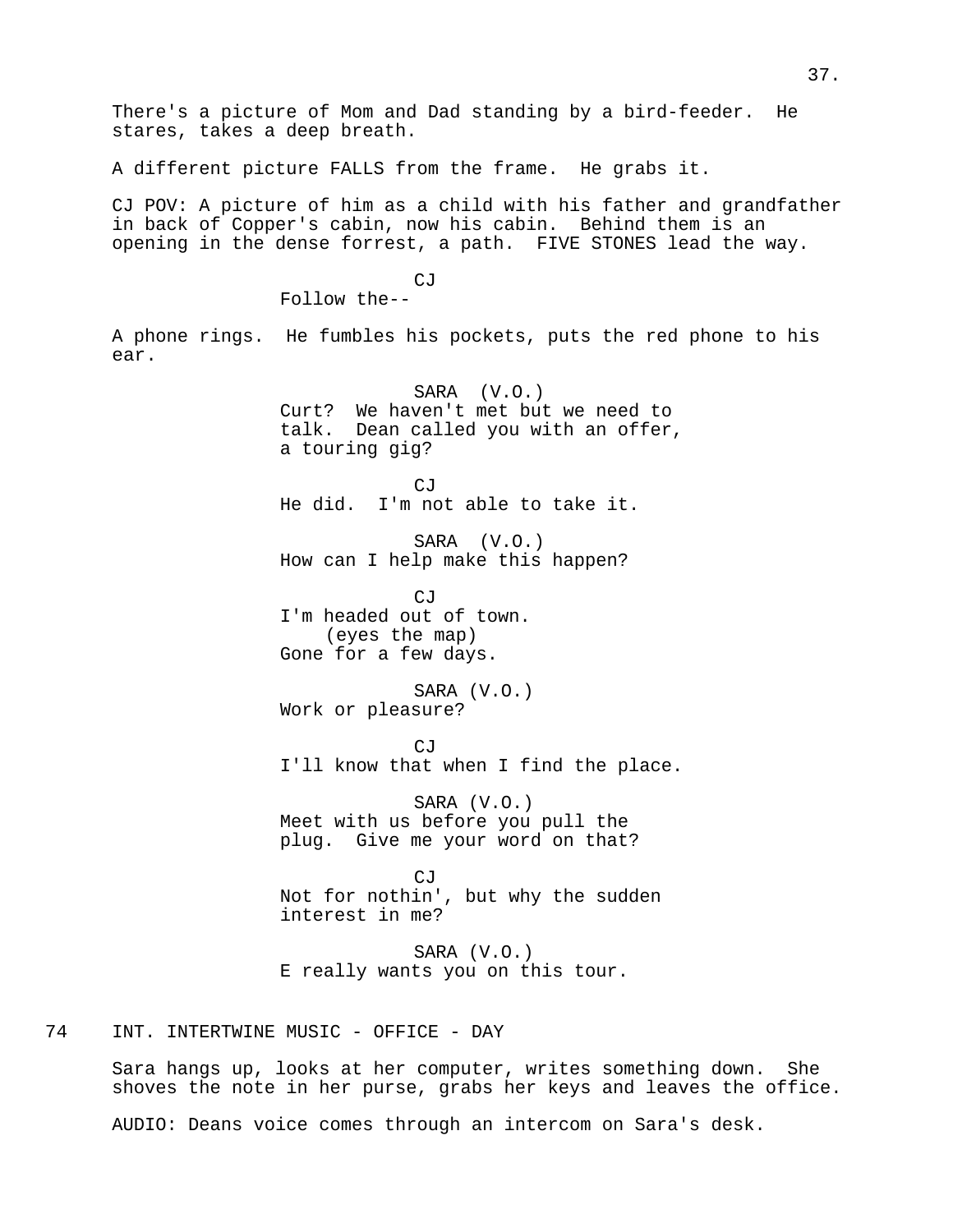There's a picture of Mom and Dad standing by a bird-feeder. He stares, takes a deep breath.

A different picture FALLS from the frame. He grabs it.

CJ POV: A picture of him as a child with his father and grandfather in back of Copper's cabin, now his cabin. Behind them is an opening in the dense forrest, a path. FIVE STONES lead the way.

CJ
Follow the--

A phone rings. He fumbles his pockets, puts the red phone to his ear.

SARA (V.O.)
Curt? We haven't met but we need to talk. Dean called you with an offer, a touring gig?

CJ
He did. I'm not able to take it.

SARA (V.O.)
How can I help make this happen?

CJ
I'm headed out of town.
(eyes the map)
Gone for a few days.

SARA (V.O.)
Work or pleasure?

CJ
I'll know that when I find the place.

SARA (V.O.)
Meet with us before you pull the plug. Give me your word on that?

CJ
Not for nothin', but why the sudden interest in me?

SARA (V.O.)
E really wants you on this tour.

74 INT. INTERTWINE MUSIC - OFFICE - DAY

Sara hangs up, looks at her computer, writes something down. She shoves the note in her purse, grabs her keys and leaves the office.

AUDIO: Deans voice comes through an intercom on Sara's desk.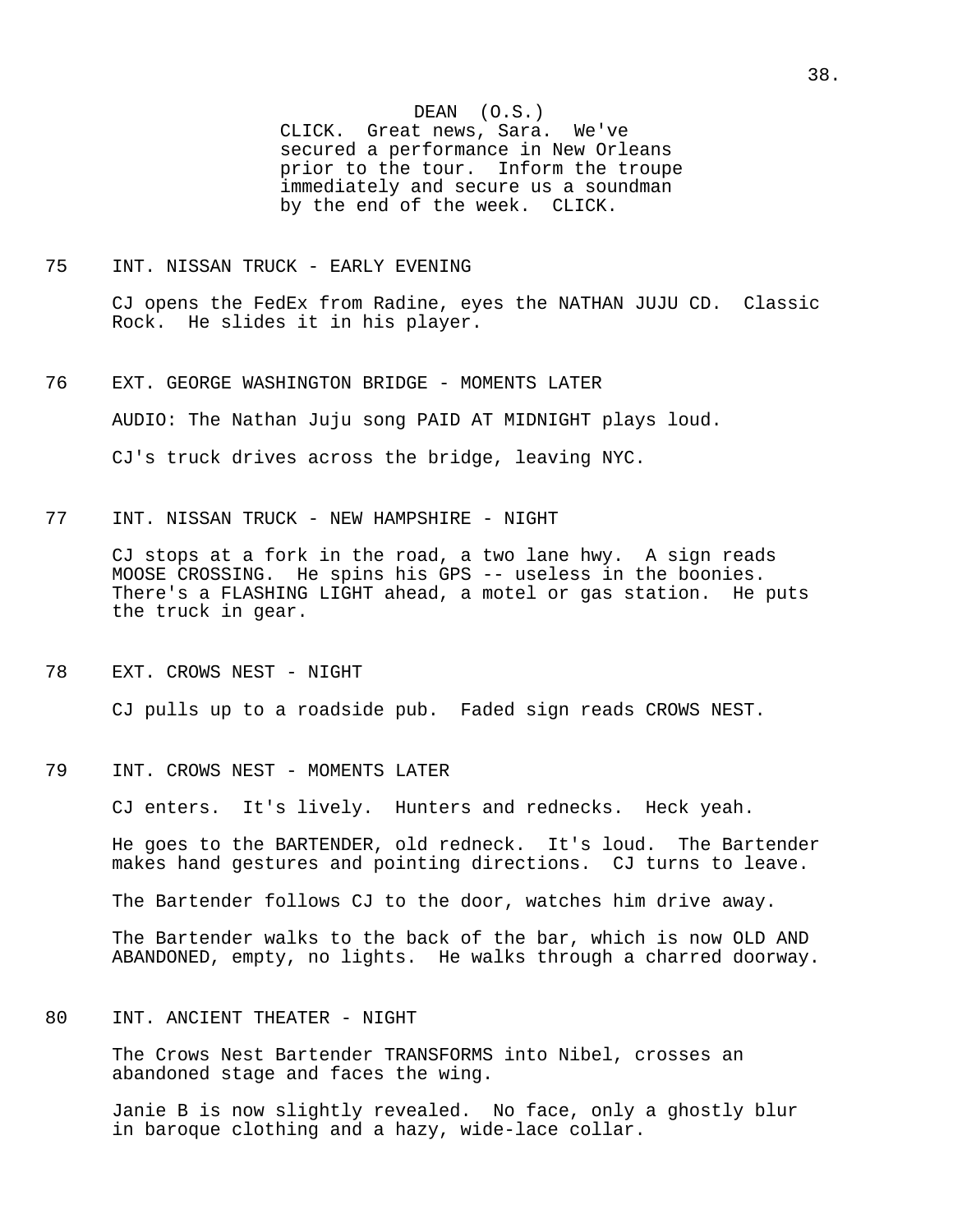DEAN (O.S.)
CLICK. Great news, Sara. We've secured a performance in New Orleans prior to the tour. Inform the troupe immediately and secure us a soundman by the end of the week. CLICK.

75 INT. NISSAN TRUCK - EARLY EVENING

CJ opens the FedEx from Radine, eyes the NATHAN JUJU CD. Classic Rock. He slides it in his player.

76 EXT. GEORGE WASHINGTON BRIDGE - MOMENTS LATER

AUDIO: The Nathan Juju song PAID AT MIDNIGHT plays loud.

CJ's truck drives across the bridge, leaving NYC.

77 INT. NISSAN TRUCK - NEW HAMPSHIRE - NIGHT

CJ stops at a fork in the road, a two lane hwy. A sign reads MOOSE CROSSING. He spins his GPS -- useless in the boonies. There's a FLASHING LIGHT ahead, a motel or gas station. He puts the truck in gear.

78 EXT. CROWS NEST - NIGHT

CJ pulls up to a roadside pub. Faded sign reads CROWS NEST.

79 INT. CROWS NEST - MOMENTS LATER

CJ enters. It's lively. Hunters and rednecks. Heck yeah.

He goes to the BARTENDER, old redneck. It's loud. The Bartender makes hand gestures and pointing directions. CJ turns to leave.

The Bartender follows CJ to the door, watches him drive away.

The Bartender walks to the back of the bar, which is now OLD AND ABANDONED, empty, no lights. He walks through a charred doorway.

80 INT. ANCIENT THEATER - NIGHT

The Crows Nest Bartender TRANSFORMS into Nibel, crosses an abandoned stage and faces the wing.

Janie B is now slightly revealed. No face, only a ghostly blur in baroque clothing and a hazy, wide-lace collar.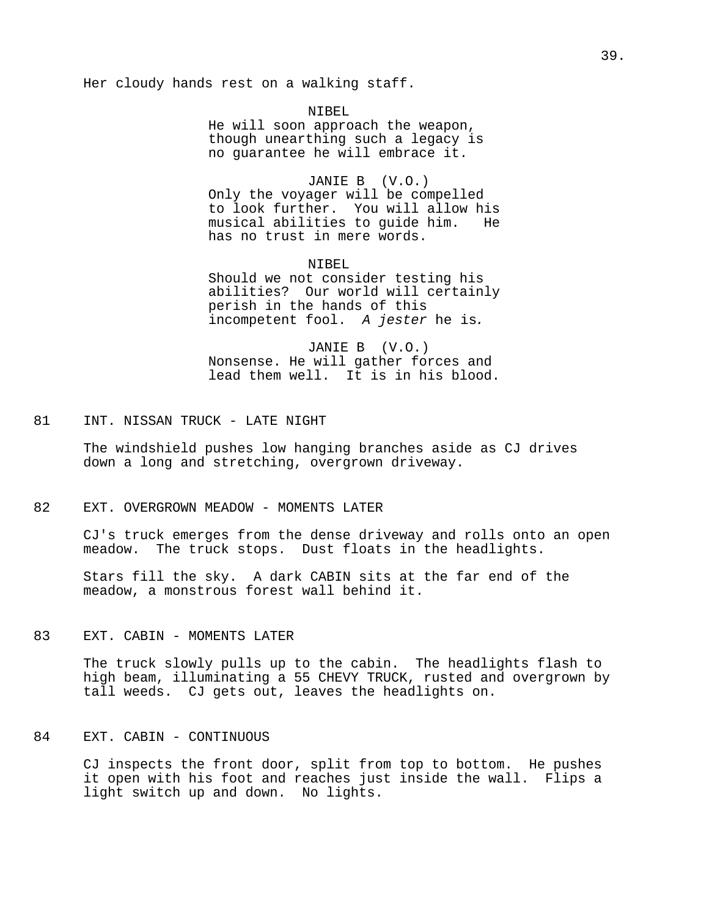Her cloudy hands rest on a walking staff.

NIBEL
He will soon approach the weapon, though unearthing such a legacy is no guarantee he will embrace it.

JANIE B (V.O.)
Only the voyager will be compelled to look further. You will allow his musical abilities to guide him. He has no trust in mere words.

NIBEL
Should we not consider testing his abilities? Our world will certainly perish in the hands of this incompetent fool. *A jester* he is.

JANIE B (V.O.)
Nonsense. He will gather forces and lead them well. It is in his blood.

81 INT. NISSAN TRUCK - LATE NIGHT

The windshield pushes low hanging branches aside as CJ drives down a long and stretching, overgrown driveway.

82 EXT. OVERGROWN MEADOW - MOMENTS LATER

CJ's truck emerges from the dense driveway and rolls onto an open meadow. The truck stops. Dust floats in the headlights.

Stars fill the sky. A dark CABIN sits at the far end of the meadow, a monstrous forest wall behind it.

83 EXT. CABIN - MOMENTS LATER

The truck slowly pulls up to the cabin. The headlights flash to high beam, illuminating a 55 CHEVY TRUCK, rusted and overgrown by tall weeds. CJ gets out, leaves the headlights on.

84 EXT. CABIN - CONTINUOUS

CJ inspects the front door, split from top to bottom. He pushes it open with his foot and reaches just inside the wall. Flips a light switch up and down. No lights.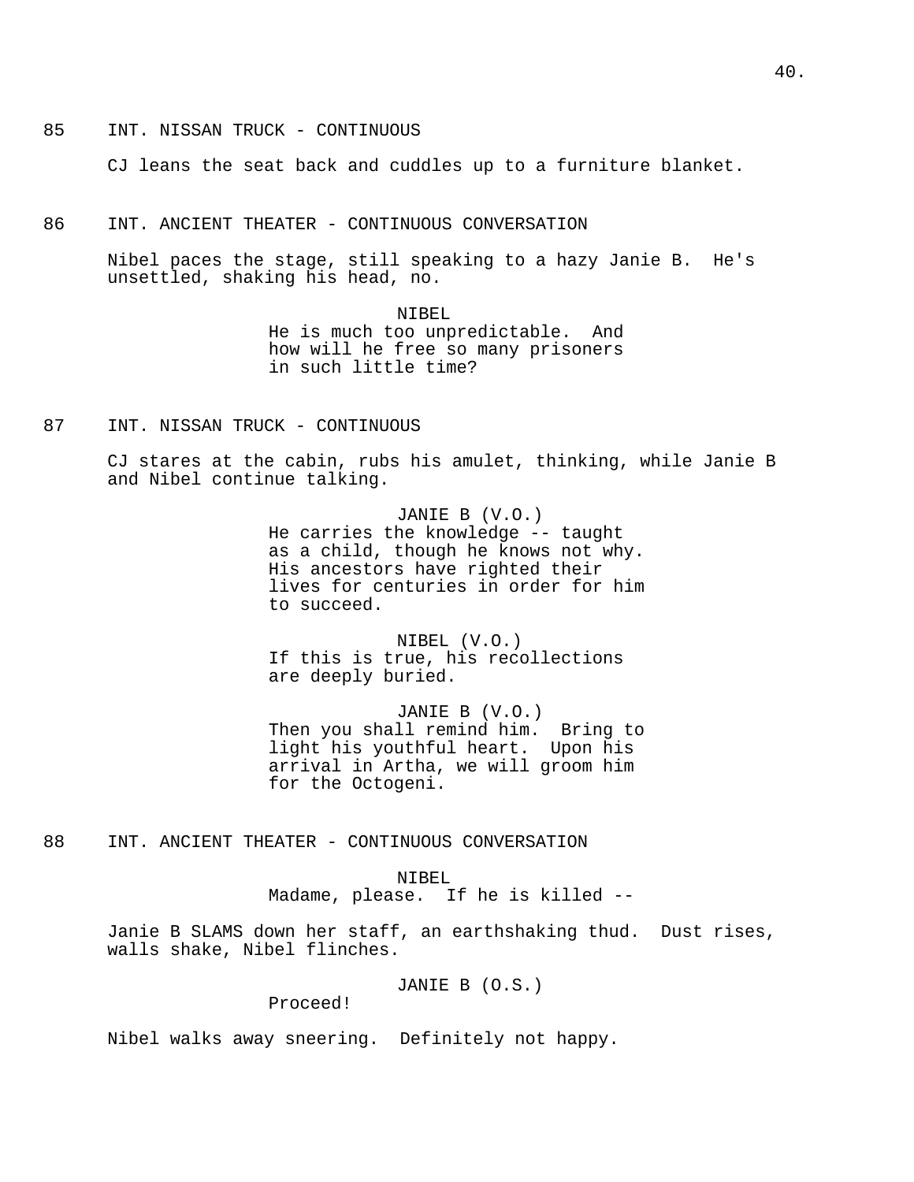85 INT. NISSAN TRUCK - CONTINUOUS

CJ leans the seat back and cuddles up to a furniture blanket.

86 INT. ANCIENT THEATER - CONTINUOUS CONVERSATION

Nibel paces the stage, still speaking to a hazy Janie B. He's unsettled, shaking his head, no.

NIBEL
He is much too unpredictable. And how will he free so many prisoners in such little time?

87 INT. NISSAN TRUCK - CONTINUOUS

CJ stares at the cabin, rubs his amulet, thinking, while Janie B and Nibel continue talking.

JANIE B (V.O.)
He carries the knowledge -- taught as a child, though he knows not why. His ancestors have righted their lives for centuries in order for him to succeed.

NIBEL (V.O.)
If this is true, his recollections are deeply buried.

JANIE B (V.O.)
Then you shall remind him. Bring to light his youthful heart. Upon his arrival in Artha, we will groom him for the Octogeni.

88 INT. ANCIENT THEATER - CONTINUOUS CONVERSATION

NIBEL
Madame, please. If he is killed --

Janie B SLAMS down her staff, an earthshaking thud. Dust rises, walls shake, Nibel flinches.

JANIE B (O.S.)
Proceed!

Nibel walks away sneering. Definitely not happy.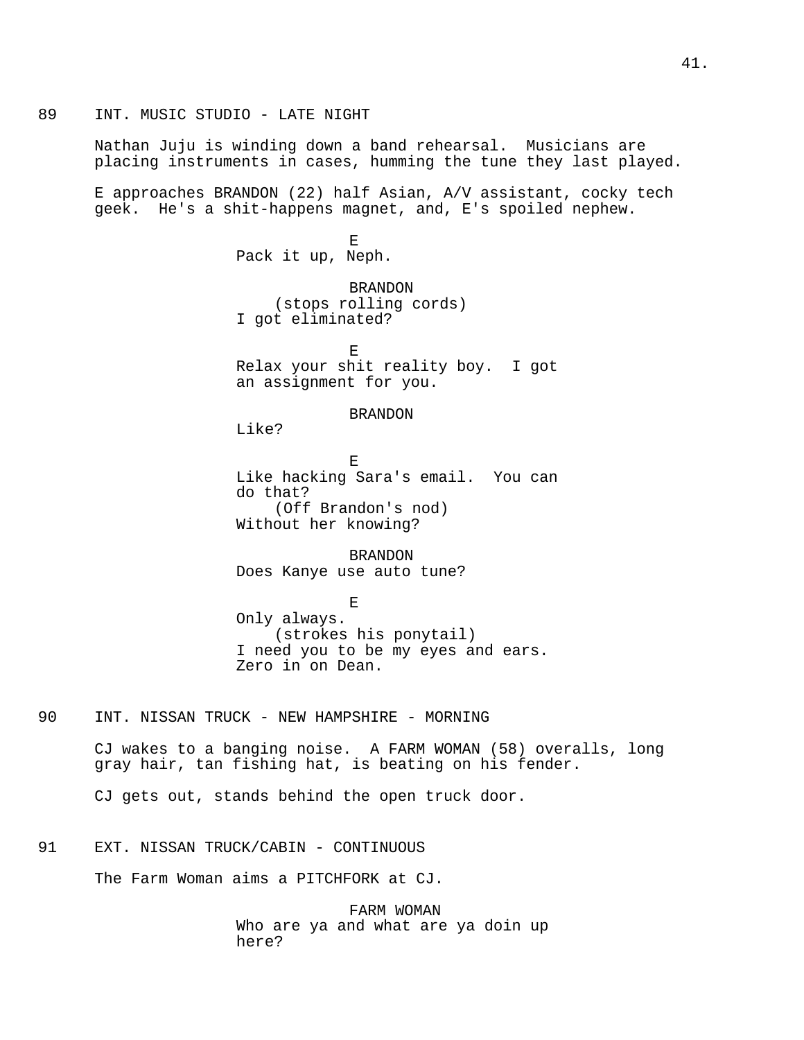89 INT. MUSIC STUDIO - LATE NIGHT

Nathan Juju is winding down a band rehearsal. Musicians are placing instruments in cases, humming the tune they last played.

E approaches BRANDON (22) half Asian, A/V assistant, cocky tech geek. He's a shit-happens magnet, and, E's spoiled nephew.

E
Pack it up, Neph.

BRANDON
(stops rolling cords)
I got eliminated?

E
Relax your shit reality boy. I got an assignment for you.

BRANDON
Like?

E
Like hacking Sara's email. You can do that?
(Off Brandon's nod)
Without her knowing?

BRANDON
Does Kanye use auto tune?

E
Only always.
(strokes his ponytail)
I need you to be my eyes and ears. Zero in on Dean.

90 INT. NISSAN TRUCK - NEW HAMPSHIRE - MORNING

CJ wakes to a banging noise. A FARM WOMAN (58) overalls, long gray hair, tan fishing hat, is beating on his fender.

CJ gets out, stands behind the open truck door.

91 EXT. NISSAN TRUCK/CABIN - CONTINUOUS

The Farm Woman aims a PITCHFORK at CJ.

FARM WOMAN
Who are ya and what are ya doin up here?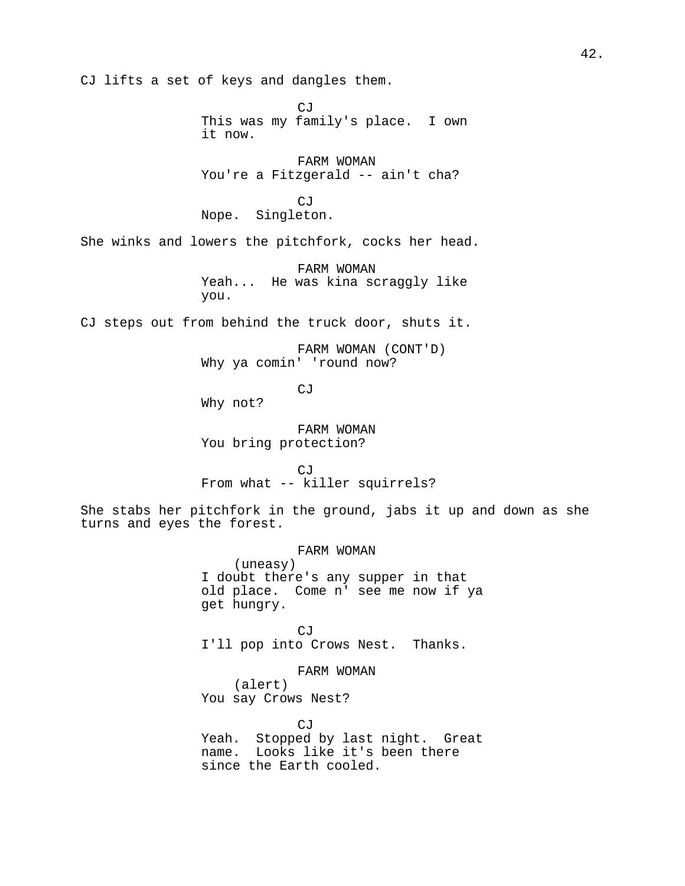CJ lifts a set of keys and dangles them.

CJ
This was my family's place. I own it now.

FARM WOMAN
You're a Fitzgerald -- ain't cha?

CJ
Nope. Singleton.

She winks and lowers the pitchfork, cocks her head.

FARM WOMAN
Yeah... He was kina scraggly like you.

CJ steps out from behind the truck door, shuts it.

FARM WOMAN (CONT'D)
Why ya comin' 'round now?

CJ
Why not?

FARM WOMAN
You bring protection?

CJ
From what -- killer squirrels?

She stabs her pitchfork in the ground, jabs it up and down as she turns and eyes the forest.

FARM WOMAN
(uneasy)
I doubt there's any supper in that old place. Come n' see me now if ya get hungry.

CJ
I'll pop into Crows Nest. Thanks.

FARM WOMAN
(alert)
You say Crows Nest?

CJ
Yeah. Stopped by last night. Great name. Looks like it's been there since the Earth cooled.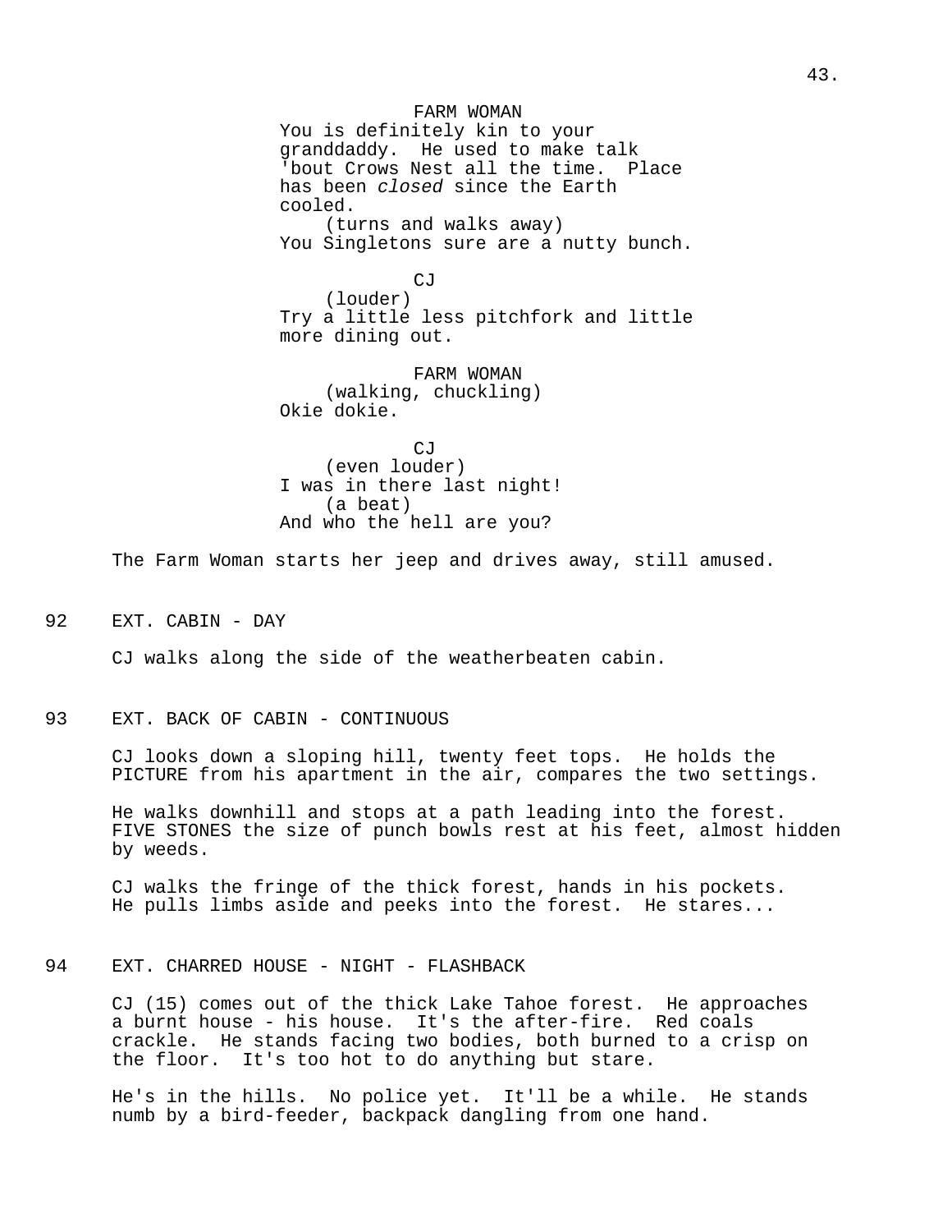FARM WOMAN
You is definitely kin to your granddaddy. He used to make talk 'bout Crows Nest all the time. Place has been *closed* since the Earth cooled.
(turns and walks away)
You Singletons sure are a nutty bunch.

CJ
(louder)
Try a little less pitchfork and little more dining out.

FARM WOMAN
(walking, chuckling)
Okie dokie.

CJ
(even louder)
I was in there last night!
(a beat)
And who the hell are you?

The Farm Woman starts her jeep and drives away, still amused.

92 EXT. CABIN - DAY

CJ walks along the side of the weatherbeaten cabin.

93 EXT. BACK OF CABIN - CONTINUOUS

CJ looks down a sloping hill, twenty feet tops. He holds the PICTURE from his apartment in the air, compares the two settings.

He walks downhill and stops at a path leading into the forest. FIVE STONES the size of punch bowls rest at his feet, almost hidden by weeds.

CJ walks the fringe of the thick forest, hands in his pockets. He pulls limbs aside and peeks into the forest. He stares...

94 EXT. CHARRED HOUSE - NIGHT - FLASHBACK

CJ (15) comes out of the thick Lake Tahoe forest. He approaches a burnt house - his house. It's the after-fire. Red coals crackle. He stands facing two bodies, both burned to a crisp on the floor. It's too hot to do anything but stare.

He's in the hills. No police yet. It'll be a while. He stands numb by a bird-feeder, backpack dangling from one hand.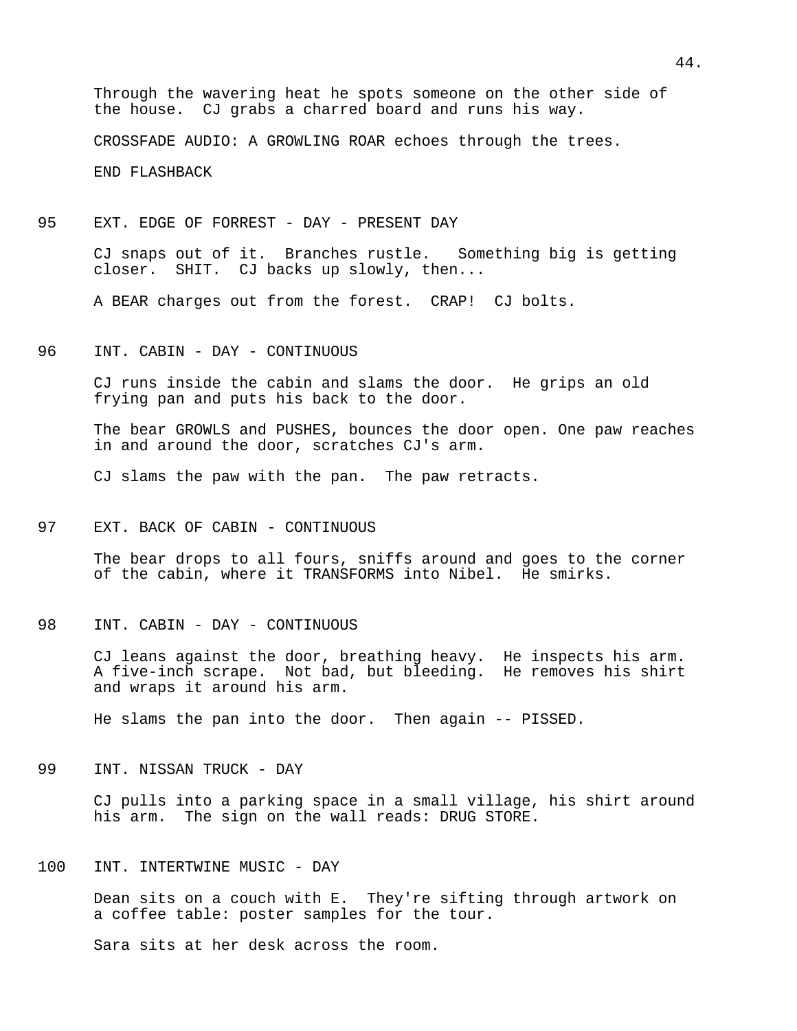Through the wavering heat he spots someone on the other side of the house. CJ grabs a charred board and runs his way.

CROSSFADE AUDIO: A GROWLING ROAR echoes through the trees.

END FLASHBACK

95 EXT. EDGE OF FORREST - DAY - PRESENT DAY

CJ snaps out of it. Branches rustle. Something big is getting closer. SHIT. CJ backs up slowly, then...

A BEAR charges out from the forest. CRAP! CJ bolts.

96 INT. CABIN - DAY - CONTINUOUS

CJ runs inside the cabin and slams the door. He grips an old frying pan and puts his back to the door.

The bear GROWLS and PUSHES, bounces the door open. One paw reaches in and around the door, scratches CJ's arm.

CJ slams the paw with the pan. The paw retracts.

97 EXT. BACK OF CABIN - CONTINUOUS

The bear drops to all fours, sniffs around and goes to the corner of the cabin, where it TRANSFORMS into Nibel. He smirks.

98 INT. CABIN - DAY - CONTINUOUS

CJ leans against the door, breathing heavy. He inspects his arm. A five-inch scrape. Not bad, but bleeding. He removes his shirt and wraps it around his arm.

He slams the pan into the door. Then again -- PISSED.

99 INT. NISSAN TRUCK - DAY

CJ pulls into a parking space in a small village, his shirt around his arm. The sign on the wall reads: DRUG STORE.

100 INT. INTERTWINE MUSIC - DAY

Dean sits on a couch with E. They're sifting through artwork on a coffee table: poster samples for the tour.

Sara sits at her desk across the room.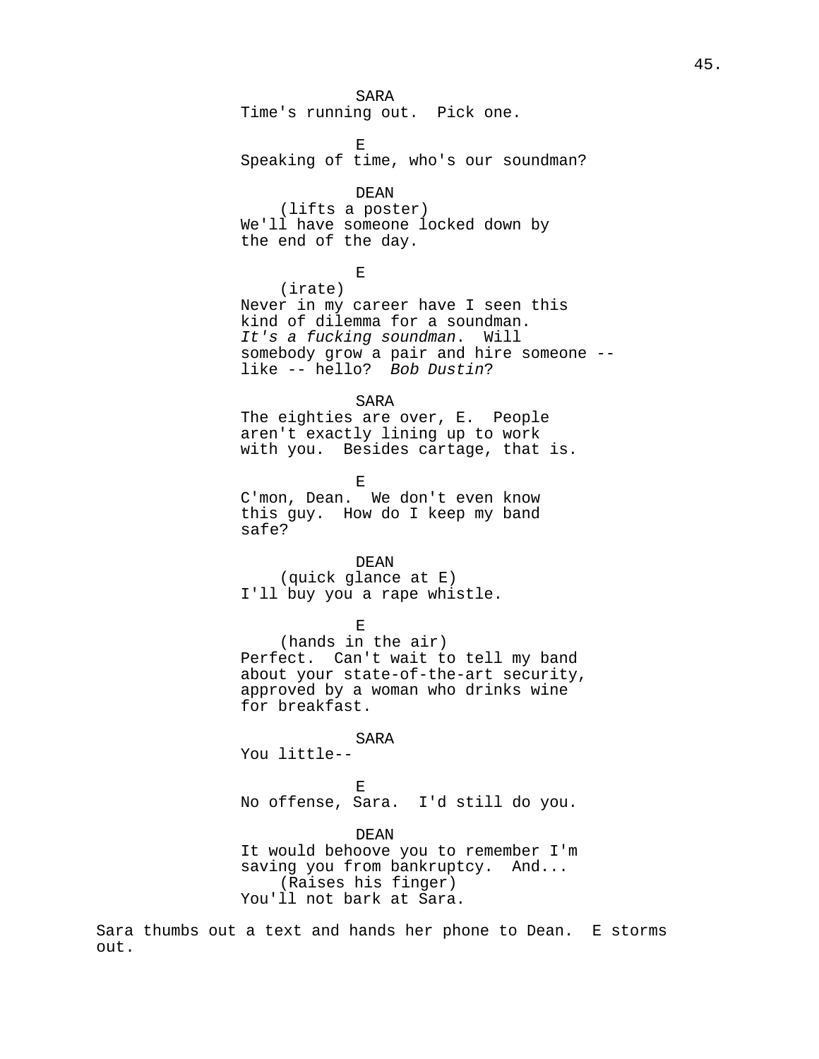SARA
Time's running out. Pick one.

E
Speaking of time, who's our soundman?

DEAN
(lifts a poster)
We'll have someone locked down by the end of the day.

E
(irate)
Never in my career have I seen this kind of dilemma for a soundman. *It's a fucking soundman*. Will somebody grow a pair and hire someone -- like -- hello? *Bob Dustin*?

SARA
The eighties are over, E. People aren't exactly lining up to work with you. Besides cartage, that is.

E
C'mon, Dean. We don't even know this guy. How do I keep my band safe?

DEAN
(quick glance at E)
I'll buy you a rape whistle.

E
(hands in the air)
Perfect. Can't wait to tell my band about your state-of-the-art security, approved by a woman who drinks wine for breakfast.

SARA
You little--

E
No offense, Sara. I'd still do you.

DEAN
It would behoove you to remember I'm saving you from bankruptcy. And...
(Raises his finger)
You'll not bark at Sara.

Sara thumbs out a text and hands her phone to Dean. E storms out.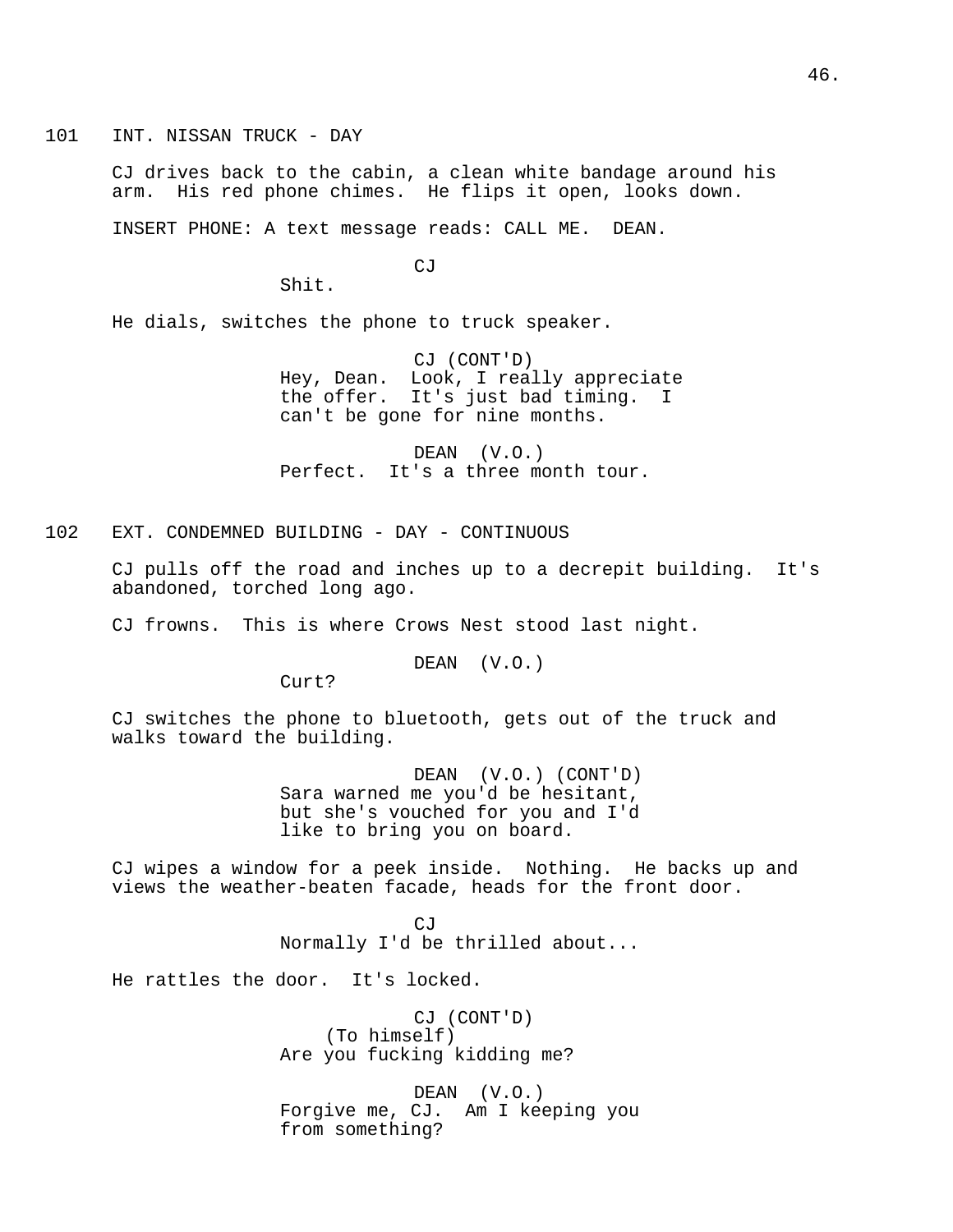101 INT. NISSAN TRUCK - DAY

CJ drives back to the cabin, a clean white bandage around his arm. His red phone chimes. He flips it open, looks down.

INSERT PHONE: A text message reads: CALL ME. DEAN.

CJ
Shit.

He dials, switches the phone to truck speaker.

CJ (CONT'D)
Hey, Dean. Look, I really appreciate the offer. It's just bad timing. I can't be gone for nine months.

DEAN (V.O.)
Perfect. It's a three month tour.

102 EXT. CONDEMNED BUILDING - DAY - CONTINUOUS

CJ pulls off the road and inches up to a decrepit building. It's abandoned, torched long ago.

CJ frowns. This is where Crows Nest stood last night.

DEAN (V.O.)
Curt?

CJ switches the phone to bluetooth, gets out of the truck and walks toward the building.

DEAN (V.O.) (CONT'D)
Sara warned me you'd be hesitant, but she's vouched for you and I'd like to bring you on board.

CJ wipes a window for a peek inside. Nothing. He backs up and views the weather-beaten facade, heads for the front door.

CJ
Normally I'd be thrilled about...

He rattles the door. It's locked.

CJ (CONT'D)
(To himself)
Are you fucking kidding me?

DEAN (V.O.)
Forgive me, CJ. Am I keeping you from something?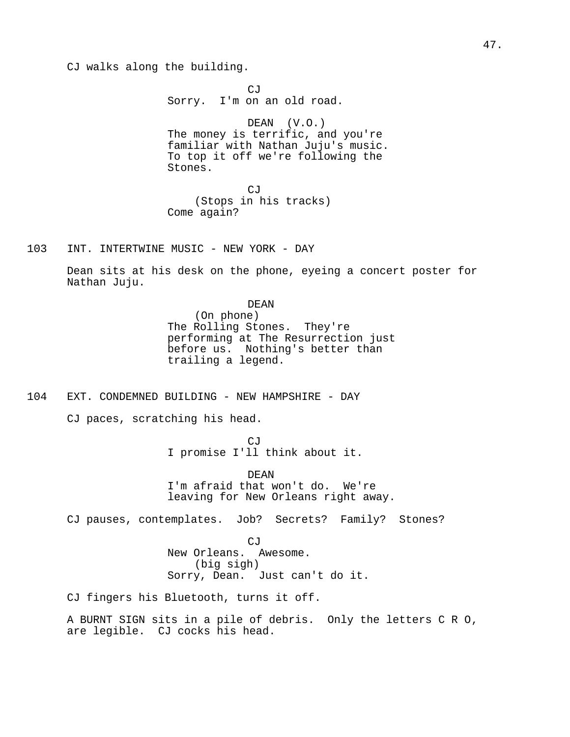CJ walks along the building.

CJ
Sorry. I'm on an old road.

DEAN (V.O.)
The money is terrific, and you're familiar with Nathan Juju's music. To top it off we're following the Stones.

CJ
(Stops in his tracks)
Come again?

103 INT. INTERTWINE MUSIC - NEW YORK - DAY

Dean sits at his desk on the phone, eyeing a concert poster for Nathan Juju.

DEAN
(On phone)
The Rolling Stones. They're performing at The Resurrection just before us. Nothing's better than trailing a legend.

104 EXT. CONDEMNED BUILDING - NEW HAMPSHIRE - DAY

CJ paces, scratching his head.

CJ
I promise I'll think about it.

DEAN
I'm afraid that won't do. We're leaving for New Orleans right away.

CJ pauses, contemplates. Job? Secrets? Family? Stones?

CJ
New Orleans. Awesome.
(big sigh)
Sorry, Dean. Just can't do it.

CJ fingers his Bluetooth, turns it off.

A BURNT SIGN sits in a pile of debris. Only the letters C R O, are legible. CJ cocks his head.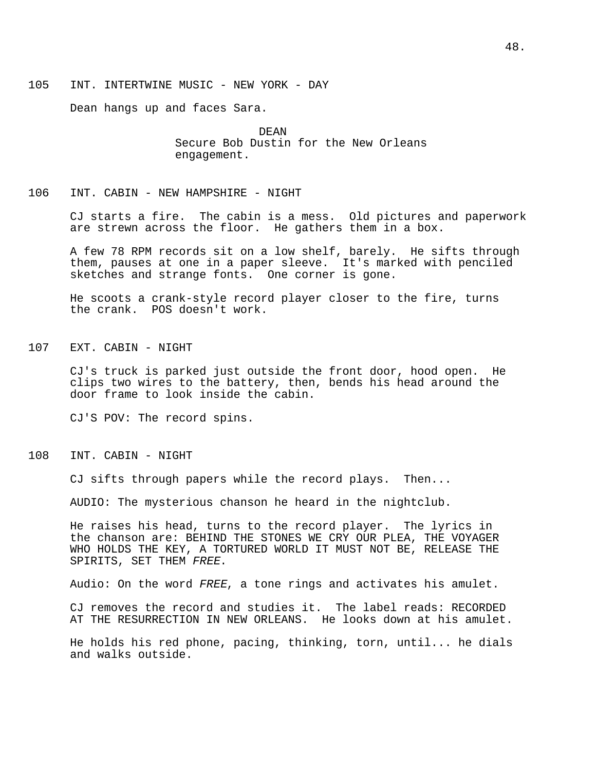105 INT. INTERTWINE MUSIC - NEW YORK - DAY

Dean hangs up and faces Sara.

DEAN
Secure Bob Dustin for the New Orleans engagement.

106 INT. CABIN - NEW HAMPSHIRE - NIGHT

CJ starts a fire. The cabin is a mess. Old pictures and paperwork are strewn across the floor. He gathers them in a box.

A few 78 RPM records sit on a low shelf, barely. He sifts through them, pauses at one in a paper sleeve. It's marked with penciled sketches and strange fonts. One corner is gone.

He scoots a crank-style record player closer to the fire, turns the crank. POS doesn't work.

107 EXT. CABIN - NIGHT

CJ's truck is parked just outside the front door, hood open. He clips two wires to the battery, then, bends his head around the door frame to look inside the cabin.

CJ'S POV: The record spins.

108 INT. CABIN - NIGHT

CJ sifts through papers while the record plays. Then...

AUDIO: The mysterious chanson he heard in the nightclub.

He raises his head, turns to the record player. The lyrics in the chanson are: BEHIND THE STONES WE CRY OUR PLEA, THE VOYAGER WHO HOLDS THE KEY, A TORTURED WORLD IT MUST NOT BE, RELEASE THE SPIRITS, SET THEM *FREE*.

Audio: On the word *FREE*, a tone rings and activates his amulet.

CJ removes the record and studies it. The label reads: RECORDED AT THE RESURRECTION IN NEW ORLEANS. He looks down at his amulet.

He holds his red phone, pacing, thinking, torn, until... he dials and walks outside.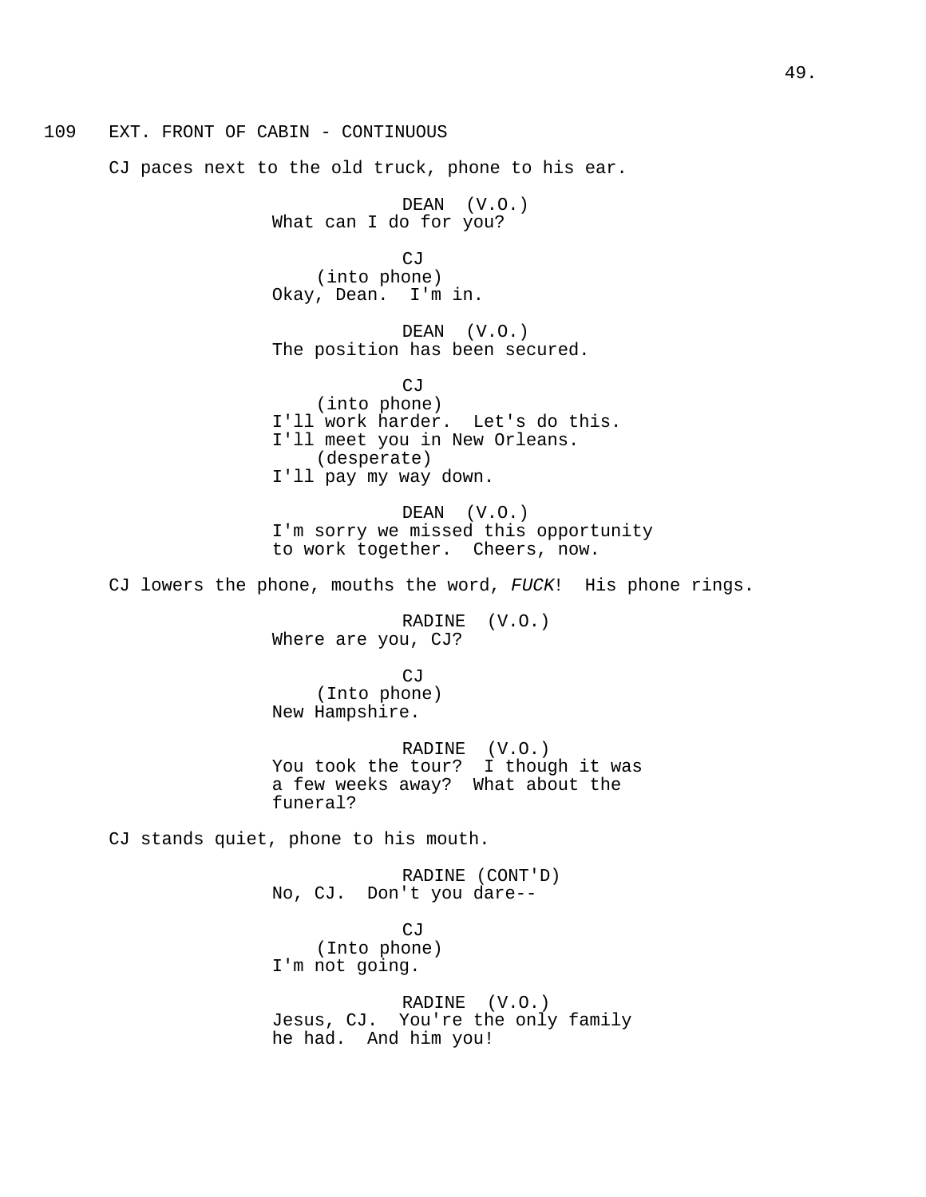109 EXT. FRONT OF CABIN - CONTINUOUS

CJ paces next to the old truck, phone to his ear.

DEAN (V.O.)
What can I do for you?

CJ
(into phone)
Okay, Dean. I'm in.

DEAN (V.O.)
The position has been secured.

CJ
(into phone)
I'll work harder. Let's do this.
I'll meet you in New Orleans.
(desperate)
I'll pay my way down.

DEAN (V.O.)
I'm sorry we missed this opportunity
to work together. Cheers, now.

CJ lowers the phone, mouths the word, *FUCK*! His phone rings.

RADINE (V.O.)
Where are you, CJ?

CJ
(Into phone)
New Hampshire.

RADINE (V.O.)
You took the tour? I though it was
a few weeks away? What about the
funeral?

CJ stands quiet, phone to his mouth.

RADINE (CONT'D)
No, CJ. Don't you dare--

CJ
(Into phone)
I'm not going.

RADINE (V.O.)
Jesus, CJ. You're the only family
he had. And him you!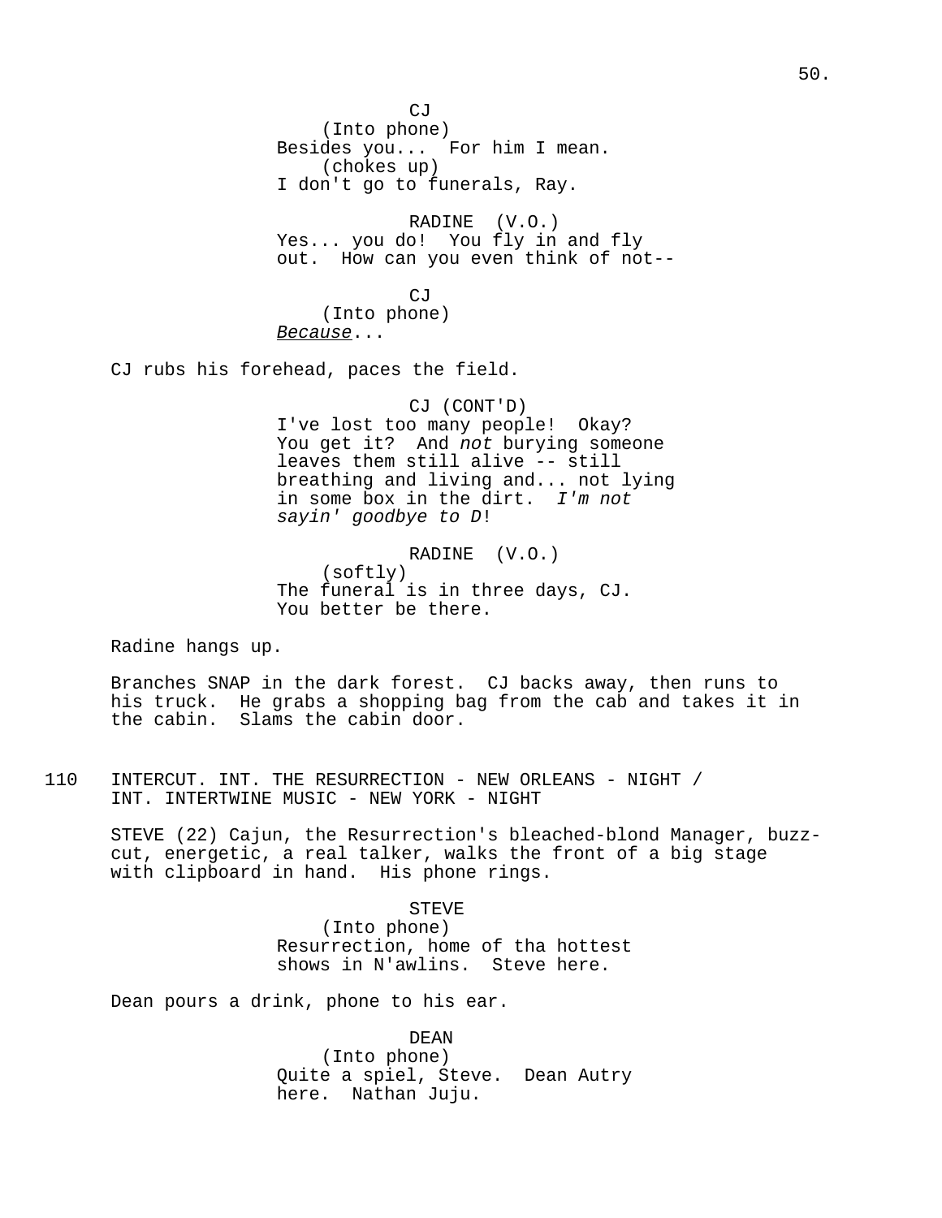CJ
(Into phone)
Besides you... For him I mean.
(chokes up)
I don't go to funerals, Ray.

RADINE (V.O.)
Yes... you do! You fly in and fly out. How can you even think of not--

CJ
(Into phone)
_Because_...

CJ rubs his forehead, paces the field.

CJ (CONT'D)
I've lost too many people! Okay? You get it? And *not* burying someone leaves them still alive -- still breathing and living and... not lying in some box in the dirt. *I'm not sayin' goodbye to D*!

RADINE (V.O.)
(softly)
The funeral is in three days, CJ. You better be there.

Radine hangs up.

Branches SNAP in the dark forest. CJ backs away, then runs to his truck. He grabs a shopping bag from the cab and takes it in the cabin. Slams the cabin door.

110 INTERCUT. INT. THE RESURRECTION - NEW ORLEANS - NIGHT / INT. INTERTWINE MUSIC - NEW YORK - NIGHT

STEVE (22) Cajun, the Resurrection's bleached-blond Manager, buzz-cut, energetic, a real talker, walks the front of a big stage with clipboard in hand. His phone rings.

STEVE
(Into phone)
Resurrection, home of tha hottest shows in N'awlins. Steve here.

Dean pours a drink, phone to his ear.

DEAN
(Into phone)
Quite a spiel, Steve. Dean Autry here. Nathan Juju.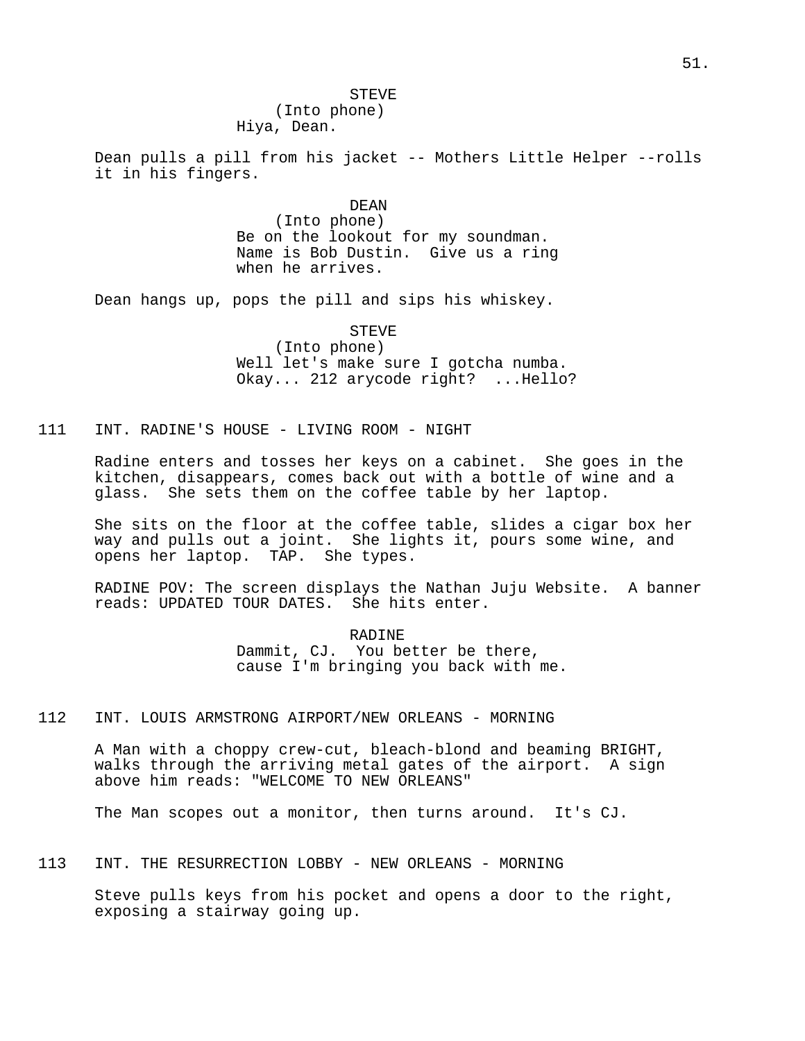STEVE
(Into phone)
Hiya, Dean.

Dean pulls a pill from his jacket -- Mothers Little Helper --rolls it in his fingers.

DEAN
(Into phone)
Be on the lookout for my soundman. Name is Bob Dustin. Give us a ring when he arrives.

Dean hangs up, pops the pill and sips his whiskey.

STEVE
(Into phone)
Well let's make sure I gotcha numba. Okay... 212 arycode right? ...Hello?

111 INT. RADINE'S HOUSE - LIVING ROOM - NIGHT

Radine enters and tosses her keys on a cabinet. She goes in the kitchen, disappears, comes back out with a bottle of wine and a glass. She sets them on the coffee table by her laptop.

She sits on the floor at the coffee table, slides a cigar box her way and pulls out a joint. She lights it, pours some wine, and opens her laptop. TAP. She types.

RADINE POV: The screen displays the Nathan Juju Website. A banner reads: UPDATED TOUR DATES. She hits enter.

RADINE
Dammit, CJ. You better be there, cause I'm bringing you back with me.

112 INT. LOUIS ARMSTRONG AIRPORT/NEW ORLEANS - MORNING

A Man with a choppy crew-cut, bleach-blond and beaming BRIGHT, walks through the arriving metal gates of the airport. A sign above him reads: "WELCOME TO NEW ORLEANS"

The Man scopes out a monitor, then turns around. It's CJ.

113 INT. THE RESURRECTION LOBBY - NEW ORLEANS - MORNING

Steve pulls keys from his pocket and opens a door to the right, exposing a stairway going up.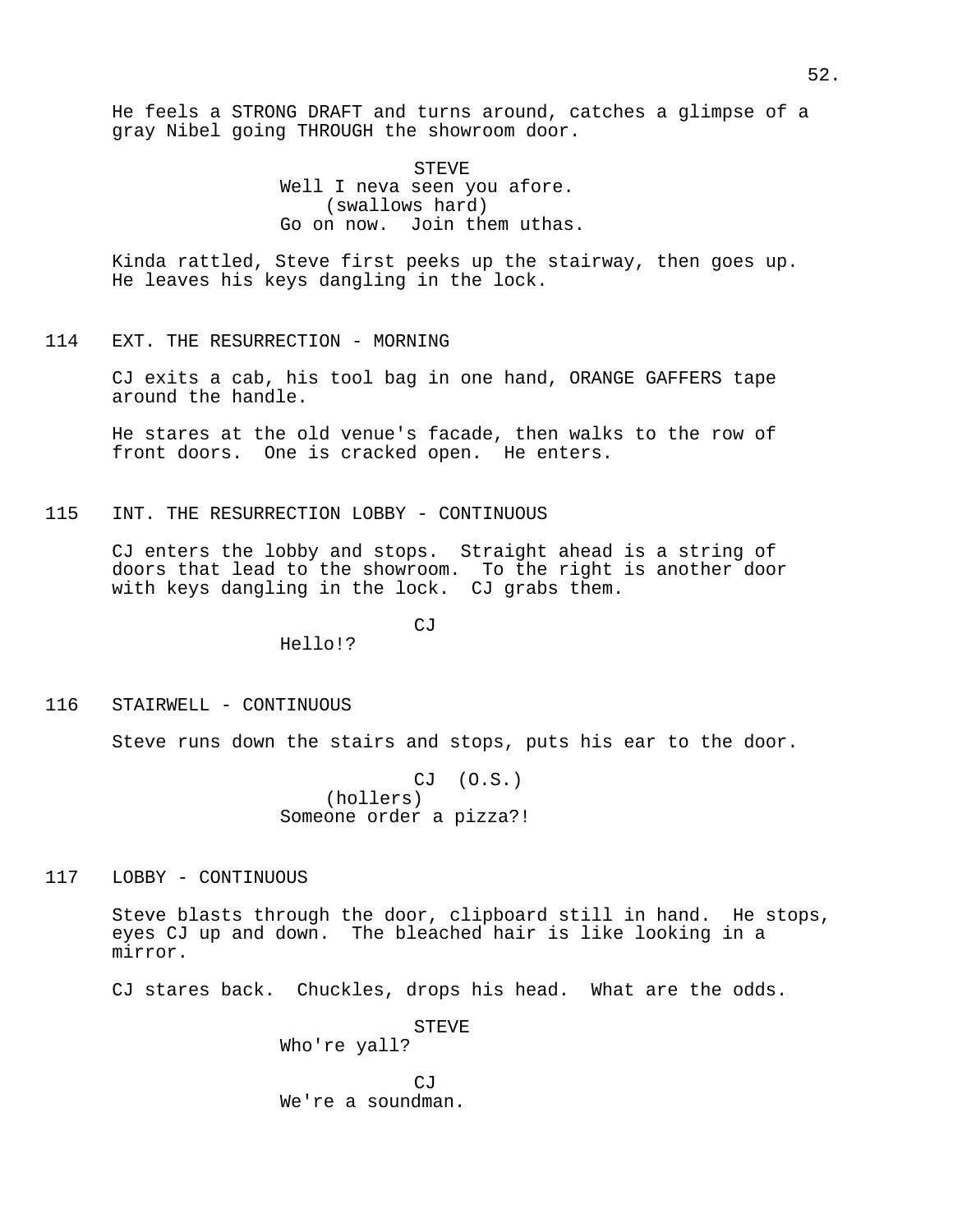He feels a STRONG DRAFT and turns around, catches a glimpse of a gray Nibel going THROUGH the showroom door.

STEVE
Well I neva seen you afore.
(swallows hard)
Go on now. Join them uthas.

Kinda rattled, Steve first peeks up the stairway, then goes up. He leaves his keys dangling in the lock.

114 EXT. THE RESURRECTION - MORNING

CJ exits a cab, his tool bag in one hand, ORANGE GAFFERS tape around the handle.

He stares at the old venue's facade, then walks to the row of front doors. One is cracked open. He enters.

115 INT. THE RESURRECTION LOBBY - CONTINUOUS

CJ enters the lobby and stops. Straight ahead is a string of doors that lead to the showroom. To the right is another door with keys dangling in the lock. CJ grabs them.

CJ
Hello!?

116 STAIRWELL - CONTINUOUS

Steve runs down the stairs and stops, puts his ear to the door.

CJ (O.S.)
(hollers)
Someone order a pizza?!

117 LOBBY - CONTINUOUS

Steve blasts through the door, clipboard still in hand. He stops, eyes CJ up and down. The bleached hair is like looking in a mirror.

CJ stares back. Chuckles, drops his head. What are the odds.

STEVE
Who're yall?

CJ
We're a soundman.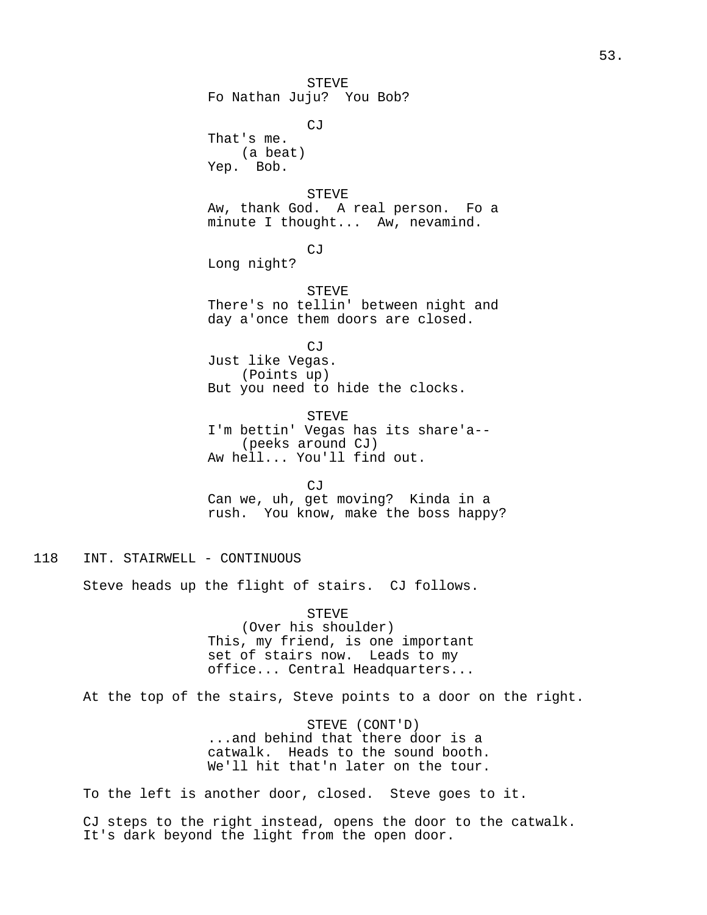STEVE
Fo Nathan Juju?  You Bob?

CJ
That's me.
(a beat)
Yep.  Bob.

STEVE
Aw, thank God.  A real person.  Fo a minute I thought...  Aw, nevamind.

CJ
Long night?

STEVE
There's no tellin' between night and day a'once them doors are closed.

CJ
Just like Vegas.
(Points up)
But you need to hide the clocks.

STEVE
I'm bettin' Vegas has its share'a--
(peeks around CJ)
Aw hell... You'll find out.

CJ
Can we, uh, get moving?  Kinda in a rush.  You know, make the boss happy?

118   INT. STAIRWELL - CONTINUOUS

Steve heads up the flight of stairs.  CJ follows.

STEVE
(Over his shoulder)
This, my friend, is one important set of stairs now.  Leads to my office... Central Headquarters...

At the top of the stairs, Steve points to a door on the right.

STEVE (CONT'D)
...and behind that there door is a catwalk.  Heads to the sound booth.  We'll hit that'n later on the tour.

To the left is another door, closed.  Steve goes to it.

CJ steps to the right instead, opens the door to the catwalk.  It's dark beyond the light from the open door.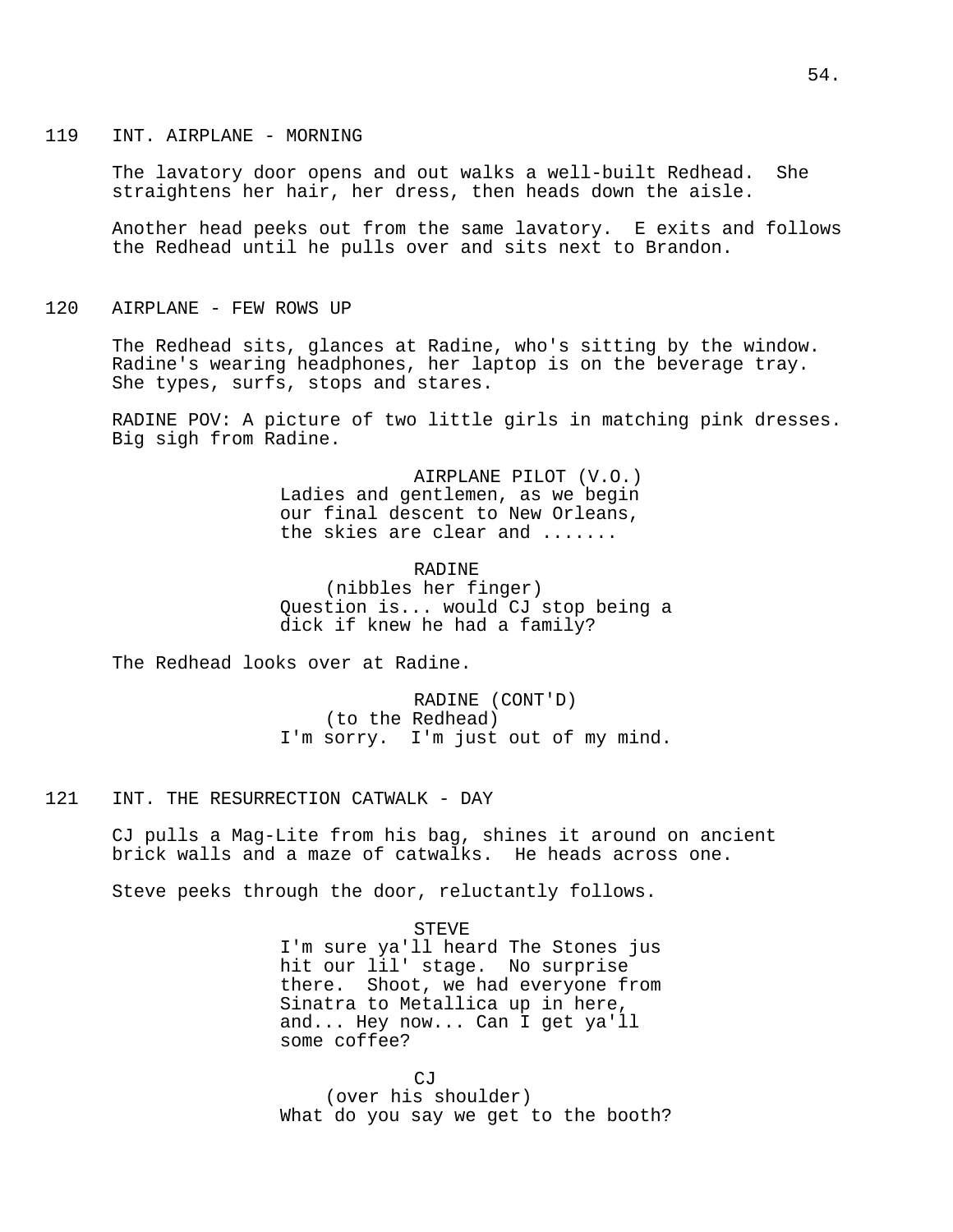119 INT. AIRPLANE - MORNING

The lavatory door opens and out walks a well-built Redhead. She straightens her hair, her dress, then heads down the aisle.

Another head peeks out from the same lavatory. E exits and follows the Redhead until he pulls over and sits next to Brandon.

120 AIRPLANE - FEW ROWS UP

The Redhead sits, glances at Radine, who's sitting by the window. Radine's wearing headphones, her laptop is on the beverage tray. She types, surfs, stops and stares.

RADINE POV: A picture of two little girls in matching pink dresses. Big sigh from Radine.

AIRPLANE PILOT (V.O.)
Ladies and gentlemen, as we begin our final descent to New Orleans, the skies are clear and .......

RADINE
(nibbles her finger)
Question is... would CJ stop being a dick if knew he had a family?

The Redhead looks over at Radine.

RADINE (CONT'D)
(to the Redhead)
I'm sorry. I'm just out of my mind.

121 INT. THE RESURRECTION CATWALK - DAY

CJ pulls a Mag-Lite from his bag, shines it around on ancient brick walls and a maze of catwalks. He heads across one.

Steve peeks through the door, reluctantly follows.

STEVE
I'm sure ya'll heard The Stones jus hit our lil' stage. No surprise there. Shoot, we had everyone from Sinatra to Metallica up in here, and... Hey now... Can I get ya'll some coffee?

CJ
(over his shoulder)
What do you say we get to the booth?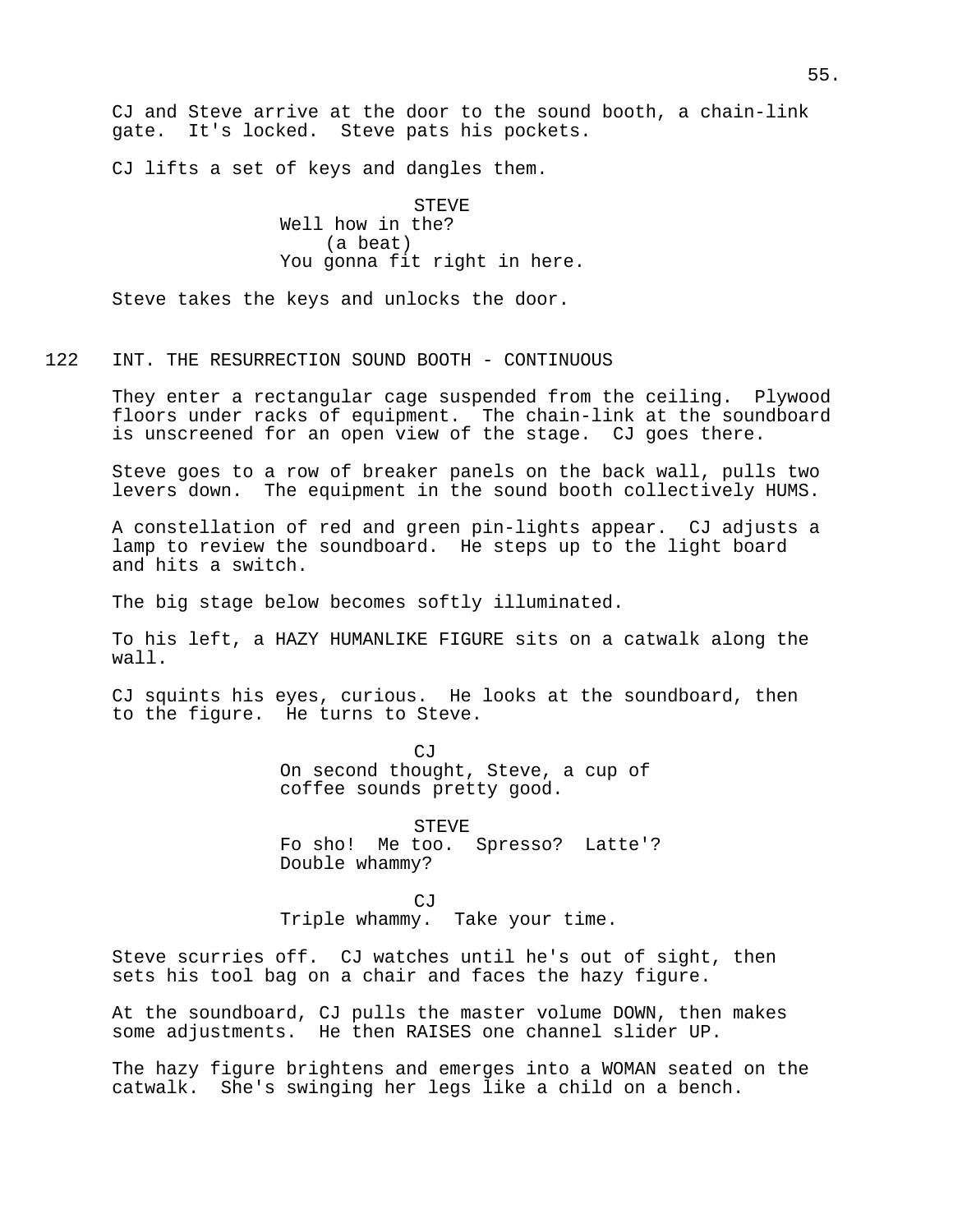CJ and Steve arrive at the door to the sound booth, a chain-link gate. It's locked. Steve pats his pockets.

CJ lifts a set of keys and dangles them.

STEVE
Well how in the?
(a beat)
You gonna fit right in here.

Steve takes the keys and unlocks the door.

122 INT. THE RESURRECTION SOUND BOOTH - CONTINUOUS

They enter a rectangular cage suspended from the ceiling. Plywood floors under racks of equipment. The chain-link at the soundboard is unscreened for an open view of the stage. CJ goes there.

Steve goes to a row of breaker panels on the back wall, pulls two levers down. The equipment in the sound booth collectively HUMS.

A constellation of red and green pin-lights appear. CJ adjusts a lamp to review the soundboard. He steps up to the light board and hits a switch.

The big stage below becomes softly illuminated.

To his left, a HAZY HUMANLIKE FIGURE sits on a catwalk along the wall.

CJ squints his eyes, curious. He looks at the soundboard, then to the figure. He turns to Steve.

CJ
On second thought, Steve, a cup of coffee sounds pretty good.

STEVE
Fo sho! Me too. Spresso? Latte'? Double whammy?

CJ
Triple whammy. Take your time.

Steve scurries off. CJ watches until he's out of sight, then sets his tool bag on a chair and faces the hazy figure.

At the soundboard, CJ pulls the master volume DOWN, then makes some adjustments. He then RAISES one channel slider UP.

The hazy figure brightens and emerges into a WOMAN seated on the catwalk. She's swinging her legs like a child on a bench.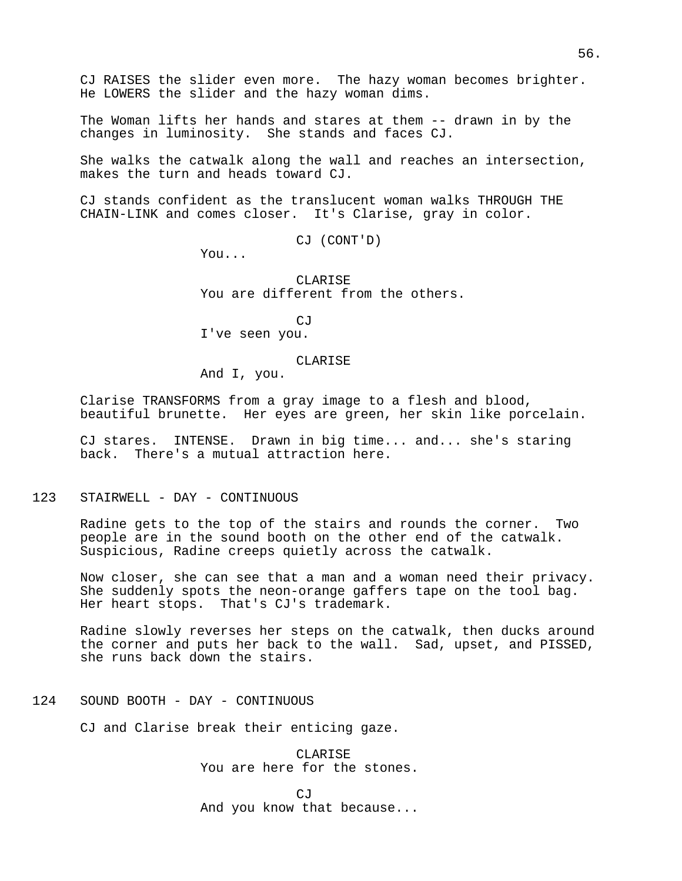CJ RAISES the slider even more. The hazy woman becomes brighter. He LOWERS the slider and the hazy woman dims.

The Woman lifts her hands and stares at them -- drawn in by the changes in luminosity. She stands and faces CJ.

She walks the catwalk along the wall and reaches an intersection, makes the turn and heads toward CJ.

CJ stands confident as the translucent woman walks THROUGH THE CHAIN-LINK and comes closer. It's Clarise, gray in color.

CJ (CONT'D)
You...

CLARISE
You are different from the others.

CJ
I've seen you.

CLARISE
And I, you.

Clarise TRANSFORMS from a gray image to a flesh and blood, beautiful brunette. Her eyes are green, her skin like porcelain.

CJ stares. INTENSE. Drawn in big time... and... she's staring back. There's a mutual attraction here.

123 STAIRWELL - DAY - CONTINUOUS

Radine gets to the top of the stairs and rounds the corner. Two people are in the sound booth on the other end of the catwalk. Suspicious, Radine creeps quietly across the catwalk.

Now closer, she can see that a man and a woman need their privacy. She suddenly spots the neon-orange gaffers tape on the tool bag. Her heart stops. That's CJ's trademark.

Radine slowly reverses her steps on the catwalk, then ducks around the corner and puts her back to the wall. Sad, upset, and PISSED, she runs back down the stairs.

124 SOUND BOOTH - DAY - CONTINUOUS

CJ and Clarise break their enticing gaze.

CLARISE
You are here for the stones.

CJ
And you know that because...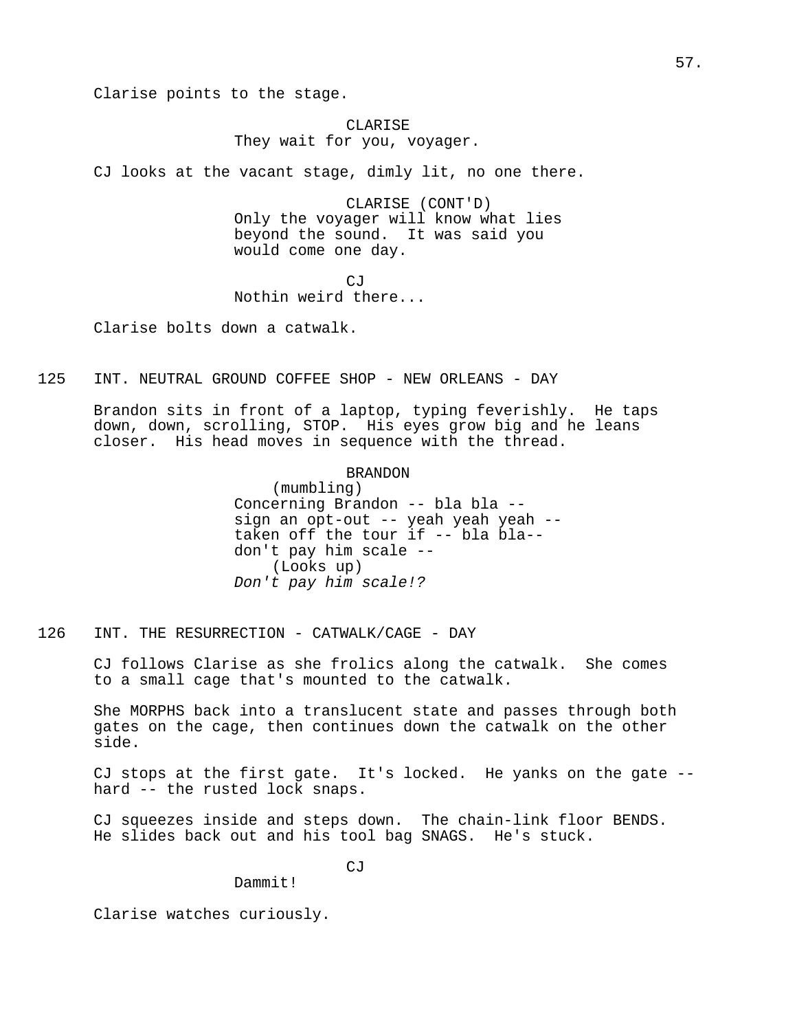Clarise points to the stage.

CLARISE
They wait for you, voyager.

CJ looks at the vacant stage, dimly lit, no one there.

CLARISE (CONT'D)
Only the voyager will know what lies beyond the sound. It was said you would come one day.

CJ
Nothin weird there...

Clarise bolts down a catwalk.

125 INT. NEUTRAL GROUND COFFEE SHOP - NEW ORLEANS - DAY

Brandon sits in front of a laptop, typing feverishly. He taps down, down, scrolling, STOP. His eyes grow big and he leans closer. His head moves in sequence with the thread.

BRANDON
(mumbling)
Concerning Brandon -- bla bla -- sign an opt-out -- yeah yeah yeah -- taken off the tour if -- bla bla-- don't pay him scale --
(Looks up)
*Don't pay him scale!?*

126 INT. THE RESURRECTION - CATWALK/CAGE - DAY

CJ follows Clarise as she frolics along the catwalk. She comes to a small cage that's mounted to the catwalk.

She MORPHS back into a translucent state and passes through both gates on the cage, then continues down the catwalk on the other side.

CJ stops at the first gate. It's locked. He yanks on the gate -- hard -- the rusted lock snaps.

CJ squeezes inside and steps down. The chain-link floor BENDS. He slides back out and his tool bag SNAGS. He's stuck.

CJ
Dammit!

Clarise watches curiously.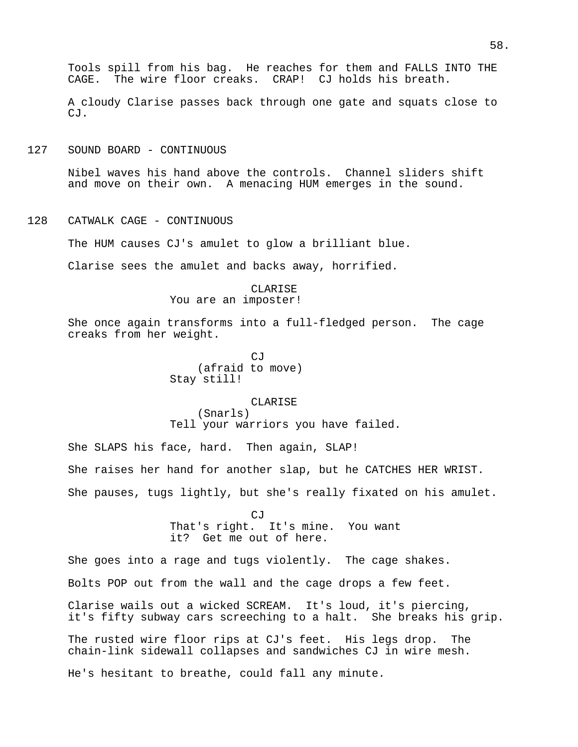Tools spill from his bag. He reaches for them and FALLS INTO THE CAGE. The wire floor creaks. CRAP! CJ holds his breath.

A cloudy Clarise passes back through one gate and squats close to CJ.

127 SOUND BOARD - CONTINUOUS

Nibel waves his hand above the controls. Channel sliders shift and move on their own. A menacing HUM emerges in the sound.

128 CATWALK CAGE - CONTINUOUS

The HUM causes CJ's amulet to glow a brilliant blue.

Clarise sees the amulet and backs away, horrified.

CLARISE
You are an imposter!

She once again transforms into a full-fledged person. The cage creaks from her weight.

CJ
(afraid to move)
Stay still!

CLARISE
(Snarls)
Tell your warriors you have failed.

She SLAPS his face, hard. Then again, SLAP!

She raises her hand for another slap, but he CATCHES HER WRIST.

She pauses, tugs lightly, but she's really fixated on his amulet.

CJ
That's right. It's mine. You want it? Get me out of here.

She goes into a rage and tugs violently. The cage shakes.

Bolts POP out from the wall and the cage drops a few feet.

Clarise wails out a wicked SCREAM. It's loud, it's piercing, it's fifty subway cars screeching to a halt. She breaks his grip.

The rusted wire floor rips at CJ's feet. His legs drop. The chain-link sidewall collapses and sandwiches CJ in wire mesh.

He's hesitant to breathe, could fall any minute.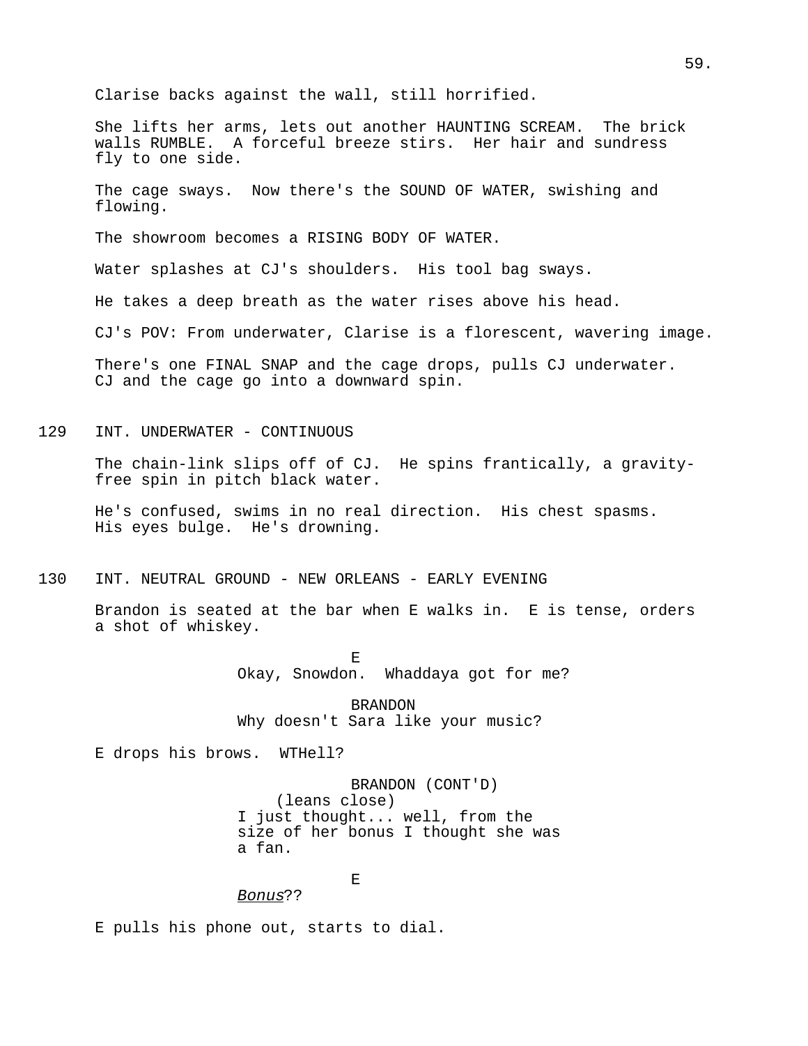Clarise backs against the wall, still horrified.

She lifts her arms, lets out another HAUNTING SCREAM. The brick walls RUMBLE. A forceful breeze stirs. Her hair and sundress fly to one side.

The cage sways. Now there's the SOUND OF WATER, swishing and flowing.

The showroom becomes a RISING BODY OF WATER.

Water splashes at CJ's shoulders. His tool bag sways.

He takes a deep breath as the water rises above his head.

CJ's POV: From underwater, Clarise is a florescent, wavering image.

There's one FINAL SNAP and the cage drops, pulls CJ underwater. CJ and the cage go into a downward spin.

129 INT. UNDERWATER - CONTINUOUS

The chain-link slips off of CJ. He spins frantically, a gravity-free spin in pitch black water.

He's confused, swims in no real direction. His chest spasms. His eyes bulge. He's drowning.

130 INT. NEUTRAL GROUND - NEW ORLEANS - EARLY EVENING

Brandon is seated at the bar when E walks in. E is tense, orders a shot of whiskey.

E
Okay, Snowdon. Whaddaya got for me?

BRANDON
Why doesn't Sara like your music?

E drops his brows. WTHell?

BRANDON (CONT'D)
(leans close)
I just thought... well, from the size of her bonus I thought she was a fan.

E
_Bonus_??

E pulls his phone out, starts to dial.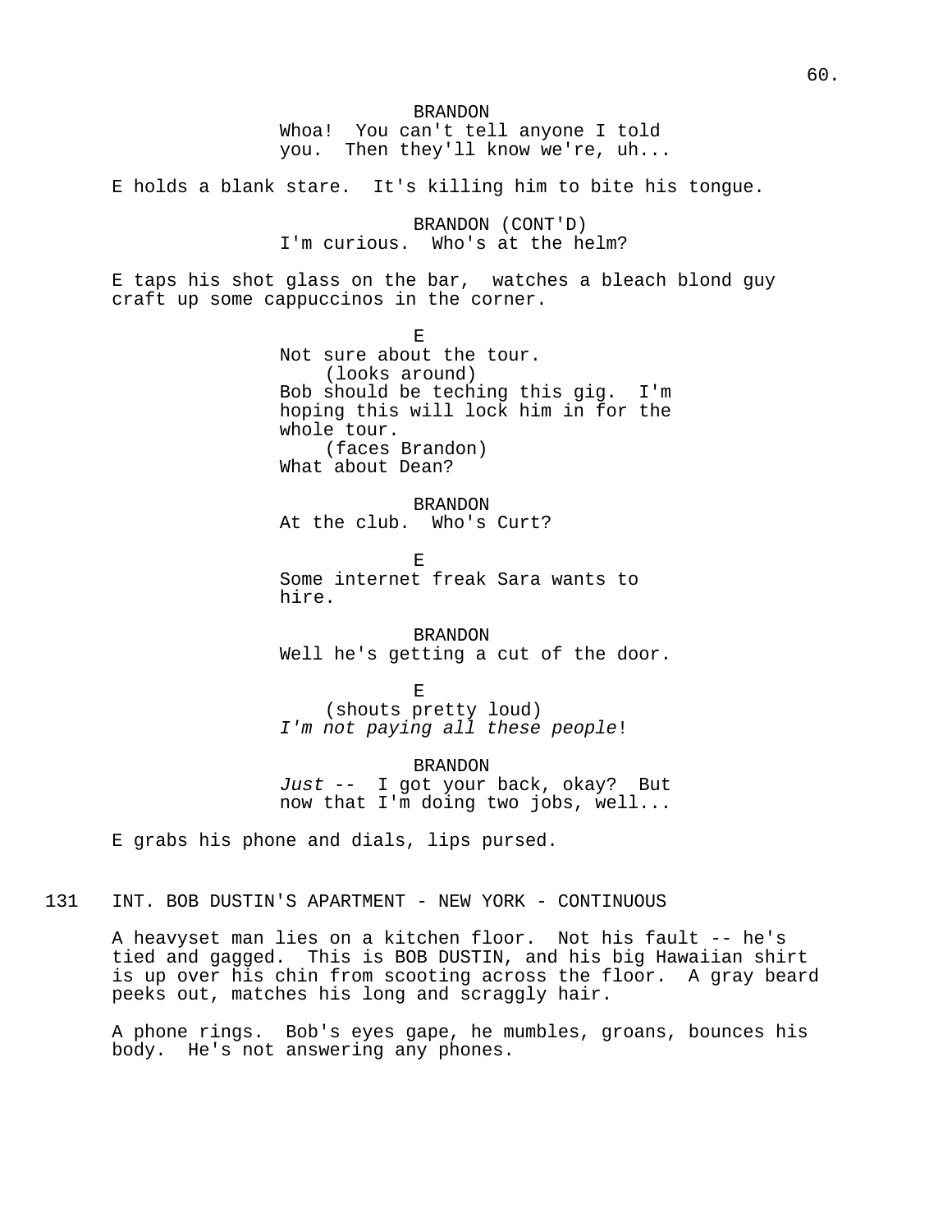BRANDON
Whoa!  You can't tell anyone I told you.  Then they'll know we're, uh...

E holds a blank stare.  It's killing him to bite his tongue.

BRANDON (CONT'D)
I'm curious.  Who's at the helm?

E taps his shot glass on the bar,  watches a bleach blond guy craft up some cappuccinos in the corner.

E
Not sure about the tour.
(looks around)
Bob should be teching this gig.  I'm hoping this will lock him in for the whole tour.
(faces Brandon)
What about Dean?

BRANDON
At the club.  Who's Curt?

E
Some internet freak Sara wants to hire.

BRANDON
Well he's getting a cut of the door.

E
(shouts pretty loud)
*I'm not paying all these people*!

BRANDON
*Just* --  I got your back, okay?  But now that I'm doing two jobs, well...

E grabs his phone and dials, lips pursed.

131 INT. BOB DUSTIN'S APARTMENT - NEW YORK - CONTINUOUS

A heavyset man lies on a kitchen floor.  Not his fault -- he's tied and gagged.  This is BOB DUSTIN, and his big Hawaiian shirt is up over his chin from scooting across the floor.  A gray beard peeks out, matches his long and scraggly hair.

A phone rings.  Bob's eyes gape, he mumbles, groans, bounces his body.  He's not answering any phones.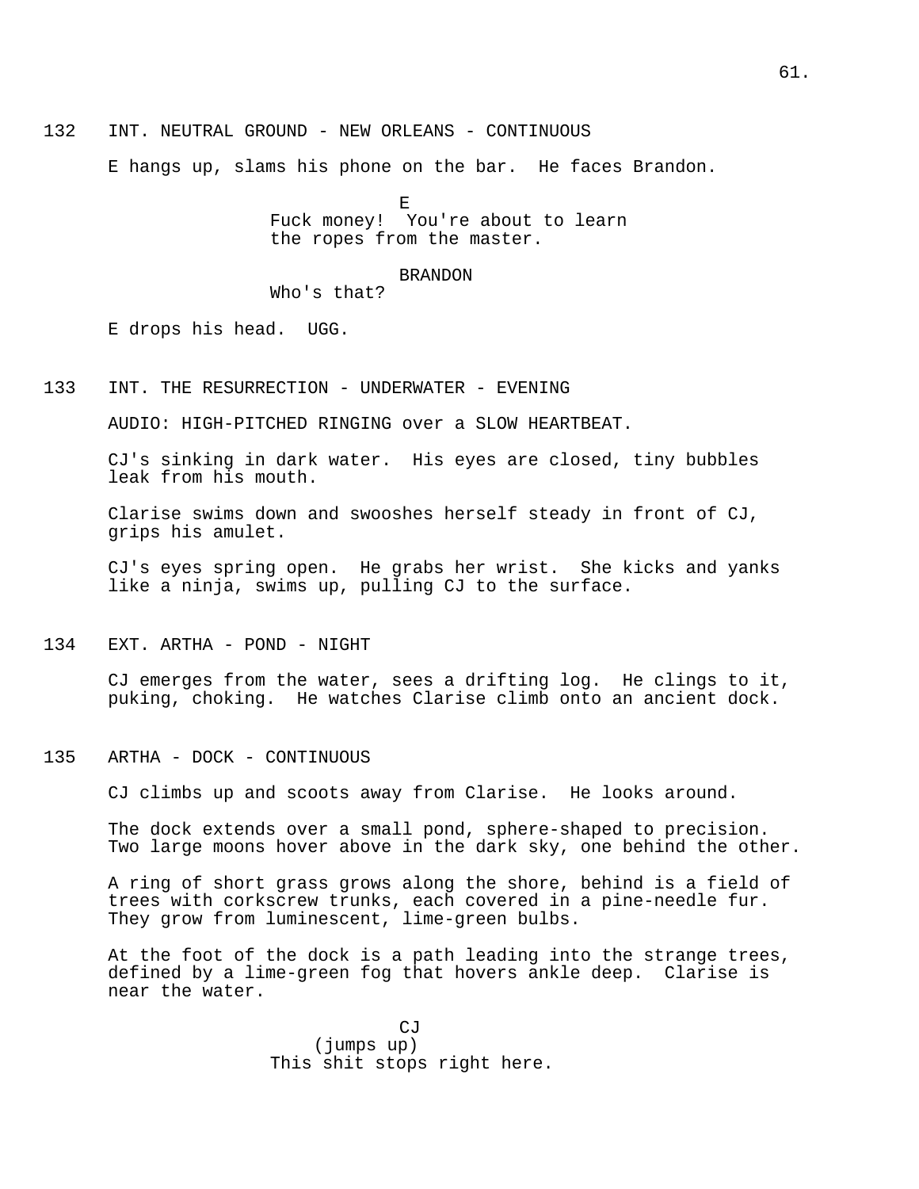132 INT. NEUTRAL GROUND - NEW ORLEANS - CONTINUOUS

E hangs up, slams his phone on the bar. He faces Brandon.

E
Fuck money! You're about to learn the ropes from the master.

BRANDON
Who's that?

E drops his head. UGG.

133 INT. THE RESURRECTION - UNDERWATER - EVENING

AUDIO: HIGH-PITCHED RINGING over a SLOW HEARTBEAT.

CJ's sinking in dark water. His eyes are closed, tiny bubbles leak from his mouth.

Clarise swims down and swooshes herself steady in front of CJ, grips his amulet.

CJ's eyes spring open. He grabs her wrist. She kicks and yanks like a ninja, swims up, pulling CJ to the surface.

134 EXT. ARTHA - POND - NIGHT

CJ emerges from the water, sees a drifting log. He clings to it, puking, choking. He watches Clarise climb onto an ancient dock.

135 ARTHA - DOCK - CONTINUOUS

CJ climbs up and scoots away from Clarise. He looks around.

The dock extends over a small pond, sphere-shaped to precision. Two large moons hover above in the dark sky, one behind the other.

A ring of short grass grows along the shore, behind is a field of trees with corkscrew trunks, each covered in a pine-needle fur. They grow from luminescent, lime-green bulbs.

At the foot of the dock is a path leading into the strange trees, defined by a lime-green fog that hovers ankle deep. Clarise is near the water.

CJ
(jumps up)
This shit stops right here.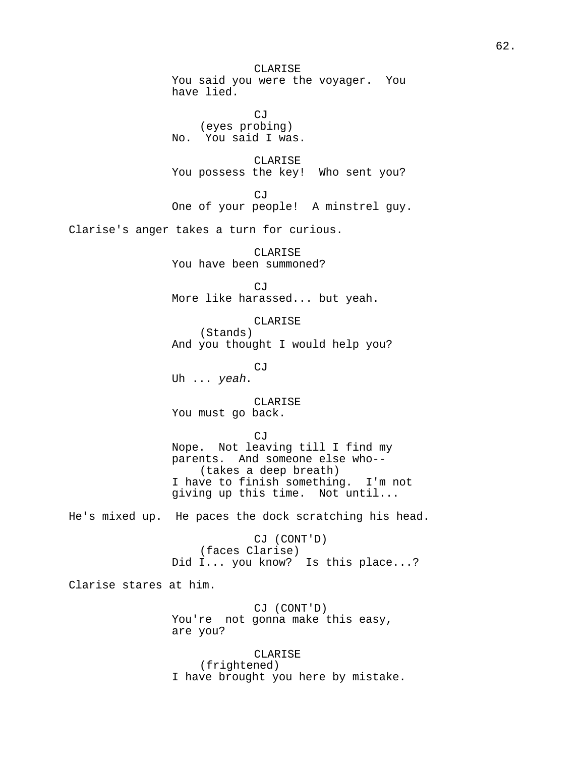CLARISE
You said you were the voyager. You have lied.

CJ
(eyes probing)
No. You said I was.

CLARISE
You possess the key! Who sent you?

CJ
One of your people! A minstrel guy.

Clarise's anger takes a turn for curious.

CLARISE
You have been summoned?

CJ
More like harassed... but yeah.

CLARISE
(Stands)
And you thought I would help you?

CJ
Uh ... *yeah*.

CLARISE
You must go back.

CJ
Nope. Not leaving till I find my parents. And someone else who--
(takes a deep breath)
I have to finish something. I'm not giving up this time. Not until...

He's mixed up. He paces the dock scratching his head.

CJ (CONT'D)
(faces Clarise)
Did I... you know? Is this place...?

Clarise stares at him.

CJ (CONT'D)
You're not gonna make this easy, are you?

CLARISE
(frightened)
I have brought you here by mistake.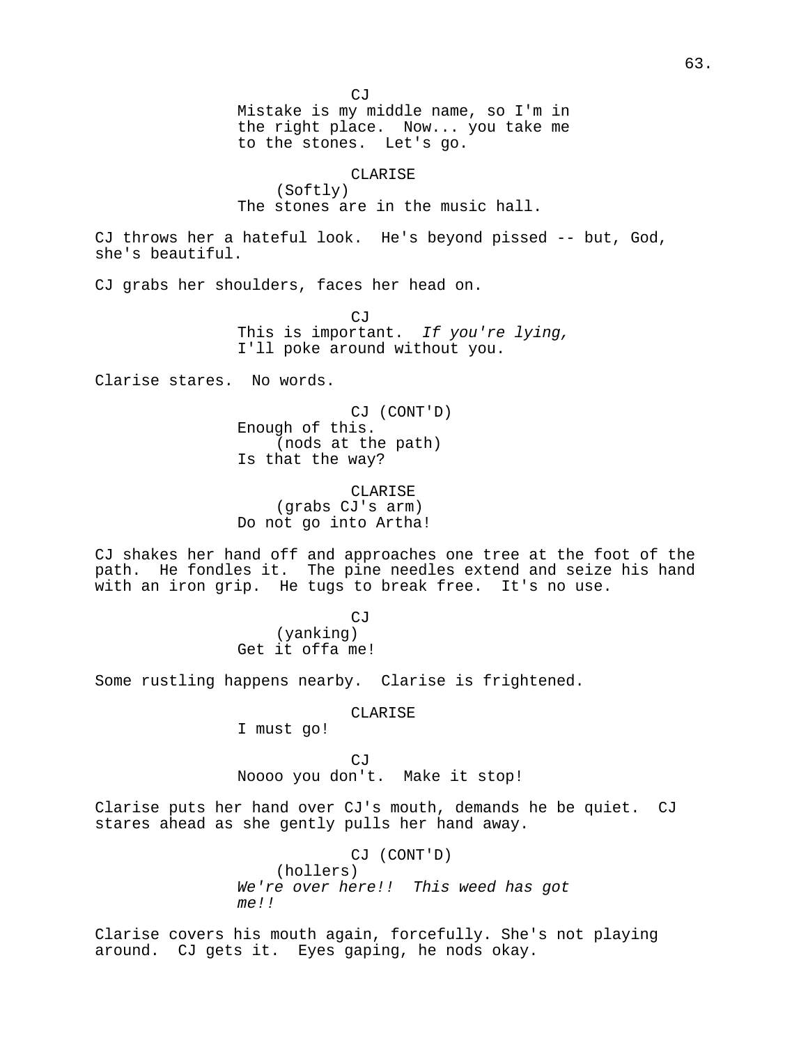CJ

Mistake is my middle name, so I'm in the right place. Now... you take me to the stones. Let's go.

CLARISE

(Softly)

The stones are in the music hall.

CJ throws her a hateful look. He's beyond pissed -- but, God, she's beautiful.

CJ grabs her shoulders, faces her head on.

CJ

This is important. *If you're lying,* I'll poke around without you.

Clarise stares. No words.

CJ (CONT'D)

Enough of this.

(nods at the path)

Is that the way?

CLARISE

(grabs CJ's arm)

Do not go into Artha!

CJ shakes her hand off and approaches one tree at the foot of the path. He fondles it. The pine needles extend and seize his hand with an iron grip. He tugs to break free. It's no use.

CJ

(yanking)

Get it offa me!

Some rustling happens nearby. Clarise is frightened.

CLARISE

I must go!

CJ

Noooo you don't. Make it stop!

Clarise puts her hand over CJ's mouth, demands he be quiet. CJ stares ahead as she gently pulls her hand away.

CJ (CONT'D)

(hollers)

*We're over here!! This weed has got me!!*

Clarise covers his mouth again, forcefully. She's not playing around. CJ gets it. Eyes gaping, he nods okay.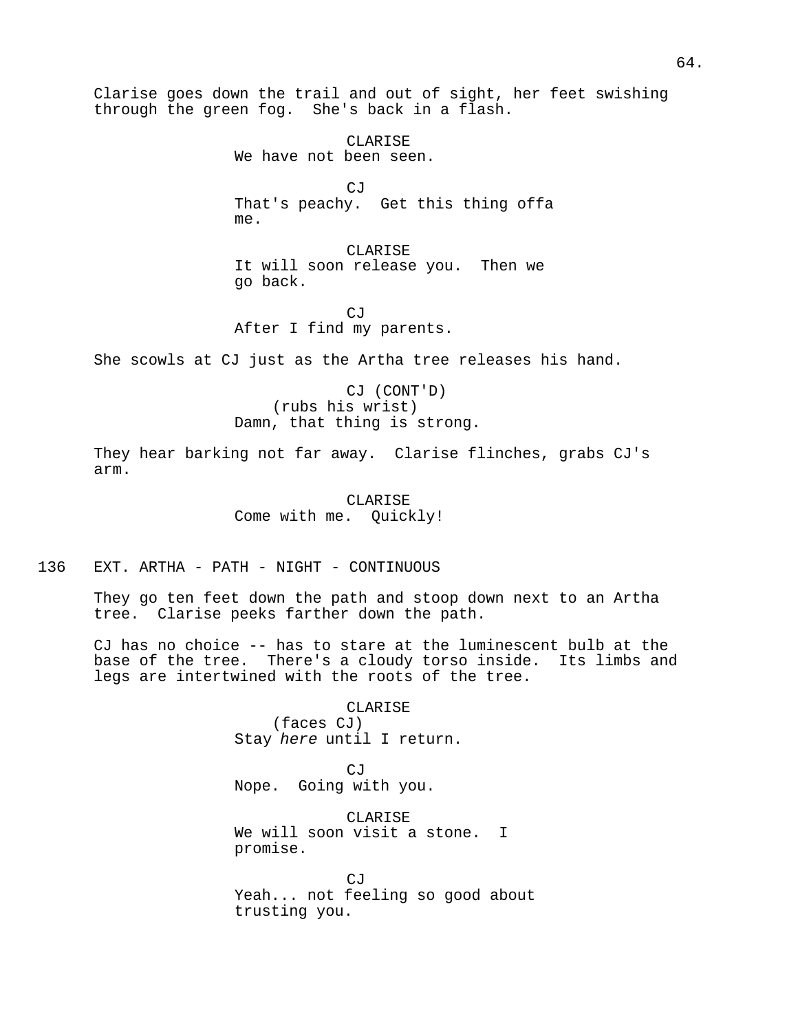Clarise goes down the trail and out of sight, her feet swishing through the green fog. She's back in a flash.

CLARISE
We have not been seen.

CJ
That's peachy. Get this thing offa me.

CLARISE
It will soon release you. Then we go back.

CJ
After I find my parents.

She scowls at CJ just as the Artha tree releases his hand.

CJ (CONT'D)
(rubs his wrist)
Damn, that thing is strong.

They hear barking not far away. Clarise flinches, grabs CJ's arm.

CLARISE
Come with me. Quickly!

136 EXT. ARTHA - PATH - NIGHT - CONTINUOUS

They go ten feet down the path and stoop down next to an Artha tree. Clarise peeks farther down the path.

CJ has no choice -- has to stare at the luminescent bulb at the base of the tree. There's a cloudy torso inside. Its limbs and legs are intertwined with the roots of the tree.

CLARISE
(faces CJ)
Stay *here* until I return.

CJ
Nope. Going with you.

CLARISE
We will soon visit a stone. I promise.

CJ
Yeah... not feeling so good about trusting you.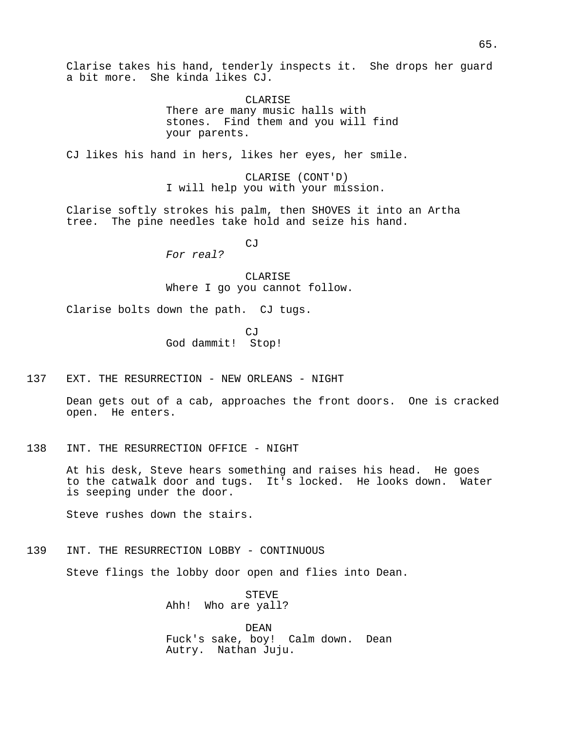Clarise takes his hand, tenderly inspects it. She drops her guard a bit more. She kinda likes CJ.

CLARISE
There are many music halls with stones. Find them and you will find your parents.

CJ likes his hand in hers, likes her eyes, her smile.

CLARISE (CONT'D)
I will help you with your mission.

Clarise softly strokes his palm, then SHOVES it into an Artha tree. The pine needles take hold and seize his hand.

CJ
*For real?*

CLARISE
Where I go you cannot follow.

Clarise bolts down the path. CJ tugs.

CJ
God dammit! Stop!

137 EXT. THE RESURRECTION - NEW ORLEANS - NIGHT

Dean gets out of a cab, approaches the front doors. One is cracked open. He enters.

138 INT. THE RESURRECTION OFFICE - NIGHT

At his desk, Steve hears something and raises his head. He goes to the catwalk door and tugs. It's locked. He looks down. Water is seeping under the door.

Steve rushes down the stairs.

139 INT. THE RESURRECTION LOBBY - CONTINUOUS

Steve flings the lobby door open and flies into Dean.

STEVE
Ahh! Who are yall?

DEAN
Fuck's sake, boy! Calm down. Dean Autry. Nathan Juju.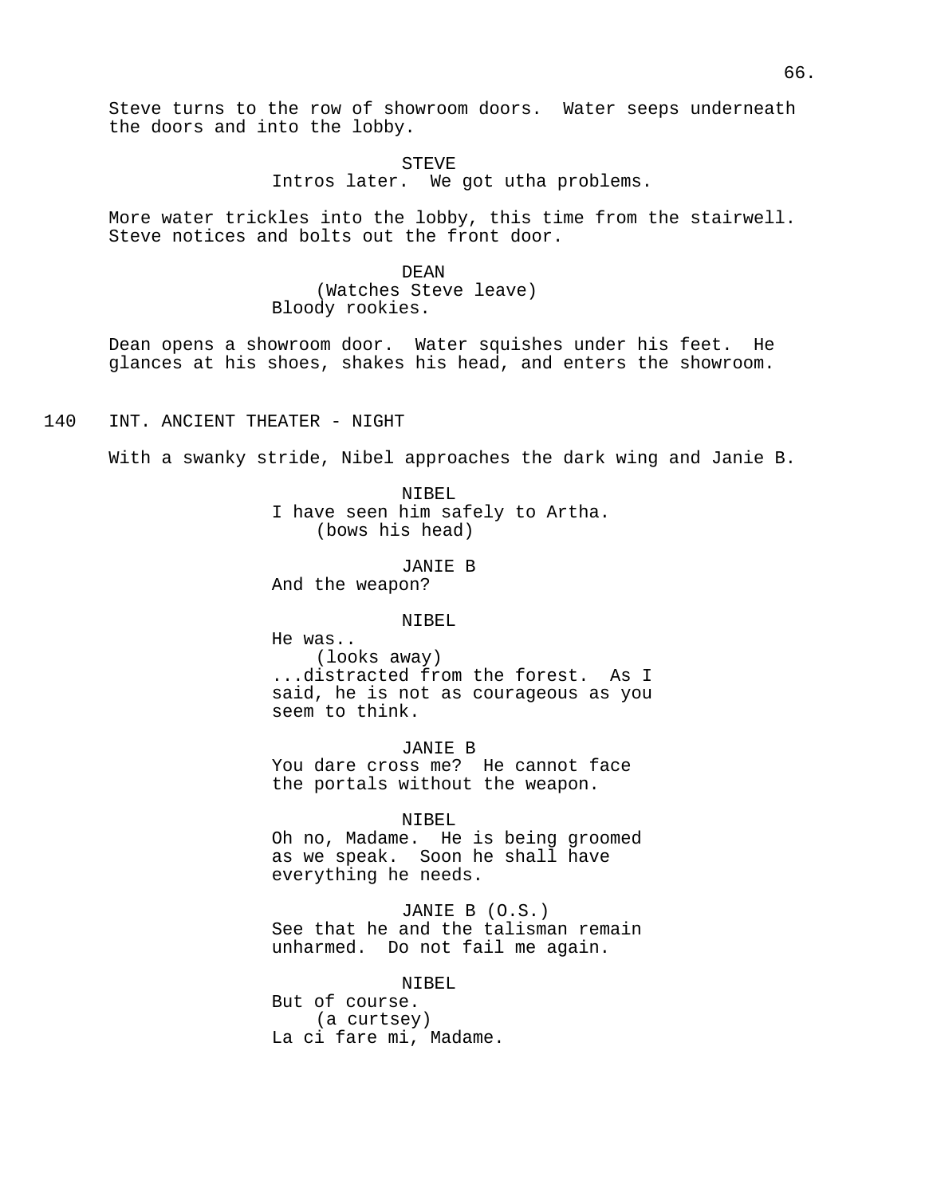Steve turns to the row of showroom doors. Water seeps underneath the doors and into the lobby.

STEVE
Intros later. We got utha problems.

More water trickles into the lobby, this time from the stairwell. Steve notices and bolts out the front door.

DEAN
(Watches Steve leave)
Bloody rookies.

Dean opens a showroom door. Water squishes under his feet. He glances at his shoes, shakes his head, and enters the showroom.

140 INT. ANCIENT THEATER - NIGHT

With a swanky stride, Nibel approaches the dark wing and Janie B.

NIBEL
I have seen him safely to Artha.
(bows his head)

JANIE B
And the weapon?

NIBEL
He was..
(looks away)
...distracted from the forest. As I said, he is not as courageous as you seem to think.

JANIE B
You dare cross me? He cannot face the portals without the weapon.

NIBEL
Oh no, Madame. He is being groomed as we speak. Soon he shall have everything he needs.

JANIE B (O.S.)
See that he and the talisman remain unharmed. Do not fail me again.

NIBEL
But of course.
(a curtsey)
La ci fare mi, Madame.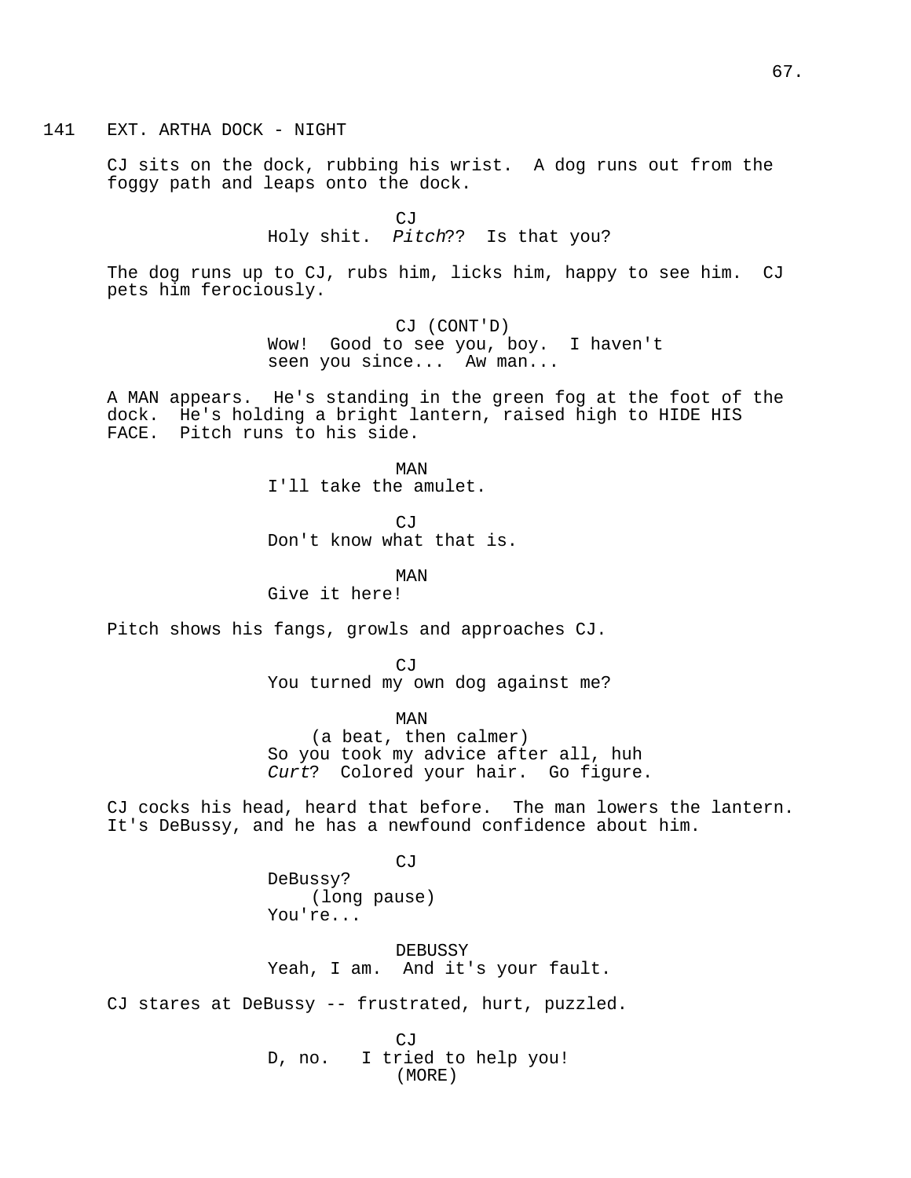141 EXT. ARTHA DOCK - NIGHT

CJ sits on the dock, rubbing his wrist. A dog runs out from the foggy path and leaps onto the dock.

CJ
Holy shit. *Pitch*?? Is that you?

The dog runs up to CJ, rubs him, licks him, happy to see him. CJ pets him ferociously.

CJ (CONT'D)
Wow! Good to see you, boy. I haven't seen you since... Aw man...

A MAN appears. He's standing in the green fog at the foot of the dock. He's holding a bright lantern, raised high to HIDE HIS FACE. Pitch runs to his side.

MAN
I'll take the amulet.

CJ
Don't know what that is.

MAN
Give it here!

Pitch shows his fangs, growls and approaches CJ.

CJ
You turned my own dog against me?

MAN
(a beat, then calmer)
So you took my advice after all, huh *Curt*? Colored your hair. Go figure.

CJ cocks his head, heard that before. The man lowers the lantern. It's DeBussy, and he has a newfound confidence about him.

CJ
DeBussy?
(long pause)
You're...

DEBUSSY
Yeah, I am. And it's your fault.

CJ stares at DeBussy -- frustrated, hurt, puzzled.

CJ
D, no. I tried to help you!
(MORE)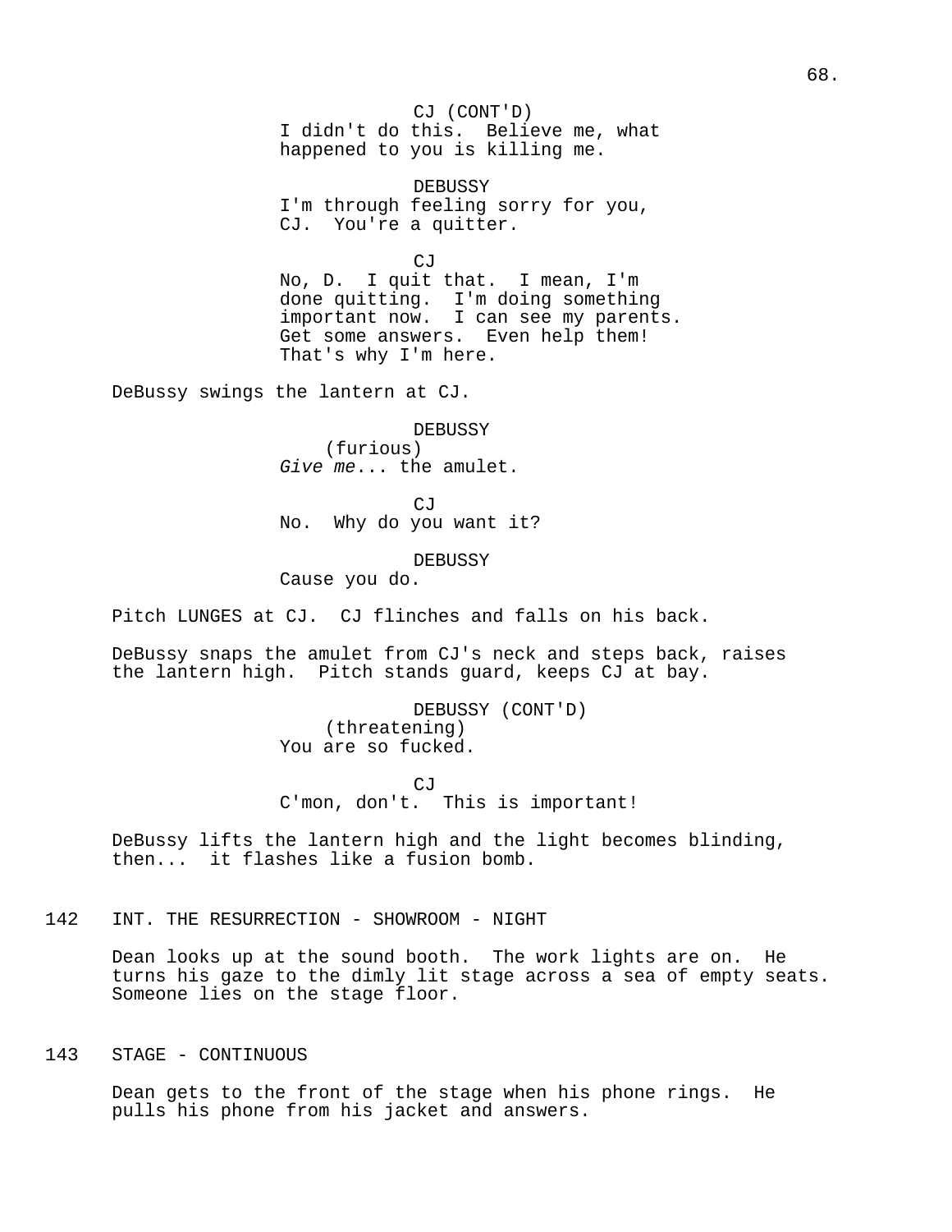CJ (CONT'D)
I didn't do this. Believe me, what happened to you is killing me.

DEBUSSY
I'm through feeling sorry for you, CJ. You're a quitter.

CJ
No, D. I quit that. I mean, I'm done quitting. I'm doing something important now. I can see my parents. Get some answers. Even help them! That's why I'm here.

DeBussy swings the lantern at CJ.

DEBUSSY
(furious)
*Give me*... the amulet.

CJ
No. Why do you want it?

DEBUSSY
Cause you do.

Pitch LUNGES at CJ. CJ flinches and falls on his back.

DeBussy snaps the amulet from CJ's neck and steps back, raises the lantern high. Pitch stands guard, keeps CJ at bay.

DEBUSSY (CONT'D)
(threatening)
You are so fucked.

CJ
C'mon, don't. This is important!

DeBussy lifts the lantern high and the light becomes blinding, then... it flashes like a fusion bomb.

142 INT. THE RESURRECTION - SHOWROOM - NIGHT

Dean looks up at the sound booth. The work lights are on. He turns his gaze to the dimly lit stage across a sea of empty seats. Someone lies on the stage floor.

143 STAGE - CONTINUOUS

Dean gets to the front of the stage when his phone rings. He pulls his phone from his jacket and answers.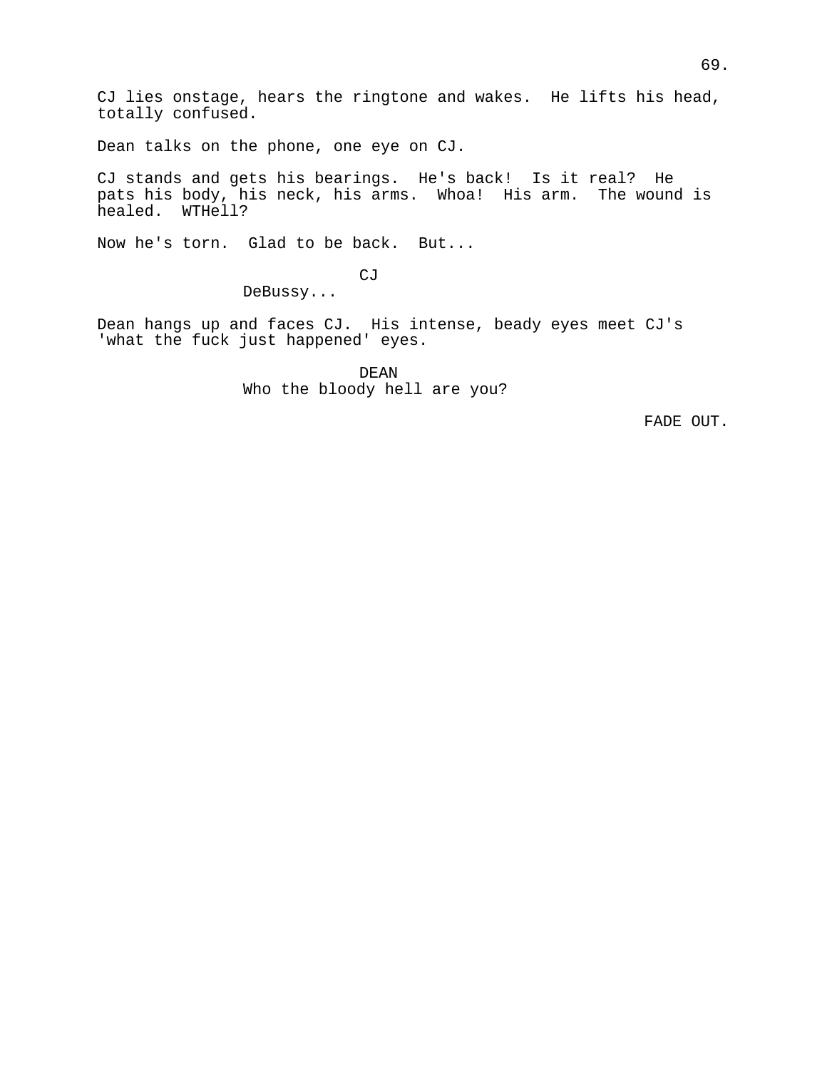CJ lies onstage, hears the ringtone and wakes. He lifts his head, totally confused.

Dean talks on the phone, one eye on CJ.

CJ stands and gets his bearings. He's back! Is it real? He pats his body, his neck, his arms. Whoa! His arm. The wound is healed. WTHell?

Now he's torn. Glad to be back. But...

CJ

DeBussy...

Dean hangs up and faces CJ. His intense, beady eyes meet CJ's 'what the fuck just happened' eyes.

DEAN

Who the bloody hell are you?

FADE OUT.